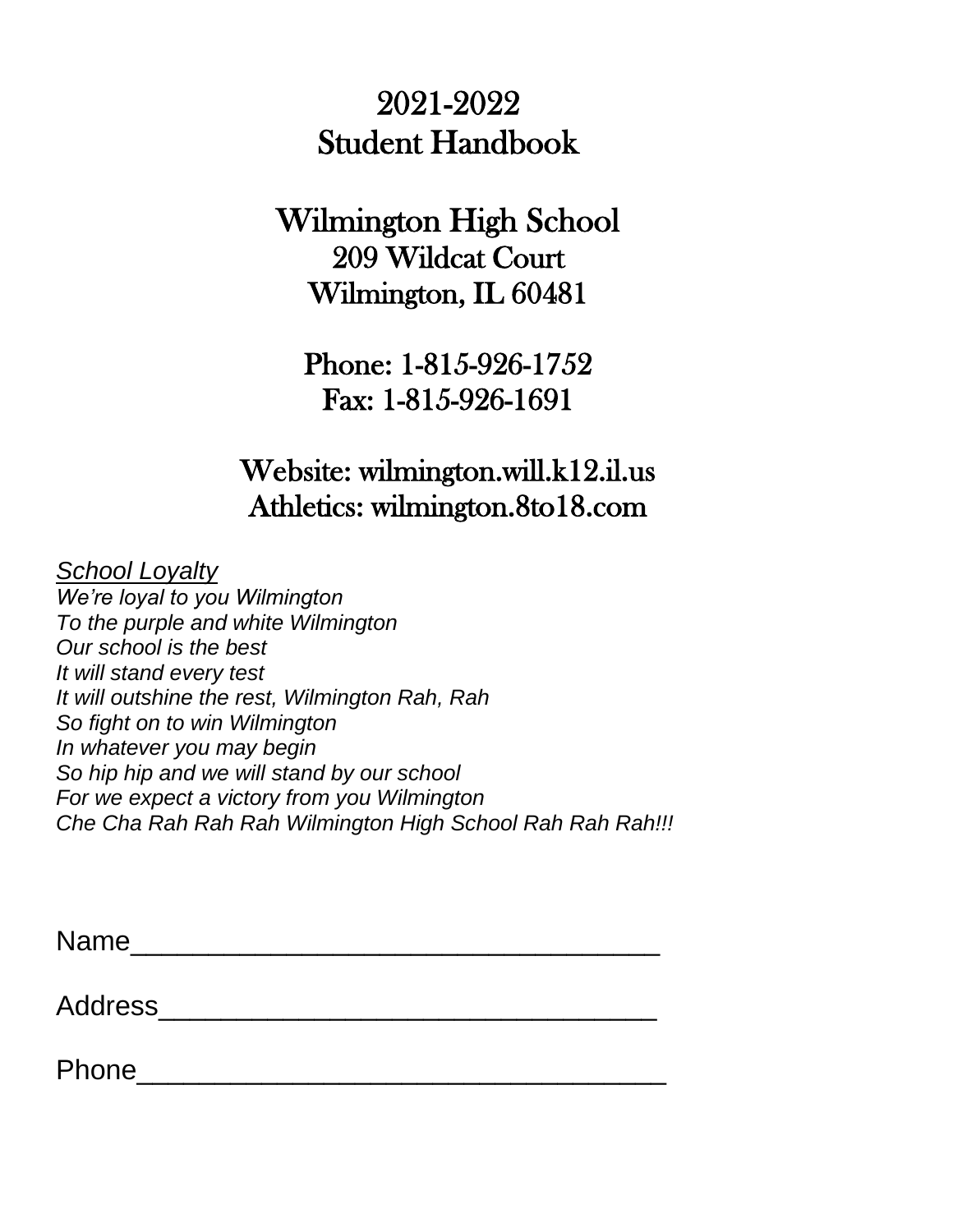# 2021-2022 Student Handbook

# Wilmington High School

## 209 Wildcat Court
## Wilmington, IL 60481

## Phone: 1-815-926-1752
## Fax: 1-815-926-1691

## Website: wilmington.will.k12.il.us
## Athletics: wilmington.8to18.com

*School Loyalty*

*We're loyal to you Wilmington*
*To the purple and white Wilmington*
*Our school is the best*
*It will stand every test*
*It will outshine the rest, Wilmington Rah, Rah*
*So fight on to win Wilmington*
*In whatever you may begin*
*So hip hip and we will stand by our school*
*For we expect a victory from you Wilmington*
*Che Cha Rah Rah Rah Wilmington High School Rah Rah Rah!!!*

Name___________________________________

Address_________________________________

Phone___________________________________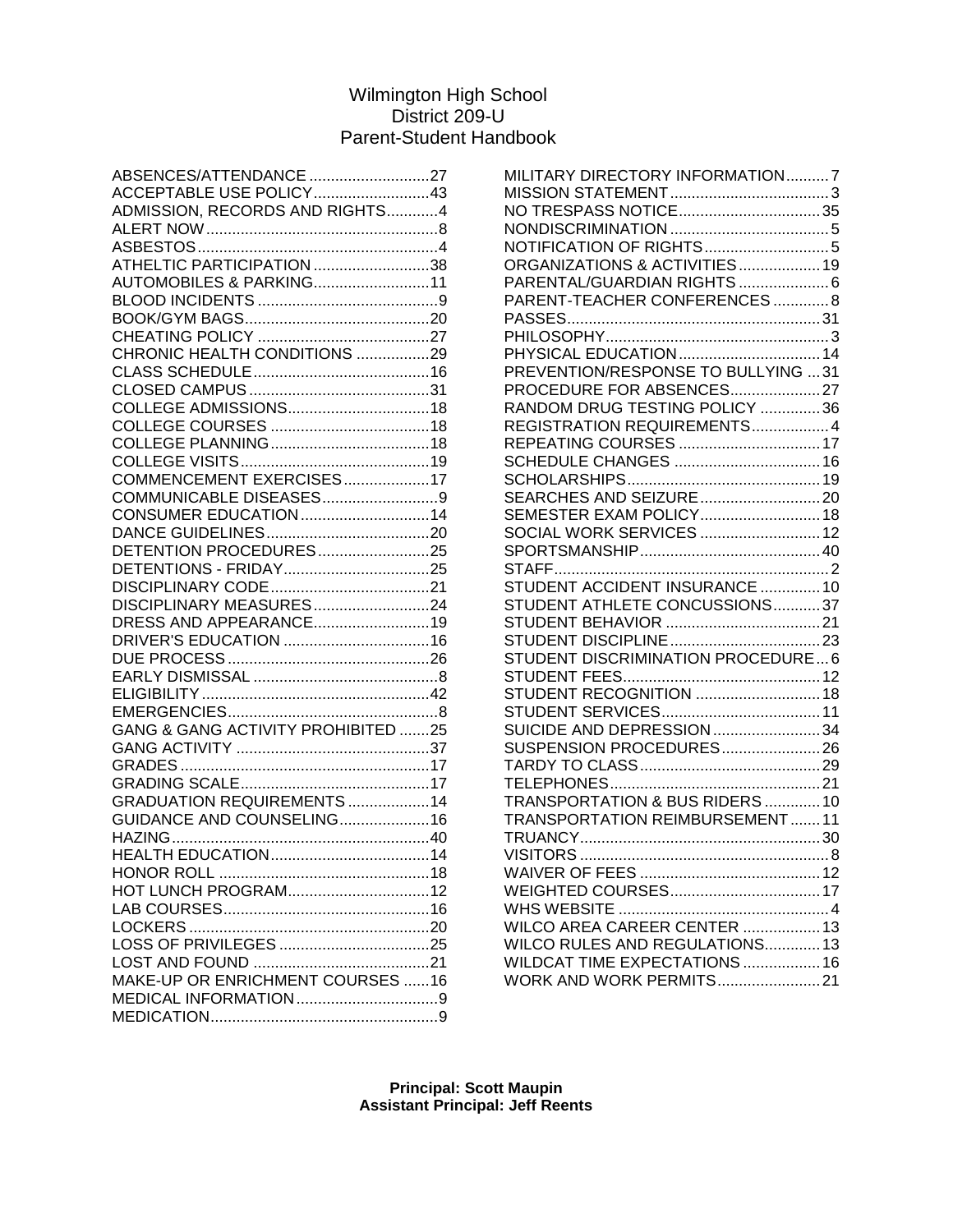# Wilmington High School
## District 209-U
## Parent-Student Handbook

ABSENCES/ATTENDANCE ............................27
ACCEPTABLE USE POLICY...........................43
ADMISSION, RECORDS AND RIGHTS............4
ALERT NOW......................................................8
ASBESTOS........................................................4
ATHELTIC PARTICIPATION...........................38
AUTOMOBILES & PARKING...........................11
BLOOD INCIDENTS..........................................9
BOOK/GYM BAGS...........................................20
CHEATING POLICY ........................................27
CHRONIC HEALTH CONDITIONS .................29
CLASS SCHEDULE.........................................16
CLOSED CAMPUS..........................................31
COLLEGE ADMISSIONS.................................18
COLLEGE COURSES .....................................18
COLLEGE PLANNING.....................................18
COLLEGE VISITS............................................19
COMMENCEMENT EXERCISES....................17
COMMUNICABLE DISEASES...........................9
CONSUMER EDUCATION..............................14
DANCE GUIDELINES......................................20
DETENTION PROCEDURES..........................25
DETENTIONS - FRIDAY..................................25
DISCIPLINARY CODE.....................................21
DISCIPLINARY MEASURES...........................24
DRESS AND APPEARANCE...........................19
DRIVER'S EDUCATION ..................................16
DUE PROCESS...............................................26
EARLY DISMISSAL ...........................................8
ELIGIBILITY.....................................................42
EMERGENCIES.................................................8
GANG & GANG ACTIVITY PROHIBITED .......25
GANG ACTIVITY .............................................37
GRADES ..........................................................17
GRADING SCALE............................................17
GRADUATION REQUIREMENTS ...................14
GUIDANCE AND COUNSELING.....................16
HAZING............................................................40
HEALTH EDUCATION.....................................14
HONOR ROLL .................................................18
HOT LUNCH PROGRAM.................................12
LAB COURSES................................................16
LOCKERS........................................................20
LOSS OF PRIVILEGES ...................................25
LOST AND FOUND .........................................21
MAKE-UP OR ENRICHMENT COURSES ......16
MEDICAL INFORMATION.................................9
MEDICATION.....................................................9
MILITARY DIRECTORY INFORMATION..........7
MISSION STATEMENT.....................................3
NO TRESPASS NOTICE.................................35
NONDISCRIMINATION .....................................5
NOTIFICATION OF RIGHTS.............................5
ORGANIZATIONS & ACTIVITIES...................19
PARENTAL/GUARDIAN RIGHTS .....................6
PARENT-TEACHER CONFERENCES .............8
PASSES...........................................................31
PHILOSOPHY....................................................3
PHYSICAL EDUCATION.................................14
PREVENTION/RESPONSE TO BULLYING ...31
PROCEDURE FOR ABSENCES....................27
RANDOM DRUG TESTING POLICY ..............36
REGISTRATION REQUIREMENTS..................4
REPEATING COURSES .................................17
SCHEDULE CHANGES ..................................16
SCHOLARSHIPS.............................................19
SEARCHES AND SEIZURE............................20
SEMESTER EXAM POLICY............................18
SOCIAL WORK SERVICES ............................12
SPORTSMANSHIP..........................................40
STAFF................................................................2
STUDENT ACCIDENT INSURANCE ..............10
STUDENT ATHLETE CONCUSSIONS...........37
STUDENT BEHAVIOR ....................................21
STUDENT DISCIPLINE...................................23
STUDENT DISCRIMINATION PROCEDURE...6
STUDENT FEES..............................................12
STUDENT RECOGNITION .............................18
STUDENT SERVICES.....................................11
SUICIDE AND DEPRESSION.........................34
SUSPENSION PROCEDURES.......................26
TARDY TO CLASS..........................................29
TELEPHONES.................................................21
TRANSPORTATION & BUS RIDERS .............10
TRANSPORTATION REIMBURSEMENT.......11
TRUANCY........................................................30
VISITORS ..........................................................8
WAIVER OF FEES ..........................................12
WEIGHTED COURSES...................................17
WHS WEBSITE .................................................4
WILCO AREA CAREER CENTER ..................13
WILCO RULES AND REGULATIONS.............13
WILDCAT TIME EXPECTATIONS ..................16
WORK AND WORK PERMITS........................21

**Principal: Scott Maupin**
**Assistant Principal: Jeff Reents**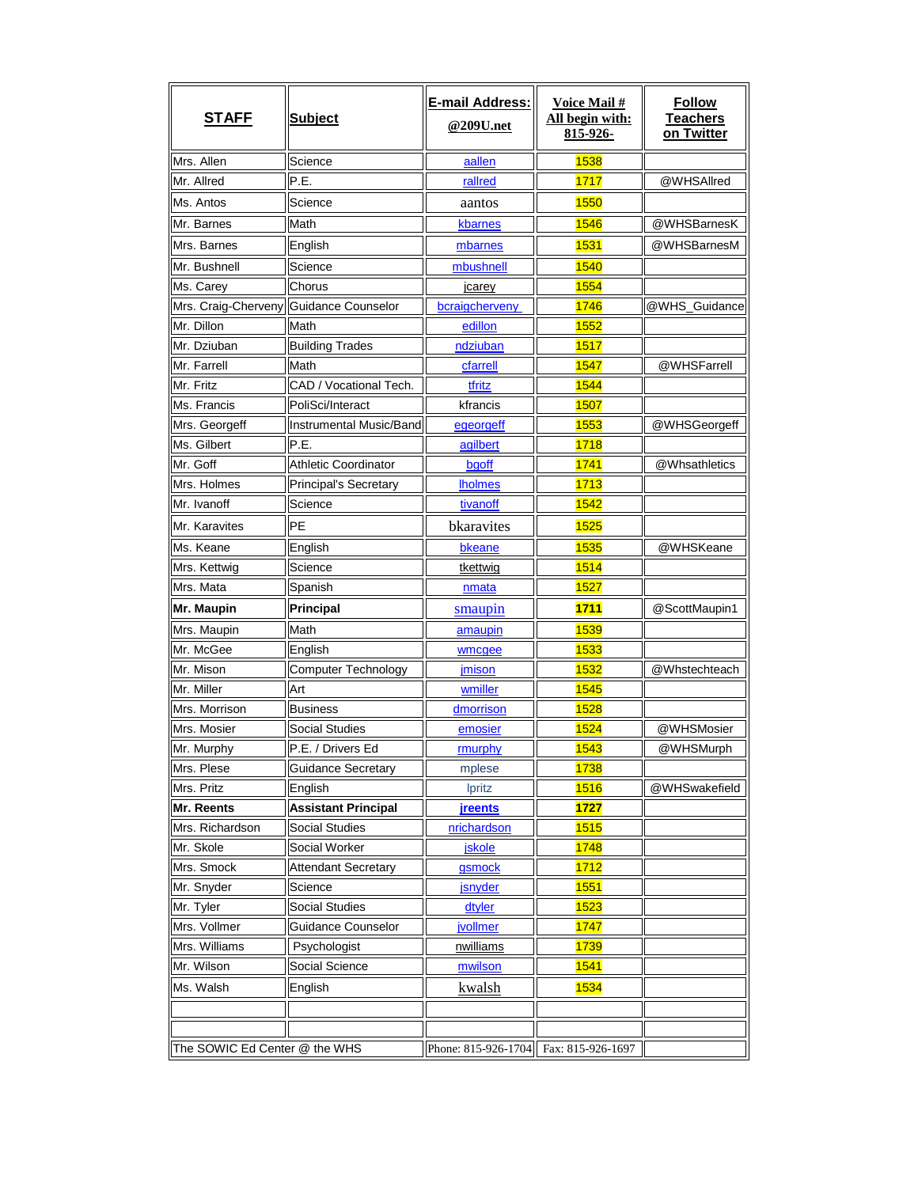| **STAFF** | **Subject** | **E-mail Address: @209U.net** | **Voice Mail # All begin with: 815-926-** | **Follow Teachers on Twitter** |
|---|---|---|---|---|
| Mrs. Allen | Science | aallen | 1538 | |
| Mr. Allred | P.E. | rallred | 1717 | @WHSAllred |
| Ms. Antos | Science | aantos | 1550 | |
| Mr. Barnes | Math | kbarnes | 1546 | @WHSBarnesK |
| Mrs. Barnes | English | mbarnes | 1531 | @WHSBarnesM |
| Mr. Bushnell | Science | mbushnell | 1540 | |
| Ms. Carey | Chorus | jcarey | 1554 | |
| Mrs. Craig-Cherveny | Guidance Counselor | bcraigcherveny | 1746 | @WHS_Guidance |
| Mr. Dillon | Math | edillon | 1552 | |
| Mr. Dziuban | Building Trades | ndziuban | 1517 | |
| Mr. Farrell | Math | cfarrell | 1547 | @WHSFarrell |
| Mr. Fritz | CAD / Vocational Tech. | tfritz | 1544 | |
| Ms. Francis | PoliSci/Interact | kfrancis | 1507 | |
| Mrs. Georgeff | Instrumental Music/Band | egeorgeff | 1553 | @WHSGeorgeff |
| Ms. Gilbert | P.E. | agilbert | 1718 | |
| Mr. Goff | Athletic Coordinator | bgoff | 1741 | @Whsathletics |
| Mrs. Holmes | Principal's Secretary | lholmes | 1713 | |
| Mr. Ivanoff | Science | tivanoff | 1542 | |
| Mr. Karavites | PE | bkaravites | 1525 | |
| Ms. Keane | English | bkeane | 1535 | @WHSKeane |
| Mrs. Kettwig | Science | tkettwig | 1514 | |
| Mrs. Mata | Spanish | nmata | 1527 | |
| **Mr. Maupin** | **Principal** | smaupin | **1711** | @ScottMaupin1 |
| Mrs. Maupin | Math | amaupin | 1539 | |
| Mr. McGee | English | wmcgee | 1533 | |
| Mr. Mison | Computer Technology | jmison | 1532 | @Whstechteach |
| Mr. Miller | Art | wmiller | 1545 | |
| Mrs. Morrison | Business | dmorrison | 1528 | |
| Mrs. Mosier | Social Studies | emosier | 1524 | @WHSMosier |
| Mr. Murphy | P.E. / Drivers Ed | rmurphy | 1543 | @WHSMurph |
| Mrs. Plese | Guidance Secretary | mplese | 1738 | |
| Mrs. Pritz | English | lpritz | 1516 | @WHSwakefield |
| **Mr. Reents** | **Assistant Principal** | **jreents** | **1727** | |
| Mrs. Richardson | Social Studies | nrichardson | 1515 | |
| Mr. Skole | Social Worker | jskole | 1748 | |
| Mrs. Smock | Attendant Secretary | gsmock | 1712 | |
| Mr. Snyder | Science | jsnyder | 1551 | |
| Mr. Tyler | Social Studies | dtyler | 1523 | |
| Mrs. Vollmer | Guidance Counselor | jvollmer | 1747 | |
| Mrs. Williams | Psychologist | nwilliams | 1739 | |
| Mr. Wilson | Social Science | mwilson | 1541 | |
| Ms. Walsh | English | kwalsh | 1534 | |
| | | | | |
| | | | | |
| The SOWIC Ed Center @ the WHS | | Phone: 815-926-1704 | Fax: 815-926-1697 | |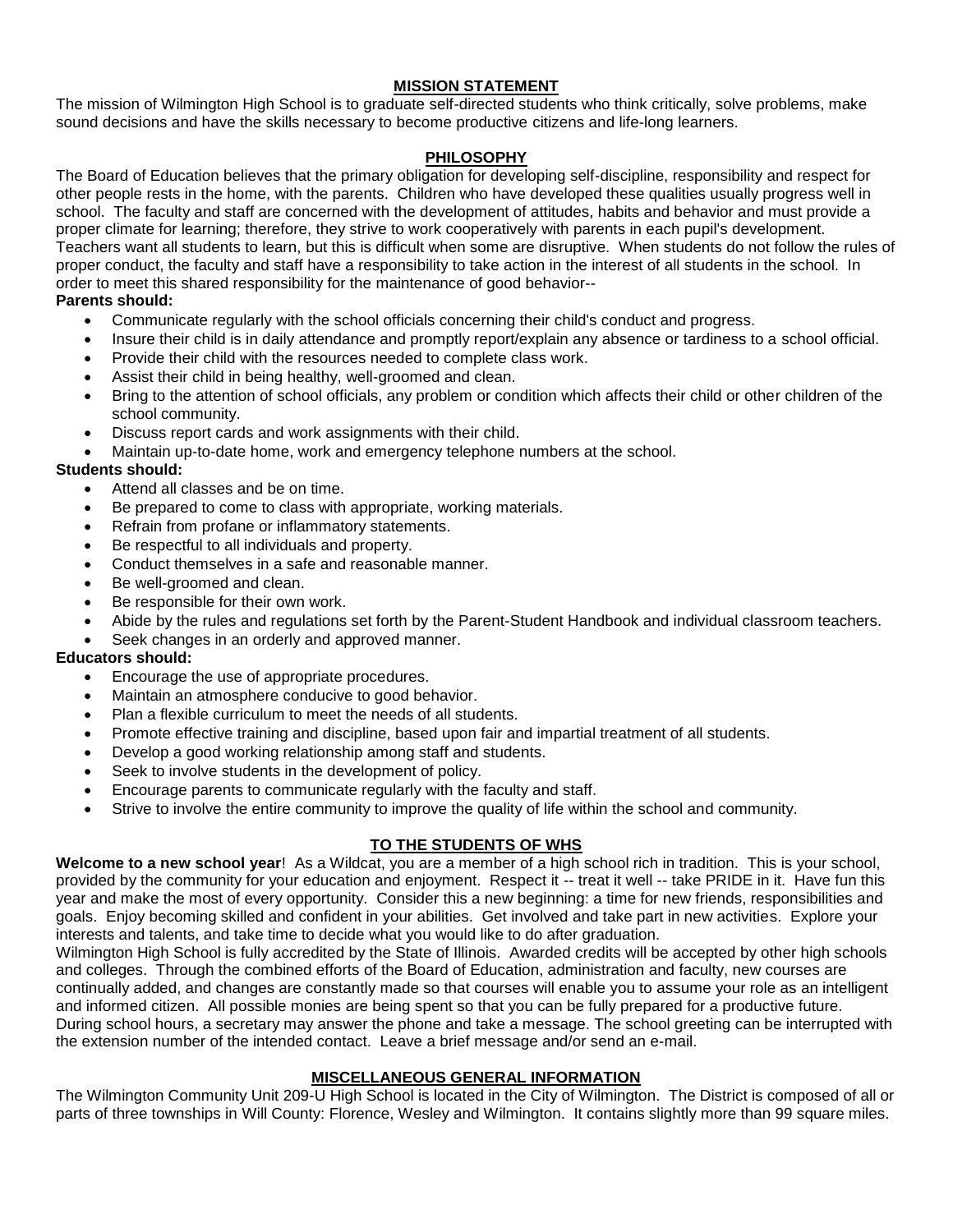## MISSION STATEMENT

The mission of Wilmington High School is to graduate self-directed students who think critically, solve problems, make sound decisions and have the skills necessary to become productive citizens and life-long learners.

## PHILOSOPHY

The Board of Education believes that the primary obligation for developing self-discipline, responsibility and respect for other people rests in the home, with the parents. Children who have developed these qualities usually progress well in school. The faculty and staff are concerned with the development of attitudes, habits and behavior and must provide a proper climate for learning; therefore, they strive to work cooperatively with parents in each pupil's development. Teachers want all students to learn, but this is difficult when some are disruptive. When students do not follow the rules of proper conduct, the faculty and staff have a responsibility to take action in the interest of all students in the school. In order to meet this shared responsibility for the maintenance of good behavior--

**Parents should:**

- Communicate regularly with the school officials concerning their child's conduct and progress.
- Insure their child is in daily attendance and promptly report/explain any absence or tardiness to a school official.
- Provide their child with the resources needed to complete class work.
- Assist their child in being healthy, well-groomed and clean.
- Bring to the attention of school officials, any problem or condition which affects their child or other children of the school community.
- Discuss report cards and work assignments with their child.
- Maintain up-to-date home, work and emergency telephone numbers at the school.

**Students should:**

- Attend all classes and be on time.
- Be prepared to come to class with appropriate, working materials.
- Refrain from profane or inflammatory statements.
- Be respectful to all individuals and property.
- Conduct themselves in a safe and reasonable manner.
- Be well-groomed and clean.
- Be responsible for their own work.
- Abide by the rules and regulations set forth by the Parent-Student Handbook and individual classroom teachers.
- Seek changes in an orderly and approved manner.

**Educators should:**

- Encourage the use of appropriate procedures.
- Maintain an atmosphere conducive to good behavior.
- Plan a flexible curriculum to meet the needs of all students.
- Promote effective training and discipline, based upon fair and impartial treatment of all students.
- Develop a good working relationship among staff and students.
- Seek to involve students in the development of policy.
- Encourage parents to communicate regularly with the faculty and staff.
- Strive to involve the entire community to improve the quality of life within the school and community.

## TO THE STUDENTS OF WHS

**Welcome to a new school year**! As a Wildcat, you are a member of a high school rich in tradition. This is your school, provided by the community for your education and enjoyment. Respect it -- treat it well -- take PRIDE in it. Have fun this year and make the most of every opportunity. Consider this a new beginning: a time for new friends, responsibilities and goals. Enjoy becoming skilled and confident in your abilities. Get involved and take part in new activities. Explore your interests and talents, and take time to decide what you would like to do after graduation.

Wilmington High School is fully accredited by the State of Illinois. Awarded credits will be accepted by other high schools and colleges. Through the combined efforts of the Board of Education, administration and faculty, new courses are continually added, and changes are constantly made so that courses will enable you to assume your role as an intelligent and informed citizen. All possible monies are being spent so that you can be fully prepared for a productive future.

During school hours, a secretary may answer the phone and take a message. The school greeting can be interrupted with the extension number of the intended contact. Leave a brief message and/or send an e-mail.

## MISCELLANEOUS GENERAL INFORMATION

The Wilmington Community Unit 209-U High School is located in the City of Wilmington. The District is composed of all or parts of three townships in Will County: Florence, Wesley and Wilmington. It contains slightly more than 99 square miles.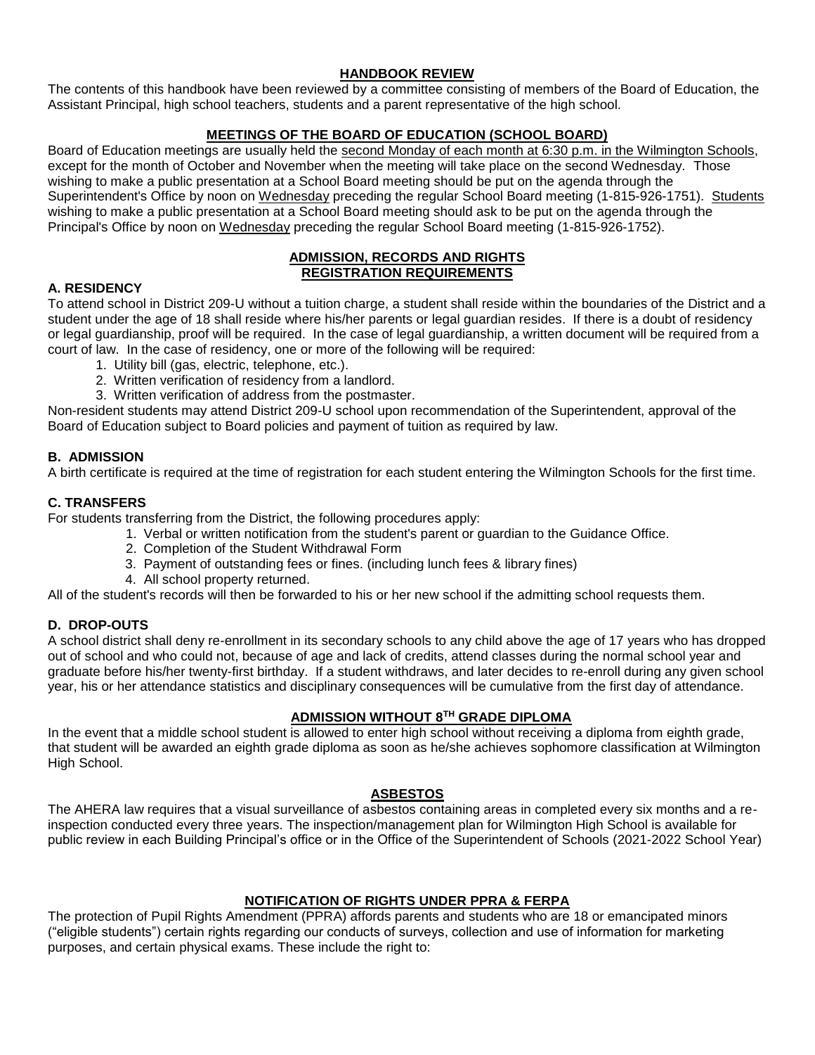## HANDBOOK REVIEW

The contents of this handbook have been reviewed by a committee consisting of members of the Board of Education, the Assistant Principal, high school teachers, students and a parent representative of the high school.

## MEETINGS OF THE BOARD OF EDUCATION (SCHOOL BOARD)

Board of Education meetings are usually held the second Monday of each month at 6:30 p.m. in the Wilmington Schools, except for the month of October and November when the meeting will take place on the second Wednesday. Those wishing to make a public presentation at a School Board meeting should be put on the agenda through the Superintendent's Office by noon on Wednesday preceding the regular School Board meeting (1-815-926-1751). Students wishing to make a public presentation at a School Board meeting should ask to be put on the agenda through the Principal's Office by noon on Wednesday preceding the regular School Board meeting (1-815-926-1752).

## ADMISSION, RECORDS AND RIGHTS
## REGISTRATION REQUIREMENTS

### A. RESIDENCY

To attend school in District 209-U without a tuition charge, a student shall reside within the boundaries of the District and a student under the age of 18 shall reside where his/her parents or legal guardian resides. If there is a doubt of residency or legal guardianship, proof will be required. In the case of legal guardianship, a written document will be required from a court of law. In the case of residency, one or more of the following will be required:

1. Utility bill (gas, electric, telephone, etc.).
2. Written verification of residency from a landlord.
3. Written verification of address from the postmaster.

Non-resident students may attend District 209-U school upon recommendation of the Superintendent, approval of the Board of Education subject to Board policies and payment of tuition as required by law.

### B. ADMISSION

A birth certificate is required at the time of registration for each student entering the Wilmington Schools for the first time.

### C. TRANSFERS

For students transferring from the District, the following procedures apply:

1. Verbal or written notification from the student's parent or guardian to the Guidance Office.
2. Completion of the Student Withdrawal Form
3. Payment of outstanding fees or fines. (including lunch fees & library fines)
4. All school property returned.

All of the student's records will then be forwarded to his or her new school if the admitting school requests them.

### D. DROP-OUTS

A school district shall deny re-enrollment in its secondary schools to any child above the age of 17 years who has dropped out of school and who could not, because of age and lack of credits, attend classes during the normal school year and graduate before his/her twenty-first birthday. If a student withdraws, and later decides to re-enroll during any given school year, his or her attendance statistics and disciplinary consequences will be cumulative from the first day of attendance.

## ADMISSION WITHOUT 8TH GRADE DIPLOMA

In the event that a middle school student is allowed to enter high school without receiving a diploma from eighth grade, that student will be awarded an eighth grade diploma as soon as he/she achieves sophomore classification at Wilmington High School.

## ASBESTOS

The AHERA law requires that a visual surveillance of asbestos containing areas in completed every six months and a re-inspection conducted every three years. The inspection/management plan for Wilmington High School is available for public review in each Building Principal's office or in the Office of the Superintendent of Schools (2021-2022 School Year)

## NOTIFICATION OF RIGHTS UNDER PPRA & FERPA

The protection of Pupil Rights Amendment (PPRA) affords parents and students who are 18 or emancipated minors ("eligible students") certain rights regarding our conducts of surveys, collection and use of information for marketing purposes, and certain physical exams. These include the right to: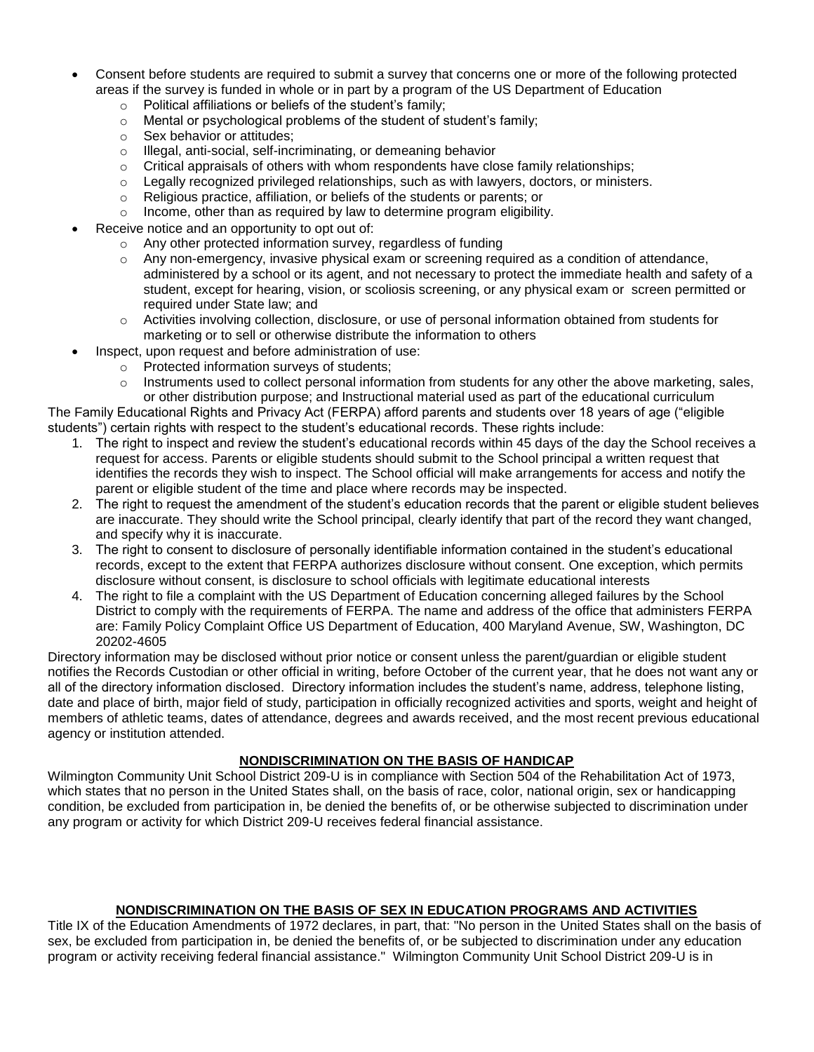- Consent before students are required to submit a survey that concerns one or more of the following protected areas if the survey is funded in whole or in part by a program of the US Department of Education
  - Political affiliations or beliefs of the student's family;
  - Mental or psychological problems of the student of student's family;
  - Sex behavior or attitudes;
  - Illegal, anti-social, self-incriminating, or demeaning behavior
  - Critical appraisals of others with whom respondents have close family relationships;
  - Legally recognized privileged relationships, such as with lawyers, doctors, or ministers.
  - Religious practice, affiliation, or beliefs of the students or parents; or
  - Income, other than as required by law to determine program eligibility.
- Receive notice and an opportunity to opt out of:
  - Any other protected information survey, regardless of funding
  - Any non-emergency, invasive physical exam or screening required as a condition of attendance, administered by a school or its agent, and not necessary to protect the immediate health and safety of a student, except for hearing, vision, or scoliosis screening, or any physical exam or screen permitted or required under State law; and
  - Activities involving collection, disclosure, or use of personal information obtained from students for marketing or to sell or otherwise distribute the information to others
- Inspect, upon request and before administration of use:
  - Protected information surveys of students;
  - Instruments used to collect personal information from students for any other the above marketing, sales, or other distribution purpose; and Instructional material used as part of the educational curriculum

The Family Educational Rights and Privacy Act (FERPA) afford parents and students over 18 years of age ("eligible students") certain rights with respect to the student's educational records. These rights include:

1. The right to inspect and review the student's educational records within 45 days of the day the School receives a request for access. Parents or eligible students should submit to the School principal a written request that identifies the records they wish to inspect. The School official will make arrangements for access and notify the parent or eligible student of the time and place where records may be inspected.
2. The right to request the amendment of the student's education records that the parent or eligible student believes are inaccurate. They should write the School principal, clearly identify that part of the record they want changed, and specify why it is inaccurate.
3. The right to consent to disclosure of personally identifiable information contained in the student's educational records, except to the extent that FERPA authorizes disclosure without consent. One exception, which permits disclosure without consent, is disclosure to school officials with legitimate educational interests
4. The right to file a complaint with the US Department of Education concerning alleged failures by the School District to comply with the requirements of FERPA. The name and address of the office that administers FERPA are: Family Policy Complaint Office US Department of Education, 400 Maryland Avenue, SW, Washington, DC 20202-4605

Directory information may be disclosed without prior notice or consent unless the parent/guardian or eligible student notifies the Records Custodian or other official in writing, before October of the current year, that he does not want any or all of the directory information disclosed. Directory information includes the student's name, address, telephone listing, date and place of birth, major field of study, participation in officially recognized activities and sports, weight and height of members of athletic teams, dates of attendance, degrees and awards received, and the most recent previous educational agency or institution attended.

## NONDISCRIMINATION ON THE BASIS OF HANDICAP

Wilmington Community Unit School District 209-U is in compliance with Section 504 of the Rehabilitation Act of 1973, which states that no person in the United States shall, on the basis of race, color, national origin, sex or handicapping condition, be excluded from participation in, be denied the benefits of, or be otherwise subjected to discrimination under any program or activity for which District 209-U receives federal financial assistance.

## NONDISCRIMINATION ON THE BASIS OF SEX IN EDUCATION PROGRAMS AND ACTIVITIES

Title IX of the Education Amendments of 1972 declares, in part, that: "No person in the United States shall on the basis of sex, be excluded from participation in, be denied the benefits of, or be subjected to discrimination under any education program or activity receiving federal financial assistance." Wilmington Community Unit School District 209-U is in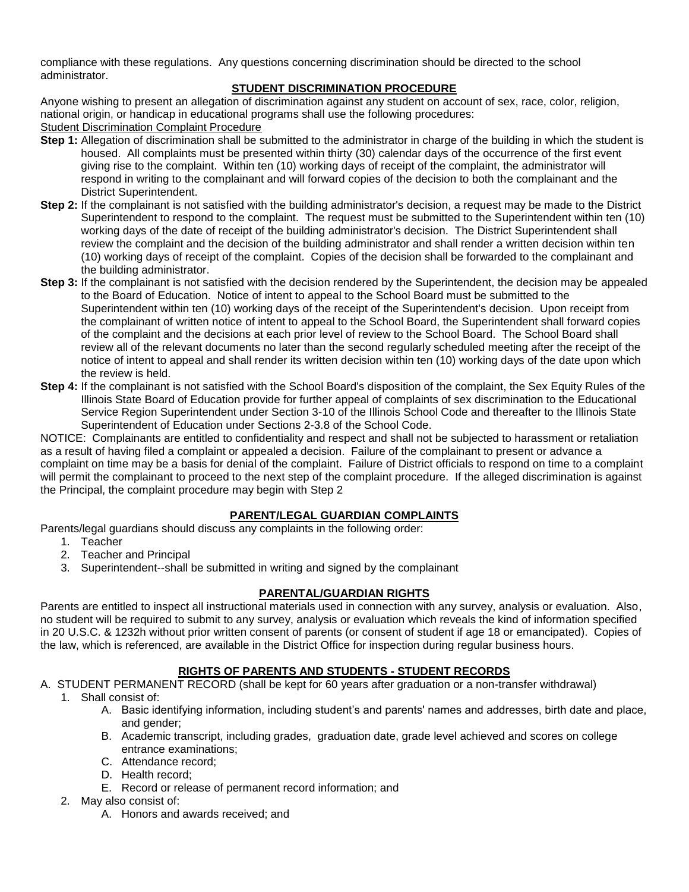compliance with these regulations. Any questions concerning discrimination should be directed to the school administrator.

## STUDENT DISCRIMINATION PROCEDURE

Anyone wishing to present an allegation of discrimination against any student on account of sex, race, color, religion, national origin, or handicap in educational programs shall use the following procedures:

Student Discrimination Complaint Procedure

**Step 1:** Allegation of discrimination shall be submitted to the administrator in charge of the building in which the student is housed. All complaints must be presented within thirty (30) calendar days of the occurrence of the first event giving rise to the complaint. Within ten (10) working days of receipt of the complaint, the administrator will respond in writing to the complainant and will forward copies of the decision to both the complainant and the District Superintendent.

**Step 2:** If the complainant is not satisfied with the building administrator's decision, a request may be made to the District Superintendent to respond to the complaint. The request must be submitted to the Superintendent within ten (10) working days of the date of receipt of the building administrator's decision. The District Superintendent shall review the complaint and the decision of the building administrator and shall render a written decision within ten (10) working days of receipt of the complaint. Copies of the decision shall be forwarded to the complainant and the building administrator.

**Step 3:** If the complainant is not satisfied with the decision rendered by the Superintendent, the decision may be appealed to the Board of Education. Notice of intent to appeal to the School Board must be submitted to the Superintendent within ten (10) working days of the receipt of the Superintendent's decision. Upon receipt from the complainant of written notice of intent to appeal to the School Board, the Superintendent shall forward copies of the complaint and the decisions at each prior level of review to the School Board. The School Board shall review all of the relevant documents no later than the second regularly scheduled meeting after the receipt of the notice of intent to appeal and shall render its written decision within ten (10) working days of the date upon which the review is held.

**Step 4:** If the complainant is not satisfied with the School Board's disposition of the complaint, the Sex Equity Rules of the Illinois State Board of Education provide for further appeal of complaints of sex discrimination to the Educational Service Region Superintendent under Section 3-10 of the Illinois School Code and thereafter to the Illinois State Superintendent of Education under Sections 2-3.8 of the School Code.

NOTICE: Complainants are entitled to confidentiality and respect and shall not be subjected to harassment or retaliation as a result of having filed a complaint or appealed a decision. Failure of the complainant to present or advance a complaint on time may be a basis for denial of the complaint. Failure of District officials to respond on time to a complaint will permit the complainant to proceed to the next step of the complaint procedure. If the alleged discrimination is against the Principal, the complaint procedure may begin with Step 2

## PARENT/LEGAL GUARDIAN COMPLAINTS

Parents/legal guardians should discuss any complaints in the following order:

1. Teacher
2. Teacher and Principal
3. Superintendent--shall be submitted in writing and signed by the complainant

## PARENTAL/GUARDIAN RIGHTS

Parents are entitled to inspect all instructional materials used in connection with any survey, analysis or evaluation. Also, no student will be required to submit to any survey, analysis or evaluation which reveals the kind of information specified in 20 U.S.C. & 1232h without prior written consent of parents (or consent of student if age 18 or emancipated). Copies of the law, which is referenced, are available in the District Office for inspection during regular business hours.

## RIGHTS OF PARENTS AND STUDENTS - STUDENT RECORDS

A. STUDENT PERMANENT RECORD (shall be kept for 60 years after graduation or a non-transfer withdrawal)

1. Shall consist of:
   - A. Basic identifying information, including student's and parents' names and addresses, birth date and place, and gender;
   - B. Academic transcript, including grades, graduation date, grade level achieved and scores on college entrance examinations;
   - C. Attendance record;
   - D. Health record;
   - E. Record or release of permanent record information; and
2. May also consist of:
   - A. Honors and awards received; and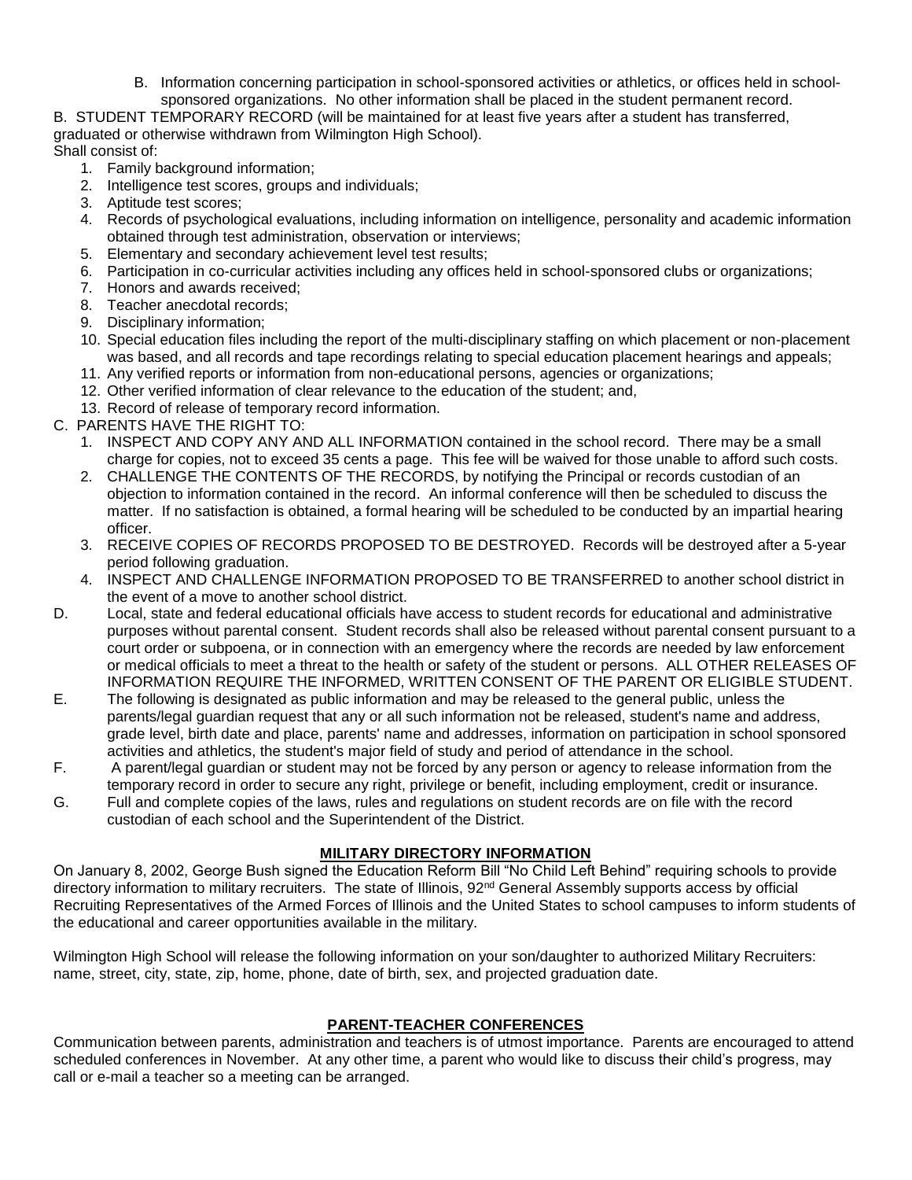B. Information concerning participation in school-sponsored activities or athletics, or offices held in school-sponsored organizations. No other information shall be placed in the student permanent record.

B. STUDENT TEMPORARY RECORD (will be maintained for at least five years after a student has transferred, graduated or otherwise withdrawn from Wilmington High School).
Shall consist of:

1. Family background information;
2. Intelligence test scores, groups and individuals;
3. Aptitude test scores;
4. Records of psychological evaluations, including information on intelligence, personality and academic information obtained through test administration, observation or interviews;
5. Elementary and secondary achievement level test results;
6. Participation in co-curricular activities including any offices held in school-sponsored clubs or organizations;
7. Honors and awards received;
8. Teacher anecdotal records;
9. Disciplinary information;
10. Special education files including the report of the multi-disciplinary staffing on which placement or non-placement was based, and all records and tape recordings relating to special education placement hearings and appeals;
11. Any verified reports or information from non-educational persons, agencies or organizations;
12. Other verified information of clear relevance to the education of the student; and,
13. Record of release of temporary record information.

C. PARENTS HAVE THE RIGHT TO:

1. INSPECT AND COPY ANY AND ALL INFORMATION contained in the school record. There may be a small charge for copies, not to exceed 35 cents a page. This fee will be waived for those unable to afford such costs.
2. CHALLENGE THE CONTENTS OF THE RECORDS, by notifying the Principal or records custodian of an objection to information contained in the record. An informal conference will then be scheduled to discuss the matter. If no satisfaction is obtained, a formal hearing will be scheduled to be conducted by an impartial hearing officer.
3. RECEIVE COPIES OF RECORDS PROPOSED TO BE DESTROYED. Records will be destroyed after a 5-year period following graduation.
4. INSPECT AND CHALLENGE INFORMATION PROPOSED TO BE TRANSFERRED to another school district in the event of a move to another school district.

D. Local, state and federal educational officials have access to student records for educational and administrative purposes without parental consent. Student records shall also be released without parental consent pursuant to a court order or subpoena, or in connection with an emergency where the records are needed by law enforcement or medical officials to meet a threat to the health or safety of the student or persons. ALL OTHER RELEASES OF INFORMATION REQUIRE THE INFORMED, WRITTEN CONSENT OF THE PARENT OR ELIGIBLE STUDENT.

E. The following is designated as public information and may be released to the general public, unless the parents/legal guardian request that any or all such information not be released, student's name and address, grade level, birth date and place, parents' name and addresses, information on participation in school sponsored activities and athletics, the student's major field of study and period of attendance in the school.

F. A parent/legal guardian or student may not be forced by any person or agency to release information from the temporary record in order to secure any right, privilege or benefit, including employment, credit or insurance.

G. Full and complete copies of the laws, rules and regulations on student records are on file with the record custodian of each school and the Superintendent of the District.

## MILITARY DIRECTORY INFORMATION

On January 8, 2002, George Bush signed the Education Reform Bill "No Child Left Behind" requiring schools to provide directory information to military recruiters. The state of Illinois, 92nd General Assembly supports access by official Recruiting Representatives of the Armed Forces of Illinois and the United States to school campuses to inform students of the educational and career opportunities available in the military.

Wilmington High School will release the following information on your son/daughter to authorized Military Recruiters: name, street, city, state, zip, home, phone, date of birth, sex, and projected graduation date.

## PARENT-TEACHER CONFERENCES

Communication between parents, administration and teachers is of utmost importance. Parents are encouraged to attend scheduled conferences in November. At any other time, a parent who would like to discuss their child's progress, may call or e-mail a teacher so a meeting can be arranged.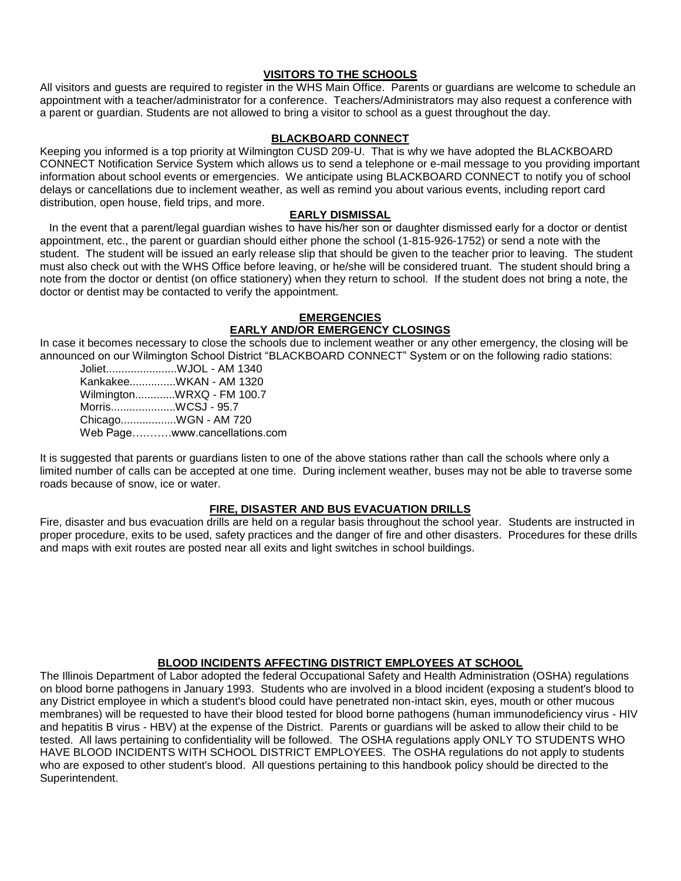## VISITORS TO THE SCHOOLS

All visitors and guests are required to register in the WHS Main Office. Parents or guardians are welcome to schedule an appointment with a teacher/administrator for a conference. Teachers/Administrators may also request a conference with a parent or guardian. Students are not allowed to bring a visitor to school as a guest throughout the day.

## BLACKBOARD CONNECT

Keeping you informed is a top priority at Wilmington CUSD 209-U. That is why we have adopted the BLACKBOARD CONNECT Notification Service System which allows us to send a telephone or e-mail message to you providing important information about school events or emergencies. We anticipate using BLACKBOARD CONNECT to notify you of school delays or cancellations due to inclement weather, as well as remind you about various events, including report card distribution, open house, field trips, and more.

## EARLY DISMISSAL

In the event that a parent/legal guardian wishes to have his/her son or daughter dismissed early for a doctor or dentist appointment, etc., the parent or guardian should either phone the school (1-815-926-1752) or send a note with the student. The student will be issued an early release slip that should be given to the teacher prior to leaving. The student must also check out with the WHS Office before leaving, or he/she will be considered truant. The student should bring a note from the doctor or dentist (on office stationery) when they return to school. If the student does not bring a note, the doctor or dentist may be contacted to verify the appointment.

## EMERGENCIES

### EARLY AND/OR EMERGENCY CLOSINGS

In case it becomes necessary to close the schools due to inclement weather or any other emergency, the closing will be announced on our Wilmington School District "BLACKBOARD CONNECT" System or on the following radio stations:

Joliet.......................WJOL - AM 1340
Kankakee...............WKAN - AM 1320
Wilmington.............WRXQ - FM 100.7
Morris.....................WCSJ - 95.7
Chicago..................WGN - AM 720
Web Page……….www.cancellations.com

It is suggested that parents or guardians listen to one of the above stations rather than call the schools where only a limited number of calls can be accepted at one time. During inclement weather, buses may not be able to traverse some roads because of snow, ice or water.

## FIRE, DISASTER AND BUS EVACUATION DRILLS

Fire, disaster and bus evacuation drills are held on a regular basis throughout the school year. Students are instructed in proper procedure, exits to be used, safety practices and the danger of fire and other disasters. Procedures for these drills and maps with exit routes are posted near all exits and light switches in school buildings.

## BLOOD INCIDENTS AFFECTING DISTRICT EMPLOYEES AT SCHOOL

The Illinois Department of Labor adopted the federal Occupational Safety and Health Administration (OSHA) regulations on blood borne pathogens in January 1993. Students who are involved in a blood incident (exposing a student's blood to any District employee in which a student's blood could have penetrated non-intact skin, eyes, mouth or other mucous membranes) will be requested to have their blood tested for blood borne pathogens (human immunodeficiency virus - HIV and hepatitis B virus - HBV) at the expense of the District. Parents or guardians will be asked to allow their child to be tested. All laws pertaining to confidentiality will be followed. The OSHA regulations apply ONLY TO STUDENTS WHO HAVE BLOOD INCIDENTS WITH SCHOOL DISTRICT EMPLOYEES. The OSHA regulations do not apply to students who are exposed to other student's blood. All questions pertaining to this handbook policy should be directed to the Superintendent.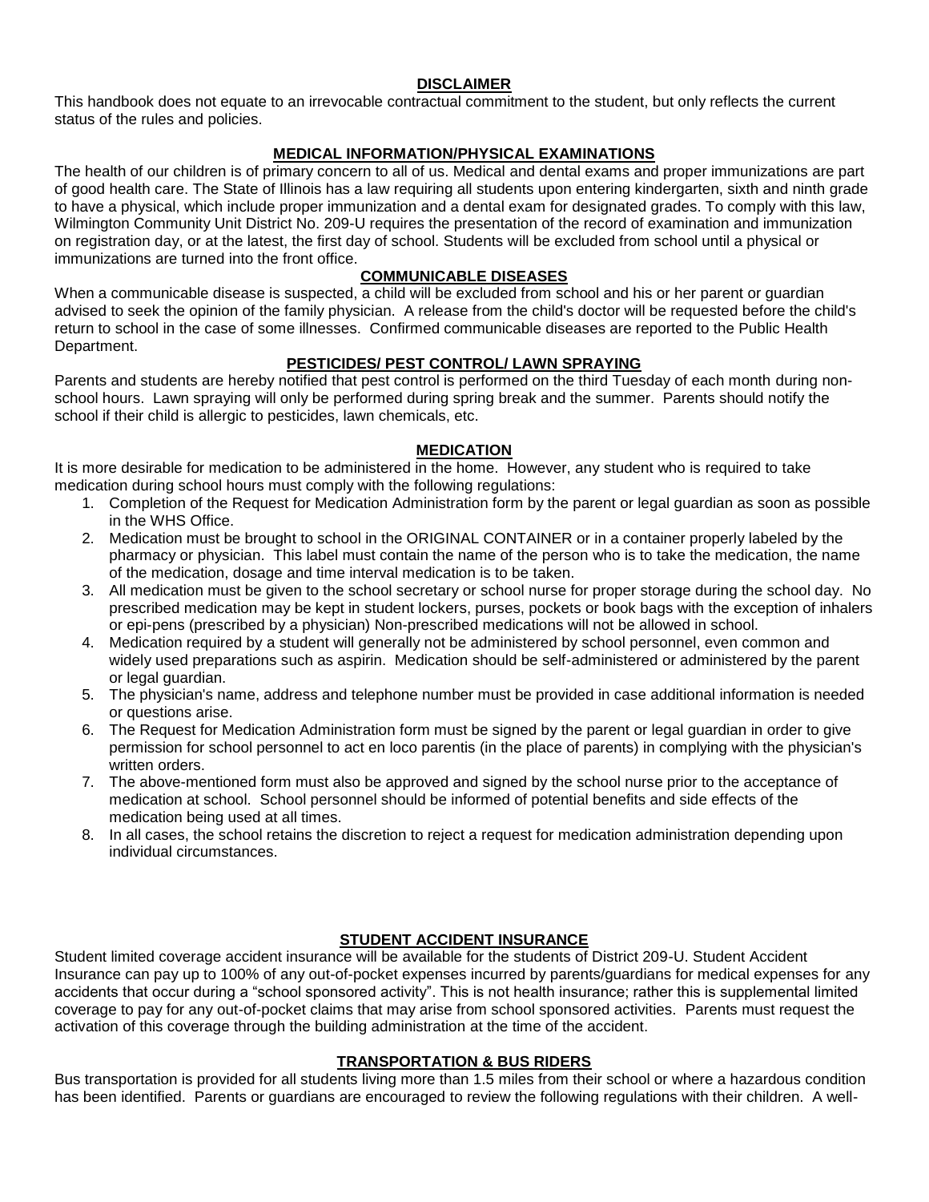## DISCLAIMER

This handbook does not equate to an irrevocable contractual commitment to the student, but only reflects the current status of the rules and policies.

## MEDICAL INFORMATION/PHYSICAL EXAMINATIONS

The health of our children is of primary concern to all of us. Medical and dental exams and proper immunizations are part of good health care. The State of Illinois has a law requiring all students upon entering kindergarten, sixth and ninth grade to have a physical, which include proper immunization and a dental exam for designated grades. To comply with this law, Wilmington Community Unit District No. 209-U requires the presentation of the record of examination and immunization on registration day, or at the latest, the first day of school. Students will be excluded from school until a physical or immunizations are turned into the front office.

## COMMUNICABLE DISEASES

When a communicable disease is suspected, a child will be excluded from school and his or her parent or guardian advised to seek the opinion of the family physician. A release from the child's doctor will be requested before the child's return to school in the case of some illnesses. Confirmed communicable diseases are reported to the Public Health Department.

## PESTICIDES/ PEST CONTROL/ LAWN SPRAYING

Parents and students are hereby notified that pest control is performed on the third Tuesday of each month during non-school hours. Lawn spraying will only be performed during spring break and the summer. Parents should notify the school if their child is allergic to pesticides, lawn chemicals, etc.

## MEDICATION

It is more desirable for medication to be administered in the home. However, any student who is required to take medication during school hours must comply with the following regulations:

1. Completion of the Request for Medication Administration form by the parent or legal guardian as soon as possible in the WHS Office.
2. Medication must be brought to school in the ORIGINAL CONTAINER or in a container properly labeled by the pharmacy or physician. This label must contain the name of the person who is to take the medication, the name of the medication, dosage and time interval medication is to be taken.
3. All medication must be given to the school secretary or school nurse for proper storage during the school day. No prescribed medication may be kept in student lockers, purses, pockets or book bags with the exception of inhalers or epi-pens (prescribed by a physician) Non-prescribed medications will not be allowed in school.
4. Medication required by a student will generally not be administered by school personnel, even common and widely used preparations such as aspirin. Medication should be self-administered or administered by the parent or legal guardian.
5. The physician's name, address and telephone number must be provided in case additional information is needed or questions arise.
6. The Request for Medication Administration form must be signed by the parent or legal guardian in order to give permission for school personnel to act en loco parentis (in the place of parents) in complying with the physician's written orders.
7. The above-mentioned form must also be approved and signed by the school nurse prior to the acceptance of medication at school. School personnel should be informed of potential benefits and side effects of the medication being used at all times.
8. In all cases, the school retains the discretion to reject a request for medication administration depending upon individual circumstances.

## STUDENT ACCIDENT INSURANCE

Student limited coverage accident insurance will be available for the students of District 209-U. Student Accident Insurance can pay up to 100% of any out-of-pocket expenses incurred by parents/guardians for medical expenses for any accidents that occur during a "school sponsored activity". This is not health insurance; rather this is supplemental limited coverage to pay for any out-of-pocket claims that may arise from school sponsored activities. Parents must request the activation of this coverage through the building administration at the time of the accident.

## TRANSPORTATION & BUS RIDERS

Bus transportation is provided for all students living more than 1.5 miles from their school or where a hazardous condition has been identified. Parents or guardians are encouraged to review the following regulations with their children. A well-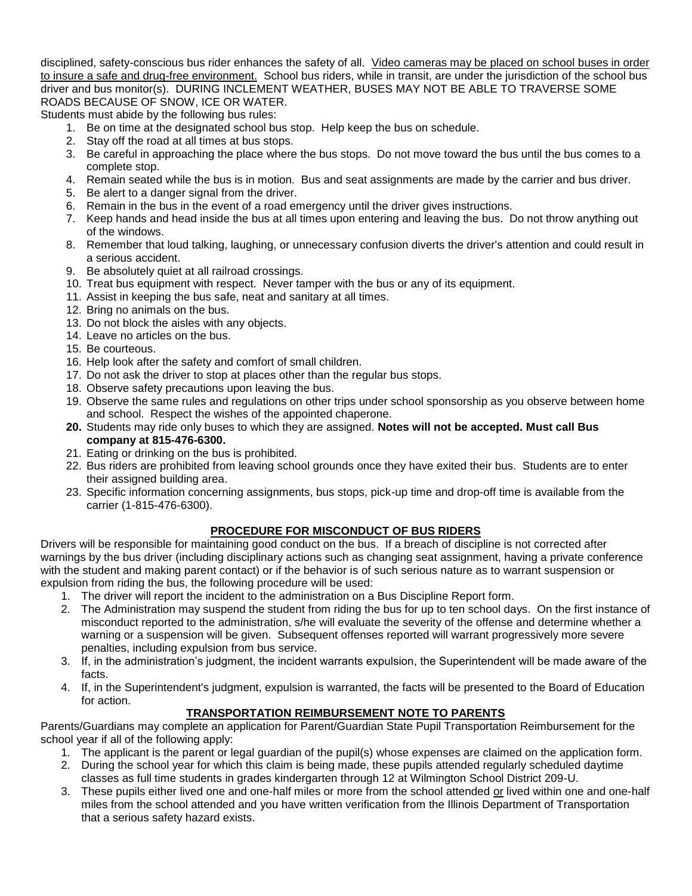disciplined, safety-conscious bus rider enhances the safety of all. <u>Video cameras may be placed on school buses in order to insure a safe and drug-free environment.</u> School bus riders, while in transit, are under the jurisdiction of the school bus driver and bus monitor(s). DURING INCLEMENT WEATHER, BUSES MAY NOT BE ABLE TO TRAVERSE SOME ROADS BECAUSE OF SNOW, ICE OR WATER.

Students must abide by the following bus rules:

1. Be on time at the designated school bus stop. Help keep the bus on schedule.
2. Stay off the road at all times at bus stops.
3. Be careful in approaching the place where the bus stops. Do not move toward the bus until the bus comes to a complete stop.
4. Remain seated while the bus is in motion. Bus and seat assignments are made by the carrier and bus driver.
5. Be alert to a danger signal from the driver.
6. Remain in the bus in the event of a road emergency until the driver gives instructions.
7. Keep hands and head inside the bus at all times upon entering and leaving the bus. Do not throw anything out of the windows.
8. Remember that loud talking, laughing, or unnecessary confusion diverts the driver's attention and could result in a serious accident.
9. Be absolutely quiet at all railroad crossings.
10. Treat bus equipment with respect. Never tamper with the bus or any of its equipment.
11. Assist in keeping the bus safe, neat and sanitary at all times.
12. Bring no animals on the bus.
13. Do not block the aisles with any objects.
14. Leave no articles on the bus.
15. Be courteous.
16. Help look after the safety and comfort of small children.
17. Do not ask the driver to stop at places other than the regular bus stops.
18. Observe safety precautions upon leaving the bus.
19. Observe the same rules and regulations on other trips under school sponsorship as you observe between home and school. Respect the wishes of the appointed chaperone.
20. Students may ride only buses to which they are assigned. **Notes will not be accepted. Must call Bus company at 815-476-6300.**
21. Eating or drinking on the bus is prohibited.
22. Bus riders are prohibited from leaving school grounds once they have exited their bus. Students are to enter their assigned building area.
23. Specific information concerning assignments, bus stops, pick-up time and drop-off time is available from the carrier (1-815-476-6300).

## PROCEDURE FOR MISCONDUCT OF BUS RIDERS

Drivers will be responsible for maintaining good conduct on the bus. If a breach of discipline is not corrected after warnings by the bus driver (including disciplinary actions such as changing seat assignment, having a private conference with the student and making parent contact) or if the behavior is of such serious nature as to warrant suspension or expulsion from riding the bus, the following procedure will be used:

1. The driver will report the incident to the administration on a Bus Discipline Report form.
2. The Administration may suspend the student from riding the bus for up to ten school days. On the first instance of misconduct reported to the administration, s/he will evaluate the severity of the offense and determine whether a warning or a suspension will be given. Subsequent offenses reported will warrant progressively more severe penalties, including expulsion from bus service.
3. If, in the administration's judgment, the incident warrants expulsion, the Superintendent will be made aware of the facts.
4. If, in the Superintendent's judgment, expulsion is warranted, the facts will be presented to the Board of Education for action.

## TRANSPORTATION REIMBURSEMENT NOTE TO PARENTS

Parents/Guardians may complete an application for Parent/Guardian State Pupil Transportation Reimbursement for the school year if all of the following apply:

1. The applicant is the parent or legal guardian of the pupil(s) whose expenses are claimed on the application form.
2. During the school year for which this claim is being made, these pupils attended regularly scheduled daytime classes as full time students in grades kindergarten through 12 at Wilmington School District 209-U.
3. These pupils either lived one and one-half miles or more from the school attended <u>or</u> lived within one and one-half miles from the school attended and you have written verification from the Illinois Department of Transportation that a serious safety hazard exists.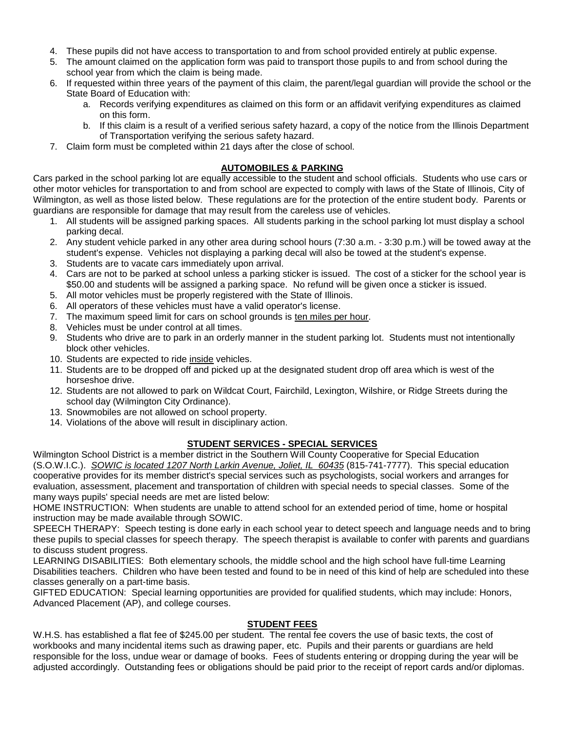4. These pupils did not have access to transportation to and from school provided entirely at public expense.
5. The amount claimed on the application form was paid to transport those pupils to and from school during the school year from which the claim is being made.
6. If requested within three years of the payment of this claim, the parent/legal guardian will provide the school or the State Board of Education with:
   a. Records verifying expenditures as claimed on this form or an affidavit verifying expenditures as claimed on this form.
   b. If this claim is a result of a verified serious safety hazard, a copy of the notice from the Illinois Department of Transportation verifying the serious safety hazard.
7. Claim form must be completed within 21 days after the close of school.

## AUTOMOBILES & PARKING

Cars parked in the school parking lot are equally accessible to the student and school officials. Students who use cars or other motor vehicles for transportation to and from school are expected to comply with laws of the State of Illinois, City of Wilmington, as well as those listed below. These regulations are for the protection of the entire student body. Parents or guardians are responsible for damage that may result from the careless use of vehicles.

1. All students will be assigned parking spaces. All students parking in the school parking lot must display a school parking decal.
2. Any student vehicle parked in any other area during school hours (7:30 a.m. - 3:30 p.m.) will be towed away at the student's expense. Vehicles not displaying a parking decal will also be towed at the student's expense.
3. Students are to vacate cars immediately upon arrival.
4. Cars are not to be parked at school unless a parking sticker is issued. The cost of a sticker for the school year is $50.00 and students will be assigned a parking space. No refund will be given once a sticker is issued.
5. All motor vehicles must be properly registered with the State of Illinois.
6. All operators of these vehicles must have a valid operator's license.
7. The maximum speed limit for cars on school grounds is ten miles per hour.
8. Vehicles must be under control at all times.
9. Students who drive are to park in an orderly manner in the student parking lot. Students must not intentionally block other vehicles.
10. Students are expected to ride inside vehicles.
11. Students are to be dropped off and picked up at the designated student drop off area which is west of the horseshoe drive.
12. Students are not allowed to park on Wildcat Court, Fairchild, Lexington, Wilshire, or Ridge Streets during the school day (Wilmington City Ordinance).
13. Snowmobiles are not allowed on school property.
14. Violations of the above will result in disciplinary action.

## STUDENT SERVICES - SPECIAL SERVICES

Wilmington School District is a member district in the Southern Will County Cooperative for Special Education (S.O.W.I.C.). *SOWIC is located 1207 North Larkin Avenue, Joliet, IL 60435* (815-741-7777). This special education cooperative provides for its member district's special services such as psychologists, social workers and arranges for evaluation, assessment, placement and transportation of children with special needs to special classes. Some of the many ways pupils' special needs are met are listed below:

HOME INSTRUCTION: When students are unable to attend school for an extended period of time, home or hospital instruction may be made available through SOWIC.

SPEECH THERAPY: Speech testing is done early in each school year to detect speech and language needs and to bring these pupils to special classes for speech therapy. The speech therapist is available to confer with parents and guardians to discuss student progress.

LEARNING DISABILITIES: Both elementary schools, the middle school and the high school have full-time Learning Disabilities teachers. Children who have been tested and found to be in need of this kind of help are scheduled into these classes generally on a part-time basis.

GIFTED EDUCATION: Special learning opportunities are provided for qualified students, which may include: Honors, Advanced Placement (AP), and college courses.

## STUDENT FEES

W.H.S. has established a flat fee of $245.00 per student. The rental fee covers the use of basic texts, the cost of workbooks and many incidental items such as drawing paper, etc. Pupils and their parents or guardians are held responsible for the loss, undue wear or damage of books. Fees of students entering or dropping during the year will be adjusted accordingly. Outstanding fees or obligations should be paid prior to the receipt of report cards and/or diplomas.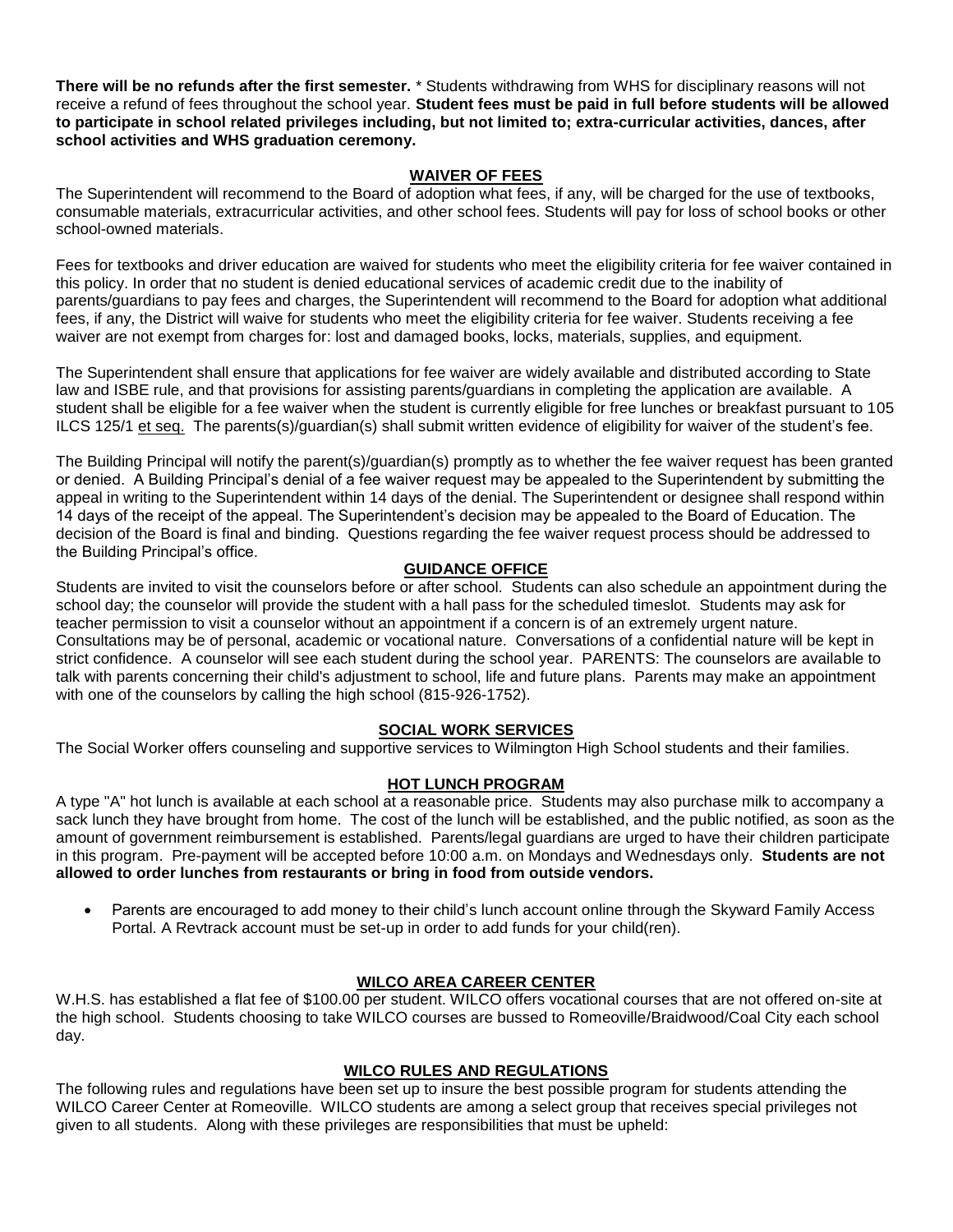**There will be no refunds after the first semester.** * Students withdrawing from WHS for disciplinary reasons will not receive a refund of fees throughout the school year. **Student fees must be paid in full before students will be allowed to participate in school related privileges including, but not limited to; extra-curricular activities, dances, after school activities and WHS graduation ceremony.**

## WAIVER OF FEES

The Superintendent will recommend to the Board of adoption what fees, if any, will be charged for the use of textbooks, consumable materials, extracurricular activities, and other school fees. Students will pay for loss of school books or other school-owned materials.

Fees for textbooks and driver education are waived for students who meet the eligibility criteria for fee waiver contained in this policy. In order that no student is denied educational services of academic credit due to the inability of parents/guardians to pay fees and charges, the Superintendent will recommend to the Board for adoption what additional fees, if any, the District will waive for students who meet the eligibility criteria for fee waiver. Students receiving a fee waiver are not exempt from charges for: lost and damaged books, locks, materials, supplies, and equipment.

The Superintendent shall ensure that applications for fee waiver are widely available and distributed according to State law and ISBE rule, and that provisions for assisting parents/guardians in completing the application are available. A student shall be eligible for a fee waiver when the student is currently eligible for free lunches or breakfast pursuant to 105 ILCS 125/1 et seq. The parents(s)/guardian(s) shall submit written evidence of eligibility for waiver of the student's fee.

The Building Principal will notify the parent(s)/guardian(s) promptly as to whether the fee waiver request has been granted or denied. A Building Principal's denial of a fee waiver request may be appealed to the Superintendent by submitting the appeal in writing to the Superintendent within 14 days of the denial. The Superintendent or designee shall respond within 14 days of the receipt of the appeal. The Superintendent's decision may be appealed to the Board of Education. The decision of the Board is final and binding. Questions regarding the fee waiver request process should be addressed to the Building Principal's office.

## GUIDANCE OFFICE

Students are invited to visit the counselors before or after school. Students can also schedule an appointment during the school day; the counselor will provide the student with a hall pass for the scheduled timeslot. Students may ask for teacher permission to visit a counselor without an appointment if a concern is of an extremely urgent nature. Consultations may be of personal, academic or vocational nature. Conversations of a confidential nature will be kept in strict confidence. A counselor will see each student during the school year. PARENTS: The counselors are available to talk with parents concerning their child's adjustment to school, life and future plans. Parents may make an appointment with one of the counselors by calling the high school (815-926-1752).

## SOCIAL WORK SERVICES

The Social Worker offers counseling and supportive services to Wilmington High School students and their families.

## HOT LUNCH PROGRAM

A type "A" hot lunch is available at each school at a reasonable price. Students may also purchase milk to accompany a sack lunch they have brought from home. The cost of the lunch will be established, and the public notified, as soon as the amount of government reimbursement is established. Parents/legal guardians are urged to have their children participate in this program. Pre-payment will be accepted before 10:00 a.m. on Mondays and Wednesdays only. **Students are not allowed to order lunches from restaurants or bring in food from outside vendors.**

- Parents are encouraged to add money to their child's lunch account online through the Skyward Family Access Portal. A Revtrack account must be set-up in order to add funds for your child(ren).

## WILCO AREA CAREER CENTER

W.H.S. has established a flat fee of $100.00 per student. WILCO offers vocational courses that are not offered on-site at the high school. Students choosing to take WILCO courses are bussed to Romeoville/Braidwood/Coal City each school day.

## WILCO RULES AND REGULATIONS

The following rules and regulations have been set up to insure the best possible program for students attending the WILCO Career Center at Romeoville. WILCO students are among a select group that receives special privileges not given to all students. Along with these privileges are responsibilities that must be upheld: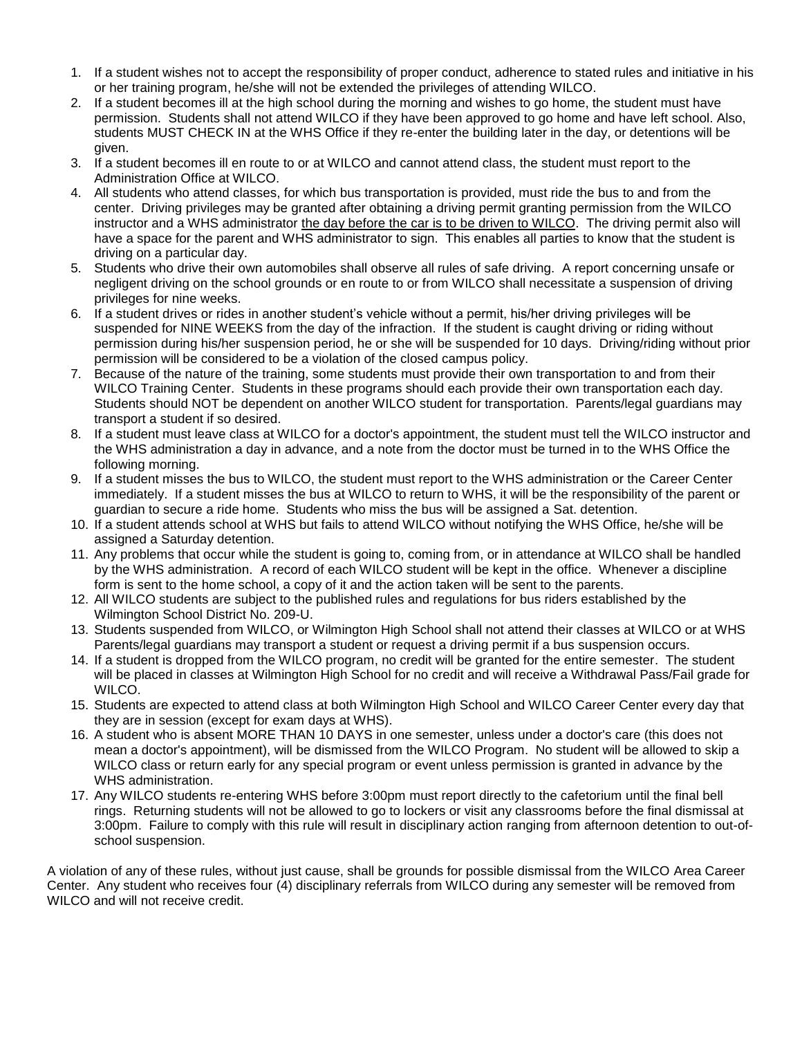1. If a student wishes not to accept the responsibility of proper conduct, adherence to stated rules and initiative in his or her training program, he/she will not be extended the privileges of attending WILCO.
2. If a student becomes ill at the high school during the morning and wishes to go home, the student must have permission. Students shall not attend WILCO if they have been approved to go home and have left school. Also, students MUST CHECK IN at the WHS Office if they re-enter the building later in the day, or detentions will be given.
3. If a student becomes ill en route to or at WILCO and cannot attend class, the student must report to the Administration Office at WILCO.
4. All students who attend classes, for which bus transportation is provided, must ride the bus to and from the center. Driving privileges may be granted after obtaining a driving permit granting permission from the WILCO instructor and a WHS administrator <u>the day before the car is to be driven to WILCO</u>. The driving permit also will have a space for the parent and WHS administrator to sign. This enables all parties to know that the student is driving on a particular day.
5. Students who drive their own automobiles shall observe all rules of safe driving. A report concerning unsafe or negligent driving on the school grounds or en route to or from WILCO shall necessitate a suspension of driving privileges for nine weeks.
6. If a student drives or rides in another student's vehicle without a permit, his/her driving privileges will be suspended for NINE WEEKS from the day of the infraction. If the student is caught driving or riding without permission during his/her suspension period, he or she will be suspended for 10 days. Driving/riding without prior permission will be considered to be a violation of the closed campus policy.
7. Because of the nature of the training, some students must provide their own transportation to and from their WILCO Training Center. Students in these programs should each provide their own transportation each day. Students should NOT be dependent on another WILCO student for transportation. Parents/legal guardians may transport a student if so desired.
8. If a student must leave class at WILCO for a doctor's appointment, the student must tell the WILCO instructor and the WHS administration a day in advance, and a note from the doctor must be turned in to the WHS Office the following morning.
9. If a student misses the bus to WILCO, the student must report to the WHS administration or the Career Center immediately. If a student misses the bus at WILCO to return to WHS, it will be the responsibility of the parent or guardian to secure a ride home. Students who miss the bus will be assigned a Sat. detention.
10. If a student attends school at WHS but fails to attend WILCO without notifying the WHS Office, he/she will be assigned a Saturday detention.
11. Any problems that occur while the student is going to, coming from, or in attendance at WILCO shall be handled by the WHS administration. A record of each WILCO student will be kept in the office. Whenever a discipline form is sent to the home school, a copy of it and the action taken will be sent to the parents.
12. All WILCO students are subject to the published rules and regulations for bus riders established by the Wilmington School District No. 209-U.
13. Students suspended from WILCO, or Wilmington High School shall not attend their classes at WILCO or at WHS Parents/legal guardians may transport a student or request a driving permit if a bus suspension occurs.
14. If a student is dropped from the WILCO program, no credit will be granted for the entire semester. The student will be placed in classes at Wilmington High School for no credit and will receive a Withdrawal Pass/Fail grade for WILCO.
15. Students are expected to attend class at both Wilmington High School and WILCO Career Center every day that they are in session (except for exam days at WHS).
16. A student who is absent MORE THAN 10 DAYS in one semester, unless under a doctor's care (this does not mean a doctor's appointment), will be dismissed from the WILCO Program. No student will be allowed to skip a WILCO class or return early for any special program or event unless permission is granted in advance by the WHS administration.
17. Any WILCO students re-entering WHS before 3:00pm must report directly to the cafetorium until the final bell rings. Returning students will not be allowed to go to lockers or visit any classrooms before the final dismissal at 3:00pm. Failure to comply with this rule will result in disciplinary action ranging from afternoon detention to out-of-school suspension.

A violation of any of these rules, without just cause, shall be grounds for possible dismissal from the WILCO Area Career Center. Any student who receives four (4) disciplinary referrals from WILCO during any semester will be removed from WILCO and will not receive credit.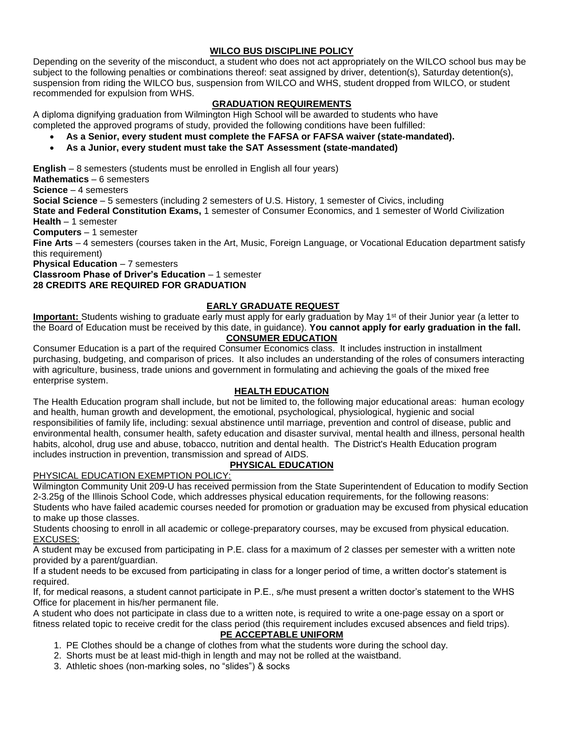## WILCO BUS DISCIPLINE POLICY

Depending on the severity of the misconduct, a student who does not act appropriately on the WILCO school bus may be subject to the following penalties or combinations thereof: seat assigned by driver, detention(s), Saturday detention(s), suspension from riding the WILCO bus, suspension from WILCO and WHS, student dropped from WILCO, or student recommended for expulsion from WHS.

## GRADUATION REQUIREMENTS

A diploma dignifying graduation from Wilmington High School will be awarded to students who have completed the approved programs of study, provided the following conditions have been fulfilled:

- **As a Senior, every student must complete the FAFSA or FAFSA waiver (state-mandated).**
- **As a Junior, every student must take the SAT Assessment (state-mandated)**

**English** – 8 semesters (students must be enrolled in English all four years)
**Mathematics** – 6 semesters
**Science** – 4 semesters
**Social Science** – 5 semesters (including 2 semesters of U.S. History, 1 semester of Civics, including **State and Federal Constitution Exams,** 1 semester of Consumer Economics, and 1 semester of World Civilization
**Health** – 1 semester
**Computers** – 1 semester
**Fine Arts** – 4 semesters (courses taken in the Art, Music, Foreign Language, or Vocational Education department satisfy this requirement)
**Physical Education** – 7 semesters
**Classroom Phase of Driver's Education** – 1 semester
**28 CREDITS ARE REQUIRED FOR GRADUATION**

## EARLY GRADUATE REQUEST

**Important:** Students wishing to graduate early must apply for early graduation by May 1st of their Junior year (a letter to the Board of Education must be received by this date, in guidance). **You cannot apply for early graduation in the fall.**

## CONSUMER EDUCATION

Consumer Education is a part of the required Consumer Economics class. It includes instruction in installment purchasing, budgeting, and comparison of prices. It also includes an understanding of the roles of consumers interacting with agriculture, business, trade unions and government in formulating and achieving the goals of the mixed free enterprise system.

## HEALTH EDUCATION

The Health Education program shall include, but not be limited to, the following major educational areas: human ecology and health, human growth and development, the emotional, psychological, physiological, hygienic and social responsibilities of family life, including: sexual abstinence until marriage, prevention and control of disease, public and environmental health, consumer health, safety education and disaster survival, mental health and illness, personal health habits, alcohol, drug use and abuse, tobacco, nutrition and dental health. The District's Health Education program includes instruction in prevention, transmission and spread of AIDS.

## PHYSICAL EDUCATION

PHYSICAL EDUCATION EXEMPTION POLICY:

Wilmington Community Unit 209-U has received permission from the State Superintendent of Education to modify Section 2-3.25g of the Illinois School Code, which addresses physical education requirements, for the following reasons:
Students who have failed academic courses needed for promotion or graduation may be excused from physical education to make up those classes.
Students choosing to enroll in all academic or college-preparatory courses, may be excused from physical education.

EXCUSES:

A student may be excused from participating in P.E. class for a maximum of 2 classes per semester with a written note provided by a parent/guardian.
If a student needs to be excused from participating in class for a longer period of time, a written doctor's statement is required.
If, for medical reasons, a student cannot participate in P.E., s/he must present a written doctor's statement to the WHS Office for placement in his/her permanent file.
A student who does not participate in class due to a written note, is required to write a one-page essay on a sport or fitness related topic to receive credit for the class period (this requirement includes excused absences and field trips).

## PE ACCEPTABLE UNIFORM

1. PE Clothes should be a change of clothes from what the students wore during the school day.
2. Shorts must be at least mid-thigh in length and may not be rolled at the waistband.
3. Athletic shoes (non-marking soles, no "slides") & socks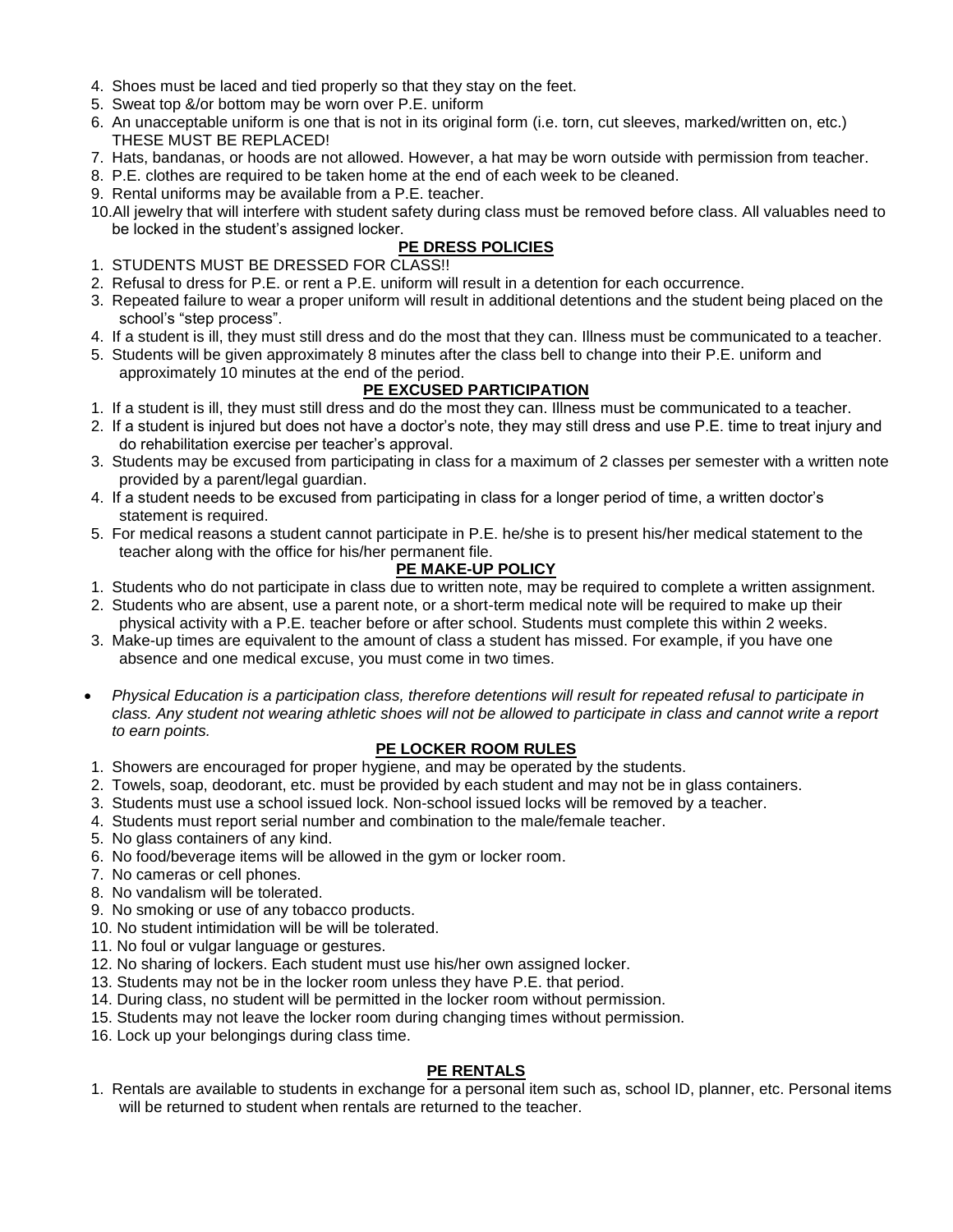4. Shoes must be laced and tied properly so that they stay on the feet.
5. Sweat top &/or bottom may be worn over P.E. uniform
6. An unacceptable uniform is one that is not in its original form (i.e. torn, cut sleeves, marked/written on, etc.) THESE MUST BE REPLACED!
7. Hats, bandanas, or hoods are not allowed. However, a hat may be worn outside with permission from teacher.
8. P.E. clothes are required to be taken home at the end of each week to be cleaned.
9. Rental uniforms may be available from a P.E. teacher.
10. All jewelry that will interfere with student safety during class must be removed before class. All valuables need to be locked in the student's assigned locker.

## PE DRESS POLICIES

1. STUDENTS MUST BE DRESSED FOR CLASS!!
2. Refusal to dress for P.E. or rent a P.E. uniform will result in a detention for each occurrence.
3. Repeated failure to wear a proper uniform will result in additional detentions and the student being placed on the school's "step process".
4. If a student is ill, they must still dress and do the most that they can. Illness must be communicated to a teacher.
5. Students will be given approximately 8 minutes after the class bell to change into their P.E. uniform and approximately 10 minutes at the end of the period.

## PE EXCUSED PARTICIPATION

1. If a student is ill, they must still dress and do the most they can. Illness must be communicated to a teacher.
2. If a student is injured but does not have a doctor's note, they may still dress and use P.E. time to treat injury and do rehabilitation exercise per teacher's approval.
3. Students may be excused from participating in class for a maximum of 2 classes per semester with a written note provided by a parent/legal guardian.
4. If a student needs to be excused from participating in class for a longer period of time, a written doctor's statement is required.
5. For medical reasons a student cannot participate in P.E. he/she is to present his/her medical statement to the teacher along with the office for his/her permanent file.

## PE MAKE-UP POLICY

1. Students who do not participate in class due to written note, may be required to complete a written assignment.
2. Students who are absent, use a parent note, or a short-term medical note will be required to make up their physical activity with a P.E. teacher before or after school. Students must complete this within 2 weeks.
3. Make-up times are equivalent to the amount of class a student has missed. For example, if you have one absence and one medical excuse, you must come in two times.

- *Physical Education is a participation class, therefore detentions will result for repeated refusal to participate in class. Any student not wearing athletic shoes will not be allowed to participate in class and cannot write a report to earn points.*

## PE LOCKER ROOM RULES

1. Showers are encouraged for proper hygiene, and may be operated by the students.
2. Towels, soap, deodorant, etc. must be provided by each student and may not be in glass containers.
3. Students must use a school issued lock. Non-school issued locks will be removed by a teacher.
4. Students must report serial number and combination to the male/female teacher.
5. No glass containers of any kind.
6. No food/beverage items will be allowed in the gym or locker room.
7. No cameras or cell phones.
8. No vandalism will be tolerated.
9. No smoking or use of any tobacco products.
10. No student intimidation will be will be tolerated.
11. No foul or vulgar language or gestures.
12. No sharing of lockers. Each student must use his/her own assigned locker.
13. Students may not be in the locker room unless they have P.E. that period.
14. During class, no student will be permitted in the locker room without permission.
15. Students may not leave the locker room during changing times without permission.
16. Lock up your belongings during class time.

## PE RENTALS

1. Rentals are available to students in exchange for a personal item such as, school ID, planner, etc. Personal items will be returned to student when rentals are returned to the teacher.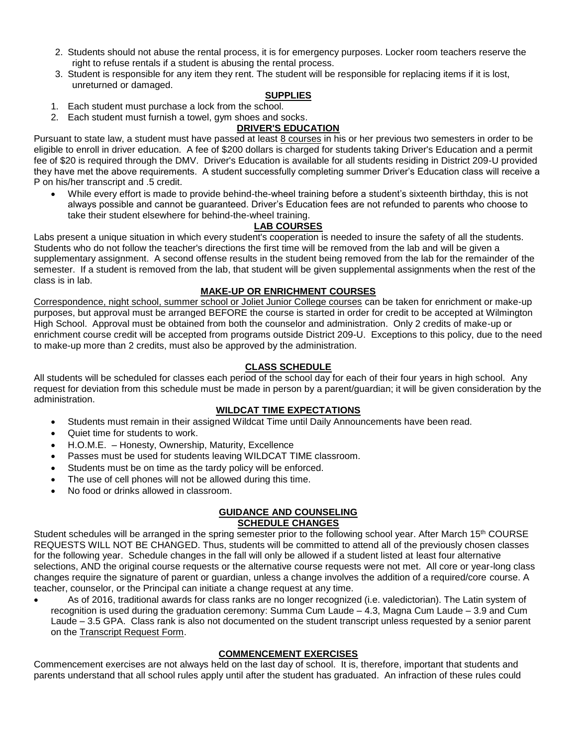2. Students should not abuse the rental process, it is for emergency purposes. Locker room teachers reserve the right to refuse rentals if a student is abusing the rental process.
3. Student is responsible for any item they rent. The student will be responsible for replacing items if it is lost, unreturned or damaged.

## SUPPLIES

1. Each student must purchase a lock from the school.
2. Each student must furnish a towel, gym shoes and socks.

## DRIVER'S EDUCATION

Pursuant to state law, a student must have passed at least 8 courses in his or her previous two semesters in order to be eligible to enroll in driver education. A fee of $200 dollars is charged for students taking Driver's Education and a permit fee of $20 is required through the DMV. Driver's Education is available for all students residing in District 209-U provided they have met the above requirements. A student successfully completing summer Driver's Education class will receive a P on his/her transcript and .5 credit.

- While every effort is made to provide behind-the-wheel training before a student's sixteenth birthday, this is not always possible and cannot be guaranteed. Driver's Education fees are not refunded to parents who choose to take their student elsewhere for behind-the-wheel training.

## LAB COURSES

Labs present a unique situation in which every student's cooperation is needed to insure the safety of all the students. Students who do not follow the teacher's directions the first time will be removed from the lab and will be given a supplementary assignment. A second offense results in the student being removed from the lab for the remainder of the semester. If a student is removed from the lab, that student will be given supplemental assignments when the rest of the class is in lab.

## MAKE-UP OR ENRICHMENT COURSES

Correspondence, night school, summer school or Joliet Junior College courses can be taken for enrichment or make-up purposes, but approval must be arranged BEFORE the course is started in order for credit to be accepted at Wilmington High School. Approval must be obtained from both the counselor and administration. Only 2 credits of make-up or enrichment course credit will be accepted from programs outside District 209-U. Exceptions to this policy, due to the need to make-up more than 2 credits, must also be approved by the administration.

## CLASS SCHEDULE

All students will be scheduled for classes each period of the school day for each of their four years in high school. Any request for deviation from this schedule must be made in person by a parent/guardian; it will be given consideration by the administration.

## WILDCAT TIME EXPECTATIONS

- Students must remain in their assigned Wildcat Time until Daily Announcements have been read.
- Quiet time for students to work.
- H.O.M.E. – Honesty, Ownership, Maturity, Excellence
- Passes must be used for students leaving WILDCAT TIME classroom.
- Students must be on time as the tardy policy will be enforced.
- The use of cell phones will not be allowed during this time.
- No food or drinks allowed in classroom.

## GUIDANCE AND COUNSELING

## SCHEDULE CHANGES

Student schedules will be arranged in the spring semester prior to the following school year. After March 15th COURSE REQUESTS WILL NOT BE CHANGED. Thus, students will be committed to attend all of the previously chosen classes for the following year. Schedule changes in the fall will only be allowed if a student listed at least four alternative selections, AND the original course requests or the alternative course requests were not met. All core or year-long class changes require the signature of parent or guardian, unless a change involves the addition of a required/core course. A teacher, counselor, or the Principal can initiate a change request at any time.

- As of 2016, traditional awards for class ranks are no longer recognized (i.e. valedictorian). The Latin system of recognition is used during the graduation ceremony: Summa Cum Laude – 4.3, Magna Cum Laude – 3.9 and Cum Laude – 3.5 GPA. Class rank is also not documented on the student transcript unless requested by a senior parent on the Transcript Request Form.

## COMMENCEMENT EXERCISES

Commencement exercises are not always held on the last day of school. It is, therefore, important that students and parents understand that all school rules apply until after the student has graduated. An infraction of these rules could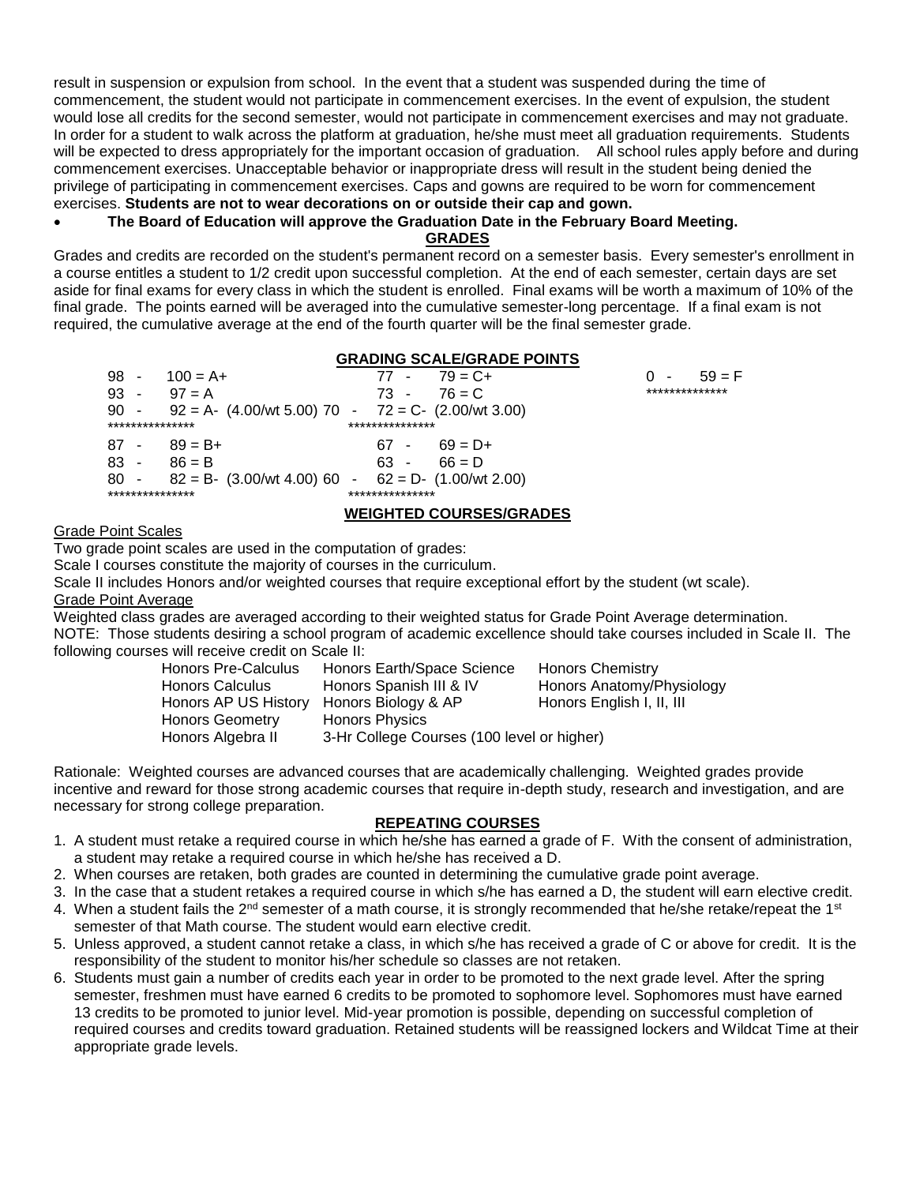result in suspension or expulsion from school. In the event that a student was suspended during the time of commencement, the student would not participate in commencement exercises. In the event of expulsion, the student would lose all credits for the second semester, would not participate in commencement exercises and may not graduate. In order for a student to walk across the platform at graduation, he/she must meet all graduation requirements. Students will be expected to dress appropriately for the important occasion of graduation. All school rules apply before and during commencement exercises. Unacceptable behavior or inappropriate dress will result in the student being denied the privilege of participating in commencement exercises. Caps and gowns are required to be worn for commencement exercises. **Students are not to wear decorations on or outside their cap and gown.**

- **The Board of Education will approve the Graduation Date in the February Board Meeting.**

## GRADES

Grades and credits are recorded on the student's permanent record on a semester basis. Every semester's enrollment in a course entitles a student to 1/2 credit upon successful completion. At the end of each semester, certain days are set aside for final exams for every class in which the student is enrolled. Final exams will be worth a maximum of 10% of the final grade. The points earned will be averaged into the cumulative semester-long percentage. If a final exam is not required, the cumulative average at the end of the fourth quarter will be the final semester grade.

### GRADING SCALE/GRADE POINTS

| | | |
|---|---|---|
| 98 - 100 = A+ | 77 - 79 = C+ | 0 - 59 = F |
| 93 - 97 = A | 73 - 76 = C | ************** |
| 90 - 92 = A- (4.00/wt 5.00) | 70 - 72 = C- (2.00/wt 3.00) | |
| *************** | *************** | |
| 87 - 89 = B+ | 67 - 69 = D+ | |
| 83 - 86 = B | 63 - 66 = D | |
| 80 - 82 = B- (3.00/wt 4.00) | 60 - 62 = D- (1.00/wt 2.00) | |
| *************** | *************** | |

### WEIGHTED COURSES/GRADES

Grade Point Scales

Two grade point scales are used in the computation of grades:

Scale I courses constitute the majority of courses in the curriculum.

Scale II includes Honors and/or weighted courses that require exceptional effort by the student (wt scale).

Grade Point Average

Weighted class grades are averaged according to their weighted status for Grade Point Average determination.

NOTE: Those students desiring a school program of academic excellence should take courses included in Scale II. The following courses will receive credit on Scale II:

| | | |
|---|---|---|
| Honors Pre-Calculus | Honors Earth/Space Science | Honors Chemistry |
| Honors Calculus | Honors Spanish III & IV | Honors Anatomy/Physiology |
| Honors AP US History | Honors Biology & AP | Honors English I, II, III |
| Honors Geometry | Honors Physics | |
| Honors Algebra II | 3-Hr College Courses (100 level or higher) | |

Rationale: Weighted courses are advanced courses that are academically challenging. Weighted grades provide incentive and reward for those strong academic courses that require in-depth study, research and investigation, and are necessary for strong college preparation.

### REPEATING COURSES

1. A student must retake a required course in which he/she has earned a grade of F. With the consent of administration, a student may retake a required course in which he/she has received a D.
2. When courses are retaken, both grades are counted in determining the cumulative grade point average.
3. In the case that a student retakes a required course in which s/he has earned a D, the student will earn elective credit.
4. When a student fails the 2nd semester of a math course, it is strongly recommended that he/she retake/repeat the 1st semester of that Math course. The student would earn elective credit.
5. Unless approved, a student cannot retake a class, in which s/he has received a grade of C or above for credit. It is the responsibility of the student to monitor his/her schedule so classes are not retaken.
6. Students must gain a number of credits each year in order to be promoted to the next grade level. After the spring semester, freshmen must have earned 6 credits to be promoted to sophomore level. Sophomores must have earned 13 credits to be promoted to junior level. Mid-year promotion is possible, depending on successful completion of required courses and credits toward graduation. Retained students will be reassigned lockers and Wildcat Time at their appropriate grade levels.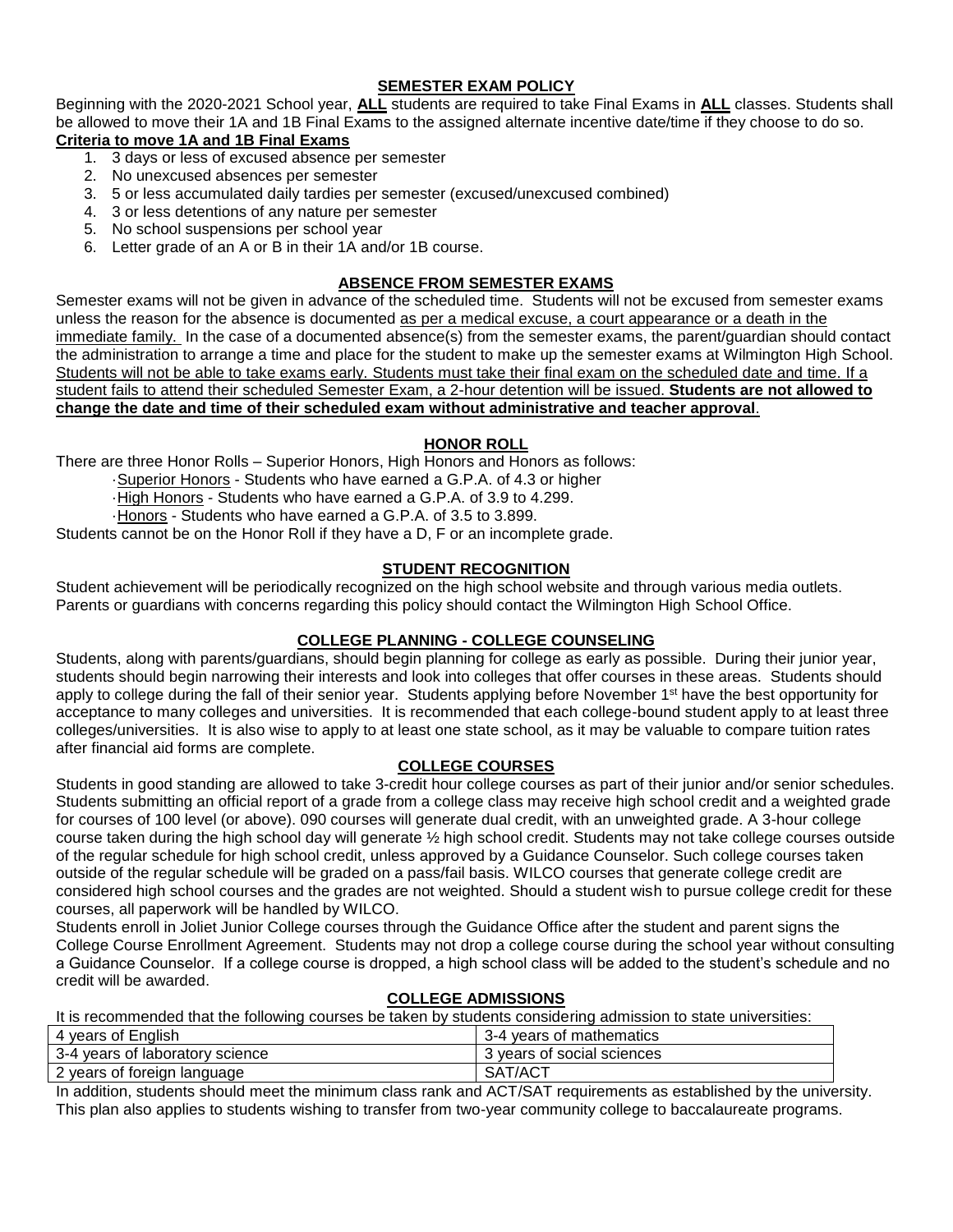## SEMESTER EXAM POLICY

Beginning with the 2020-2021 School year, **ALL** students are required to take Final Exams in **ALL** classes. Students shall be allowed to move their 1A and 1B Final Exams to the assigned alternate incentive date/time if they choose to do so.

**Criteria to move 1A and 1B Final Exams**

1. 3 days or less of excused absence per semester
2. No unexcused absences per semester
3. 5 or less accumulated daily tardies per semester (excused/unexcused combined)
4. 3 or less detentions of any nature per semester
5. No school suspensions per school year
6. Letter grade of an A or B in their 1A and/or 1B course.

## ABSENCE FROM SEMESTER EXAMS

Semester exams will not be given in advance of the scheduled time. Students will not be excused from semester exams unless the reason for the absence is documented as per a medical excuse, a court appearance or a death in the immediate family. In the case of a documented absence(s) from the semester exams, the parent/guardian should contact the administration to arrange a time and place for the student to make up the semester exams at Wilmington High School. Students will not be able to take exams early. Students must take their final exam on the scheduled date and time. If a student fails to attend their scheduled Semester Exam, a 2-hour detention will be issued. **Students are not allowed to change the date and time of their scheduled exam without administrative and teacher approval**.

## HONOR ROLL

There are three Honor Rolls – Superior Honors, High Honors and Honors as follows:

- Superior Honors - Students who have earned a G.P.A. of 4.3 or higher
- High Honors - Students who have earned a G.P.A. of 3.9 to 4.299.
- Honors - Students who have earned a G.P.A. of 3.5 to 3.899.

Students cannot be on the Honor Roll if they have a D, F or an incomplete grade.

## STUDENT RECOGNITION

Student achievement will be periodically recognized on the high school website and through various media outlets. Parents or guardians with concerns regarding this policy should contact the Wilmington High School Office.

## COLLEGE PLANNING - COLLEGE COUNSELING

Students, along with parents/guardians, should begin planning for college as early as possible. During their junior year, students should begin narrowing their interests and look into colleges that offer courses in these areas. Students should apply to college during the fall of their senior year. Students applying before November 1st have the best opportunity for acceptance to many colleges and universities. It is recommended that each college-bound student apply to at least three colleges/universities. It is also wise to apply to at least one state school, as it may be valuable to compare tuition rates after financial aid forms are complete.

## COLLEGE COURSES

Students in good standing are allowed to take 3-credit hour college courses as part of their junior and/or senior schedules. Students submitting an official report of a grade from a college class may receive high school credit and a weighted grade for courses of 100 level (or above). 090 courses will generate dual credit, with an unweighted grade. A 3-hour college course taken during the high school day will generate ½ high school credit. Students may not take college courses outside of the regular schedule for high school credit, unless approved by a Guidance Counselor. Such college courses taken outside of the regular schedule will be graded on a pass/fail basis. WILCO courses that generate college credit are considered high school courses and the grades are not weighted. Should a student wish to pursue college credit for these courses, all paperwork will be handled by WILCO.

Students enroll in Joliet Junior College courses through the Guidance Office after the student and parent signs the College Course Enrollment Agreement. Students may not drop a college course during the school year without consulting a Guidance Counselor. If a college course is dropped, a high school class will be added to the student's schedule and no credit will be awarded.

## COLLEGE ADMISSIONS

It is recommended that the following courses be taken by students considering admission to state universities:

| | |
|---|---|
| 4 years of English | 3-4 years of mathematics |
| 3-4 years of laboratory science | 3 years of social sciences |
| 2 years of foreign language | SAT/ACT |

In addition, students should meet the minimum class rank and ACT/SAT requirements as established by the university. This plan also applies to students wishing to transfer from two-year community college to baccalaureate programs.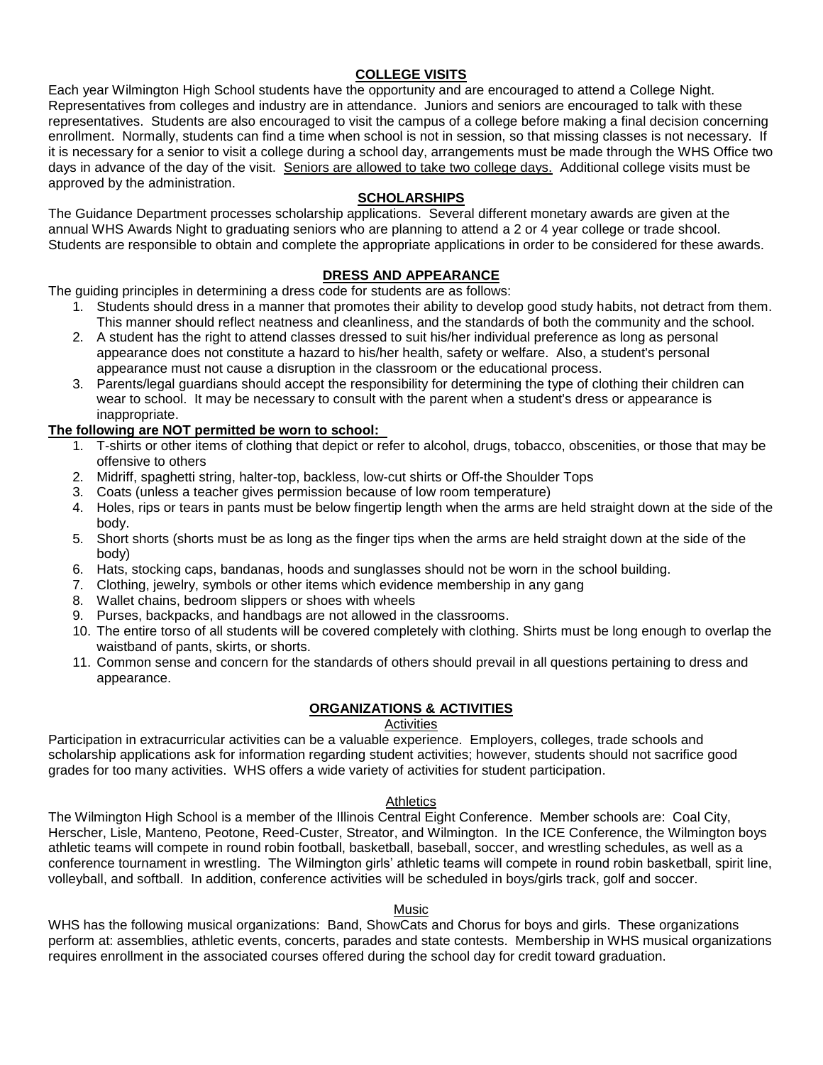## COLLEGE VISITS

Each year Wilmington High School students have the opportunity and are encouraged to attend a College Night. Representatives from colleges and industry are in attendance. Juniors and seniors are encouraged to talk with these representatives. Students are also encouraged to visit the campus of a college before making a final decision concerning enrollment. Normally, students can find a time when school is not in session, so that missing classes is not necessary. If it is necessary for a senior to visit a college during a school day, arrangements must be made through the WHS Office two days in advance of the day of the visit. Seniors are allowed to take two college days. Additional college visits must be approved by the administration.

## SCHOLARSHIPS

The Guidance Department processes scholarship applications. Several different monetary awards are given at the annual WHS Awards Night to graduating seniors who are planning to attend a 2 or 4 year college or trade shcool. Students are responsible to obtain and complete the appropriate applications in order to be considered for these awards.

## DRESS AND APPEARANCE

The guiding principles in determining a dress code for students are as follows:

1. Students should dress in a manner that promotes their ability to develop good study habits, not detract from them. This manner should reflect neatness and cleanliness, and the standards of both the community and the school.
2. A student has the right to attend classes dressed to suit his/her individual preference as long as personal appearance does not constitute a hazard to his/her health, safety or welfare. Also, a student's personal appearance must not cause a disruption in the classroom or the educational process.
3. Parents/legal guardians should accept the responsibility for determining the type of clothing their children can wear to school. It may be necessary to consult with the parent when a student's dress or appearance is inappropriate.

**The following are NOT permitted be worn to school:**

1. T-shirts or other items of clothing that depict or refer to alcohol, drugs, tobacco, obscenities, or those that may be offensive to others
2. Midriff, spaghetti string, halter-top, backless, low-cut shirts or Off-the Shoulder Tops
3. Coats (unless a teacher gives permission because of low room temperature)
4. Holes, rips or tears in pants must be below fingertip length when the arms are held straight down at the side of the body.
5. Short shorts (shorts must be as long as the finger tips when the arms are held straight down at the side of the body)
6. Hats, stocking caps, bandanas, hoods and sunglasses should not be worn in the school building.
7. Clothing, jewelry, symbols or other items which evidence membership in any gang
8. Wallet chains, bedroom slippers or shoes with wheels
9. Purses, backpacks, and handbags are not allowed in the classrooms.
10. The entire torso of all students will be covered completely with clothing. Shirts must be long enough to overlap the waistband of pants, skirts, or shorts.
11. Common sense and concern for the standards of others should prevail in all questions pertaining to dress and appearance.

## ORGANIZATIONS & ACTIVITIES

### Activities

Participation in extracurricular activities can be a valuable experience. Employers, colleges, trade schools and scholarship applications ask for information regarding student activities; however, students should not sacrifice good grades for too many activities. WHS offers a wide variety of activities for student participation.

### Athletics

The Wilmington High School is a member of the Illinois Central Eight Conference. Member schools are: Coal City, Herscher, Lisle, Manteno, Peotone, Reed-Custer, Streator, and Wilmington. In the ICE Conference, the Wilmington boys athletic teams will compete in round robin football, basketball, baseball, soccer, and wrestling schedules, as well as a conference tournament in wrestling. The Wilmington girls' athletic teams will compete in round robin basketball, spirit line, volleyball, and softball. In addition, conference activities will be scheduled in boys/girls track, golf and soccer.

### Music

WHS has the following musical organizations: Band, ShowCats and Chorus for boys and girls. These organizations perform at: assemblies, athletic events, concerts, parades and state contests. Membership in WHS musical organizations requires enrollment in the associated courses offered during the school day for credit toward graduation.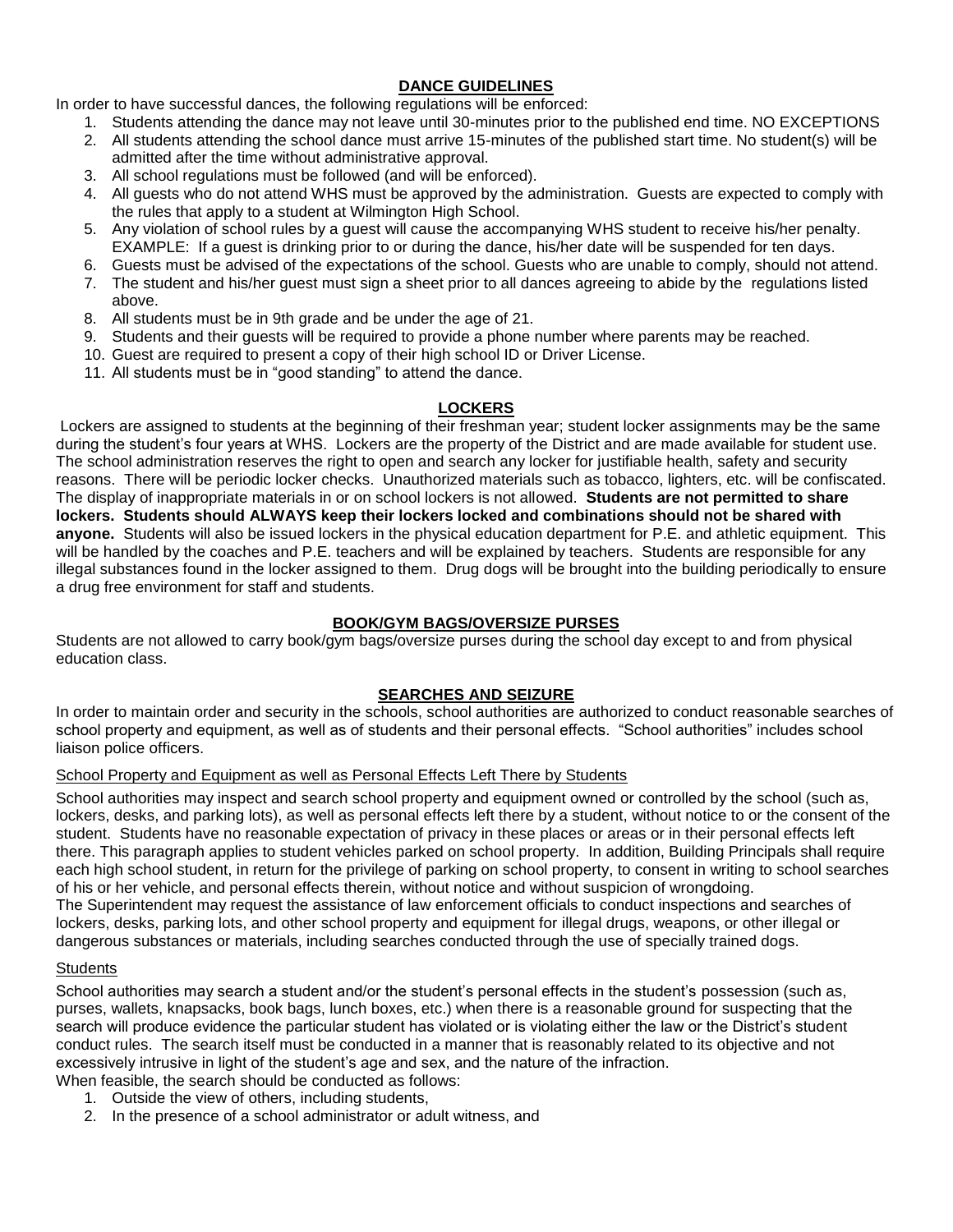## DANCE GUIDELINES

In order to have successful dances, the following regulations will be enforced:

1. Students attending the dance may not leave until 30-minutes prior to the published end time. NO EXCEPTIONS
2. All students attending the school dance must arrive 15-minutes of the published start time. No student(s) will be admitted after the time without administrative approval.
3. All school regulations must be followed (and will be enforced).
4. All guests who do not attend WHS must be approved by the administration. Guests are expected to comply with the rules that apply to a student at Wilmington High School.
5. Any violation of school rules by a guest will cause the accompanying WHS student to receive his/her penalty. EXAMPLE: If a guest is drinking prior to or during the dance, his/her date will be suspended for ten days.
6. Guests must be advised of the expectations of the school. Guests who are unable to comply, should not attend.
7. The student and his/her guest must sign a sheet prior to all dances agreeing to abide by the regulations listed above.
8. All students must be in 9th grade and be under the age of 21.
9. Students and their guests will be required to provide a phone number where parents may be reached.
10. Guest are required to present a copy of their high school ID or Driver License.
11. All students must be in "good standing" to attend the dance.

## LOCKERS

Lockers are assigned to students at the beginning of their freshman year; student locker assignments may be the same during the student's four years at WHS. Lockers are the property of the District and are made available for student use. The school administration reserves the right to open and search any locker for justifiable health, safety and security reasons. There will be periodic locker checks. Unauthorized materials such as tobacco, lighters, etc. will be confiscated. The display of inappropriate materials in or on school lockers is not allowed. **Students are not permitted to share lockers. Students should ALWAYS keep their lockers locked and combinations should not be shared with anyone.** Students will also be issued lockers in the physical education department for P.E. and athletic equipment. This will be handled by the coaches and P.E. teachers and will be explained by teachers. Students are responsible for any illegal substances found in the locker assigned to them. Drug dogs will be brought into the building periodically to ensure a drug free environment for staff and students.

## BOOK/GYM BAGS/OVERSIZE PURSES

Students are not allowed to carry book/gym bags/oversize purses during the school day except to and from physical education class.

## SEARCHES AND SEIZURE

In order to maintain order and security in the schools, school authorities are authorized to conduct reasonable searches of school property and equipment, as well as of students and their personal effects. "School authorities" includes school liaison police officers.

### School Property and Equipment as well as Personal Effects Left There by Students

School authorities may inspect and search school property and equipment owned or controlled by the school (such as, lockers, desks, and parking lots), as well as personal effects left there by a student, without notice to or the consent of the student. Students have no reasonable expectation of privacy in these places or areas or in their personal effects left there. This paragraph applies to student vehicles parked on school property. In addition, Building Principals shall require each high school student, in return for the privilege of parking on school property, to consent in writing to school searches of his or her vehicle, and personal effects therein, without notice and without suspicion of wrongdoing.

The Superintendent may request the assistance of law enforcement officials to conduct inspections and searches of lockers, desks, parking lots, and other school property and equipment for illegal drugs, weapons, or other illegal or dangerous substances or materials, including searches conducted through the use of specially trained dogs.

### Students

School authorities may search a student and/or the student's personal effects in the student's possession (such as, purses, wallets, knapsacks, book bags, lunch boxes, etc.) when there is a reasonable ground for suspecting that the search will produce evidence the particular student has violated or is violating either the law or the District's student conduct rules. The search itself must be conducted in a manner that is reasonably related to its objective and not excessively intrusive in light of the student's age and sex, and the nature of the infraction.

When feasible, the search should be conducted as follows:

1. Outside the view of others, including students,
2. In the presence of a school administrator or adult witness, and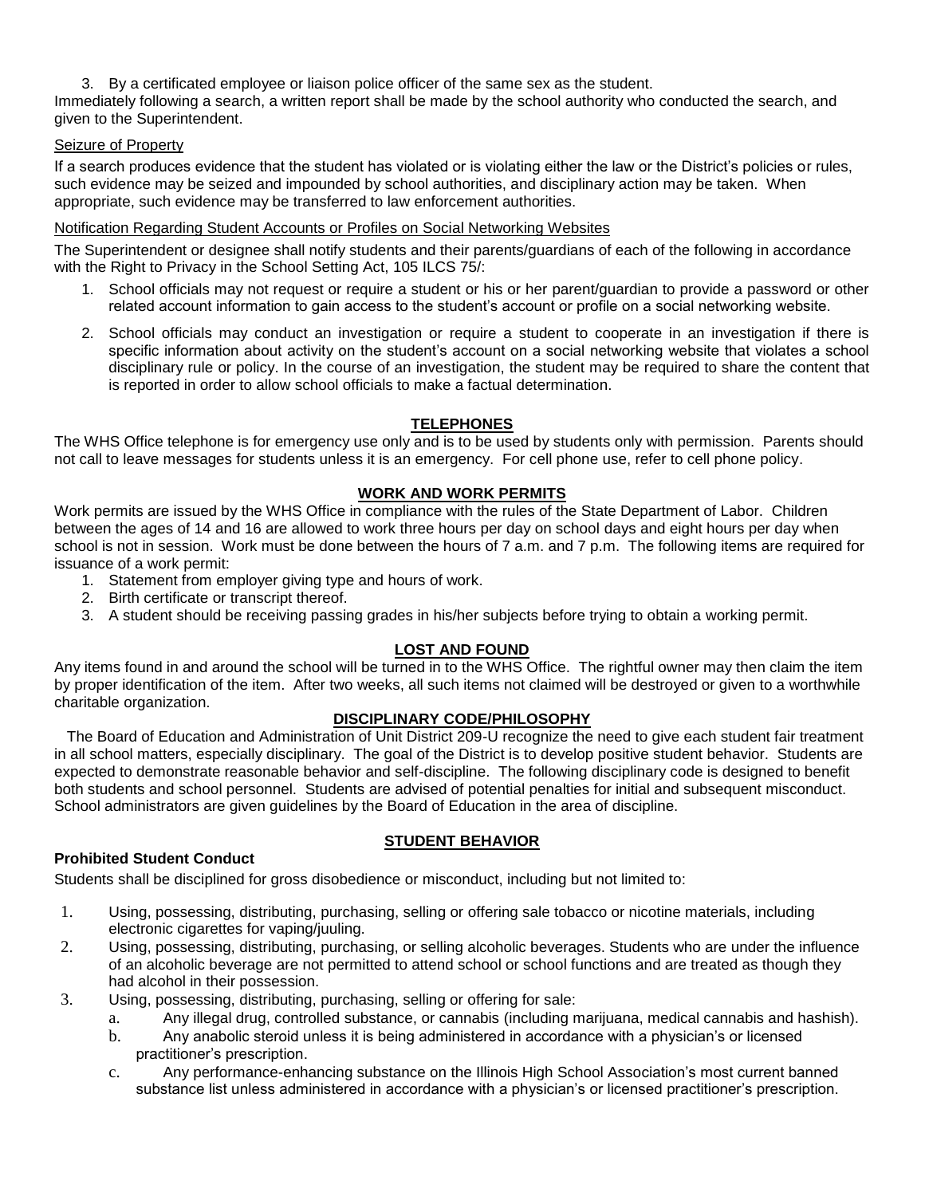3. By a certificated employee or liaison police officer of the same sex as the student.

Immediately following a search, a written report shall be made by the school authority who conducted the search, and given to the Superintendent.

Seizure of Property

If a search produces evidence that the student has violated or is violating either the law or the District's policies or rules, such evidence may be seized and impounded by school authorities, and disciplinary action may be taken. When appropriate, such evidence may be transferred to law enforcement authorities.

Notification Regarding Student Accounts or Profiles on Social Networking Websites

The Superintendent or designee shall notify students and their parents/guardians of each of the following in accordance with the Right to Privacy in the School Setting Act, 105 ILCS 75/:

1. School officials may not request or require a student or his or her parent/guardian to provide a password or other related account information to gain access to the student's account or profile on a social networking website.
2. School officials may conduct an investigation or require a student to cooperate in an investigation if there is specific information about activity on the student's account on a social networking website that violates a school disciplinary rule or policy. In the course of an investigation, the student may be required to share the content that is reported in order to allow school officials to make a factual determination.

## TELEPHONES

The WHS Office telephone is for emergency use only and is to be used by students only with permission. Parents should not call to leave messages for students unless it is an emergency. For cell phone use, refer to cell phone policy.

## WORK AND WORK PERMITS

Work permits are issued by the WHS Office in compliance with the rules of the State Department of Labor. Children between the ages of 14 and 16 are allowed to work three hours per day on school days and eight hours per day when school is not in session. Work must be done between the hours of 7 a.m. and 7 p.m. The following items are required for issuance of a work permit:

1. Statement from employer giving type and hours of work.
2. Birth certificate or transcript thereof.
3. A student should be receiving passing grades in his/her subjects before trying to obtain a working permit.

## LOST AND FOUND

Any items found in and around the school will be turned in to the WHS Office. The rightful owner may then claim the item by proper identification of the item. After two weeks, all such items not claimed will be destroyed or given to a worthwhile charitable organization.

## DISCIPLINARY CODE/PHILOSOPHY

The Board of Education and Administration of Unit District 209-U recognize the need to give each student fair treatment in all school matters, especially disciplinary. The goal of the District is to develop positive student behavior. Students are expected to demonstrate reasonable behavior and self-discipline. The following disciplinary code is designed to benefit both students and school personnel. Students are advised of potential penalties for initial and subsequent misconduct. School administrators are given guidelines by the Board of Education in the area of discipline.

## STUDENT BEHAVIOR

**Prohibited Student Conduct**

Students shall be disciplined for gross disobedience or misconduct, including but not limited to:

1. Using, possessing, distributing, purchasing, selling or offering sale tobacco or nicotine materials, including electronic cigarettes for vaping/juuling.
2. Using, possessing, distributing, purchasing, or selling alcoholic beverages. Students who are under the influence of an alcoholic beverage are not permitted to attend school or school functions and are treated as though they had alcohol in their possession.
3. Using, possessing, distributing, purchasing, selling or offering for sale:
   a. Any illegal drug, controlled substance, or cannabis (including marijuana, medical cannabis and hashish).
   b. Any anabolic steroid unless it is being administered in accordance with a physician's or licensed practitioner's prescription.
   c. Any performance-enhancing substance on the Illinois High School Association's most current banned substance list unless administered in accordance with a physician's or licensed practitioner's prescription.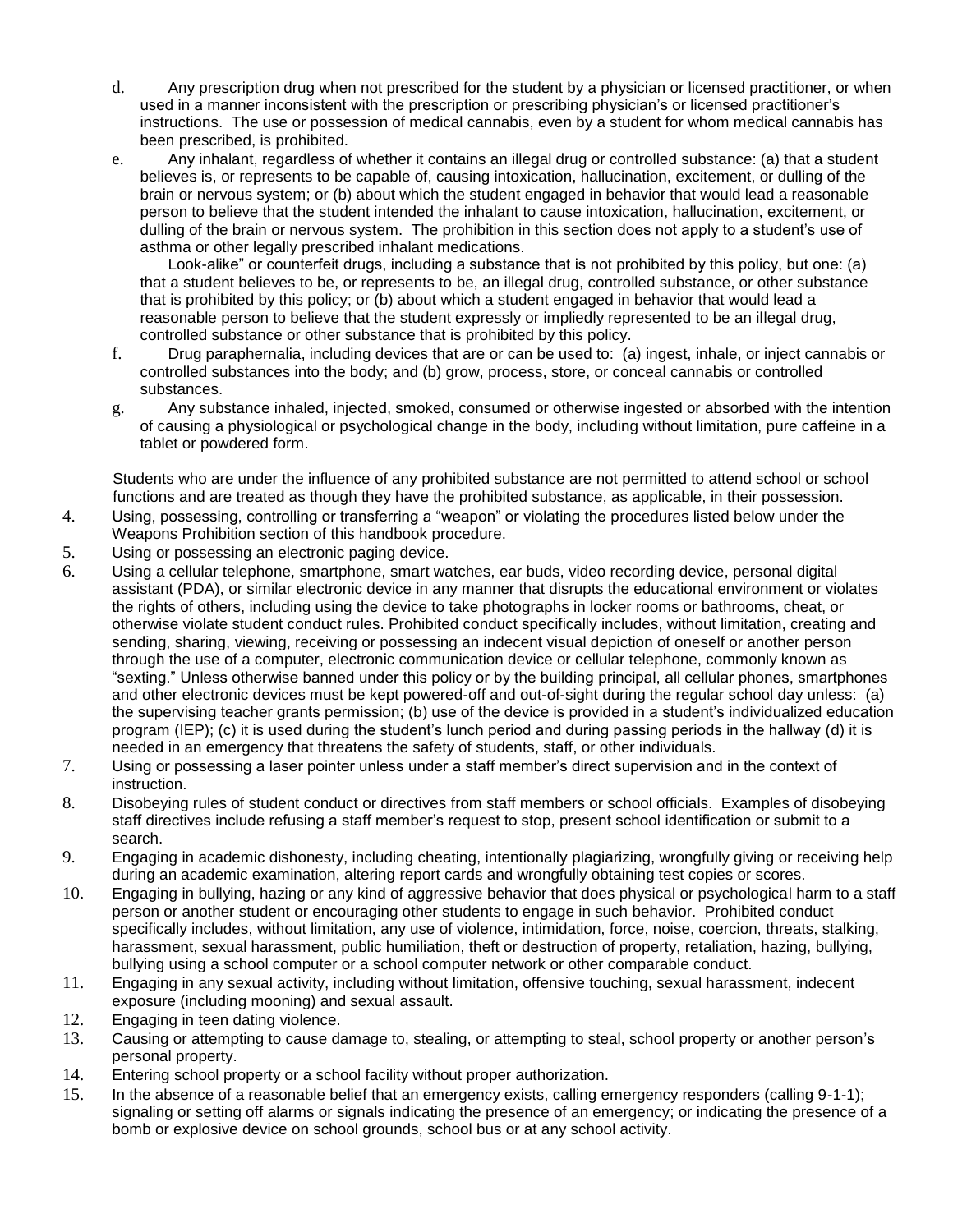d. Any prescription drug when not prescribed for the student by a physician or licensed practitioner, or when used in a manner inconsistent with the prescription or prescribing physician's or licensed practitioner's instructions. The use or possession of medical cannabis, even by a student for whom medical cannabis has been prescribed, is prohibited.

e. Any inhalant, regardless of whether it contains an illegal drug or controlled substance: (a) that a student believes is, or represents to be capable of, causing intoxication, hallucination, excitement, or dulling of the brain or nervous system; or (b) about which the student engaged in behavior that would lead a reasonable person to believe that the student intended the inhalant to cause intoxication, hallucination, excitement, or dulling of the brain or nervous system. The prohibition in this section does not apply to a student's use of asthma or other legally prescribed inhalant medications.

   Look-alike" or counterfeit drugs, including a substance that is not prohibited by this policy, but one: (a) that a student believes to be, or represents to be, an illegal drug, controlled substance, or other substance that is prohibited by this policy; or (b) about which a student engaged in behavior that would lead a reasonable person to believe that the student expressly or impliedly represented to be an illegal drug, controlled substance or other substance that is prohibited by this policy.

f. Drug paraphernalia, including devices that are or can be used to: (a) ingest, inhale, or inject cannabis or controlled substances into the body; and (b) grow, process, store, or conceal cannabis or controlled substances.

g. Any substance inhaled, injected, smoked, consumed or otherwise ingested or absorbed with the intention of causing a physiological or psychological change in the body, including without limitation, pure caffeine in a tablet or powdered form.

Students who are under the influence of any prohibited substance are not permitted to attend school or school functions and are treated as though they have the prohibited substance, as applicable, in their possession.

4. Using, possessing, controlling or transferring a "weapon" or violating the procedures listed below under the Weapons Prohibition section of this handbook procedure.
5. Using or possessing an electronic paging device.
6. Using a cellular telephone, smartphone, smart watches, ear buds, video recording device, personal digital assistant (PDA), or similar electronic device in any manner that disrupts the educational environment or violates the rights of others, including using the device to take photographs in locker rooms or bathrooms, cheat, or otherwise violate student conduct rules. Prohibited conduct specifically includes, without limitation, creating and sending, sharing, viewing, receiving or possessing an indecent visual depiction of oneself or another person through the use of a computer, electronic communication device or cellular telephone, commonly known as "sexting." Unless otherwise banned under this policy or by the building principal, all cellular phones, smartphones and other electronic devices must be kept powered-off and out-of-sight during the regular school day unless: (a) the supervising teacher grants permission; (b) use of the device is provided in a student's individualized education program (IEP); (c) it is used during the student's lunch period and during passing periods in the hallway (d) it is needed in an emergency that threatens the safety of students, staff, or other individuals.
7. Using or possessing a laser pointer unless under a staff member's direct supervision and in the context of instruction.
8. Disobeying rules of student conduct or directives from staff members or school officials. Examples of disobeying staff directives include refusing a staff member's request to stop, present school identification or submit to a search.
9. Engaging in academic dishonesty, including cheating, intentionally plagiarizing, wrongfully giving or receiving help during an academic examination, altering report cards and wrongfully obtaining test copies or scores.
10. Engaging in bullying, hazing or any kind of aggressive behavior that does physical or psychological harm to a staff person or another student or encouraging other students to engage in such behavior. Prohibited conduct specifically includes, without limitation, any use of violence, intimidation, force, noise, coercion, threats, stalking, harassment, sexual harassment, public humiliation, theft or destruction of property, retaliation, hazing, bullying, bullying using a school computer or a school computer network or other comparable conduct.
11. Engaging in any sexual activity, including without limitation, offensive touching, sexual harassment, indecent exposure (including mooning) and sexual assault.
12. Engaging in teen dating violence.
13. Causing or attempting to cause damage to, stealing, or attempting to steal, school property or another person's personal property.
14. Entering school property or a school facility without proper authorization.
15. In the absence of a reasonable belief that an emergency exists, calling emergency responders (calling 9-1-1); signaling or setting off alarms or signals indicating the presence of an emergency; or indicating the presence of a bomb or explosive device on school grounds, school bus or at any school activity.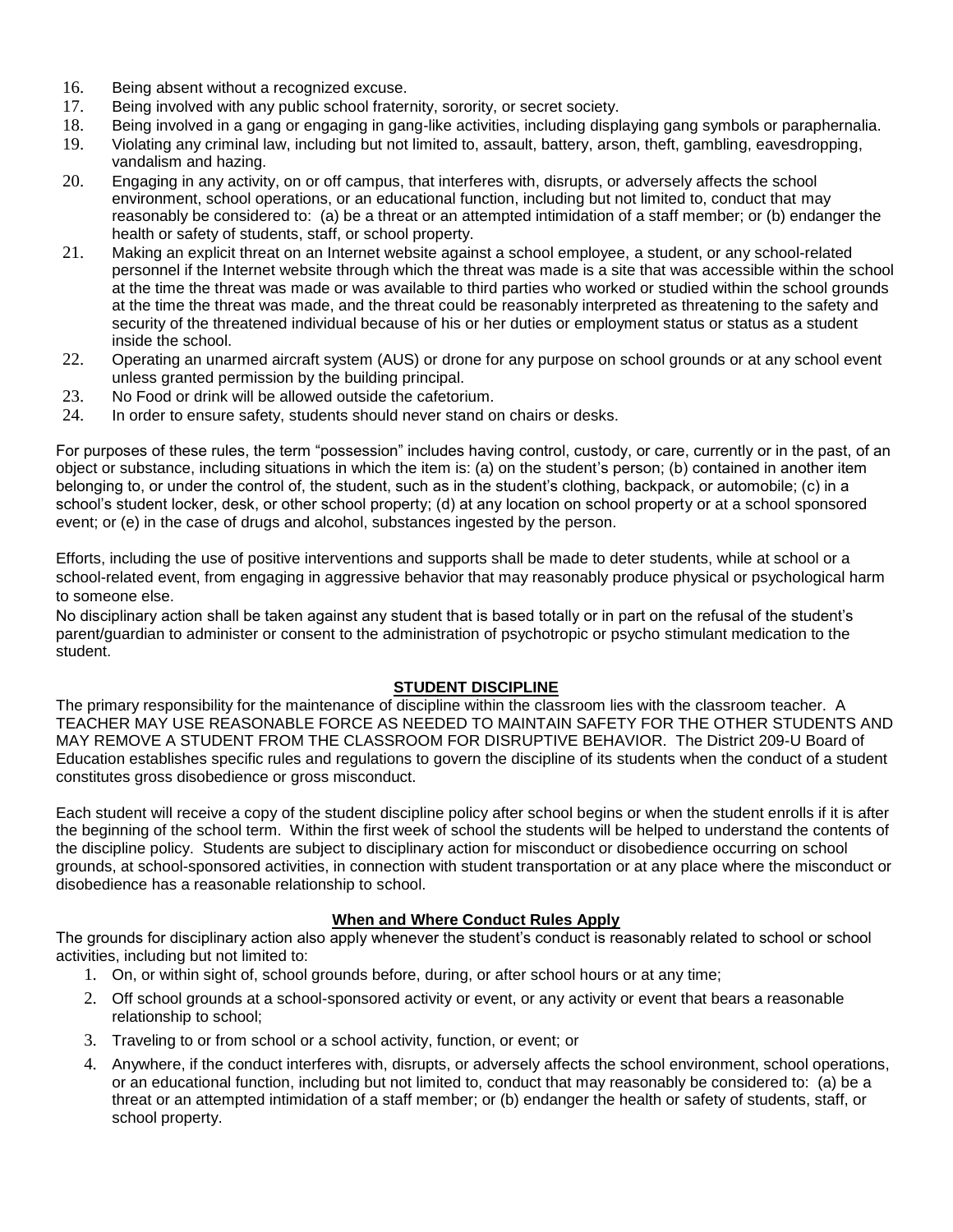16. Being absent without a recognized excuse.
17. Being involved with any public school fraternity, sorority, or secret society.
18. Being involved in a gang or engaging in gang-like activities, including displaying gang symbols or paraphernalia.
19. Violating any criminal law, including but not limited to, assault, battery, arson, theft, gambling, eavesdropping, vandalism and hazing.
20. Engaging in any activity, on or off campus, that interferes with, disrupts, or adversely affects the school environment, school operations, or an educational function, including but not limited to, conduct that may reasonably be considered to: (a) be a threat or an attempted intimidation of a staff member; or (b) endanger the health or safety of students, staff, or school property.
21. Making an explicit threat on an Internet website against a school employee, a student, or any school-related personnel if the Internet website through which the threat was made is a site that was accessible within the school at the time the threat was made or was available to third parties who worked or studied within the school grounds at the time the threat was made, and the threat could be reasonably interpreted as threatening to the safety and security of the threatened individual because of his or her duties or employment status or status as a student inside the school.
22. Operating an unarmed aircraft system (AUS) or drone for any purpose on school grounds or at any school event unless granted permission by the building principal.
23. No Food or drink will be allowed outside the cafetorium.
24. In order to ensure safety, students should never stand on chairs or desks.

For purposes of these rules, the term "possession" includes having control, custody, or care, currently or in the past, of an object or substance, including situations in which the item is: (a) on the student's person; (b) contained in another item belonging to, or under the control of, the student, such as in the student's clothing, backpack, or automobile; (c) in a school's student locker, desk, or other school property; (d) at any location on school property or at a school sponsored event; or (e) in the case of drugs and alcohol, substances ingested by the person.

Efforts, including the use of positive interventions and supports shall be made to deter students, while at school or a school-related event, from engaging in aggressive behavior that may reasonably produce physical or psychological harm to someone else.
No disciplinary action shall be taken against any student that is based totally or in part on the refusal of the student's parent/guardian to administer or consent to the administration of psychotropic or psycho stimulant medication to the student.

## STUDENT DISCIPLINE

The primary responsibility for the maintenance of discipline within the classroom lies with the classroom teacher. A TEACHER MAY USE REASONABLE FORCE AS NEEDED TO MAINTAIN SAFETY FOR THE OTHER STUDENTS AND MAY REMOVE A STUDENT FROM THE CLASSROOM FOR DISRUPTIVE BEHAVIOR. The District 209-U Board of Education establishes specific rules and regulations to govern the discipline of its students when the conduct of a student constitutes gross disobedience or gross misconduct.

Each student will receive a copy of the student discipline policy after school begins or when the student enrolls if it is after the beginning of the school term. Within the first week of school the students will be helped to understand the contents of the discipline policy. Students are subject to disciplinary action for misconduct or disobedience occurring on school grounds, at school-sponsored activities, in connection with student transportation or at any place where the misconduct or disobedience has a reasonable relationship to school.

### When and Where Conduct Rules Apply

The grounds for disciplinary action also apply whenever the student's conduct is reasonably related to school or school activities, including but not limited to:

1. On, or within sight of, school grounds before, during, or after school hours or at any time;
2. Off school grounds at a school-sponsored activity or event, or any activity or event that bears a reasonable relationship to school;
3. Traveling to or from school or a school activity, function, or event; or
4. Anywhere, if the conduct interferes with, disrupts, or adversely affects the school environment, school operations, or an educational function, including but not limited to, conduct that may reasonably be considered to: (a) be a threat or an attempted intimidation of a staff member; or (b) endanger the health or safety of students, staff, or school property.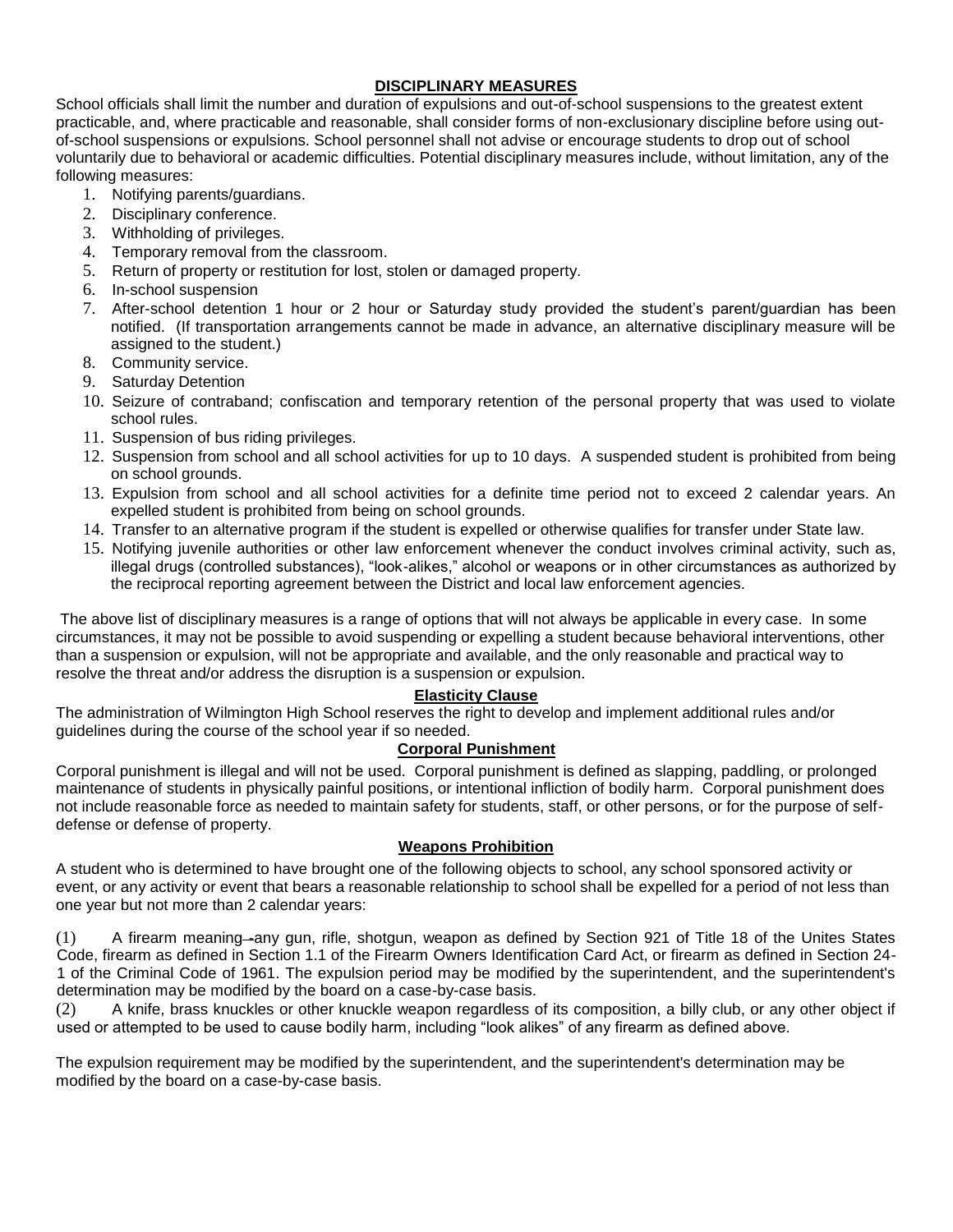## DISCIPLINARY MEASURES

School officials shall limit the number and duration of expulsions and out-of-school suspensions to the greatest extent practicable, and, where practicable and reasonable, shall consider forms of non-exclusionary discipline before using out-of-school suspensions or expulsions. School personnel shall not advise or encourage students to drop out of school voluntarily due to behavioral or academic difficulties. Potential disciplinary measures include, without limitation, any of the following measures:

1. Notifying parents/guardians.
2. Disciplinary conference.
3. Withholding of privileges.
4. Temporary removal from the classroom.
5. Return of property or restitution for lost, stolen or damaged property.
6. In-school suspension
7. After-school detention 1 hour or 2 hour or Saturday study provided the student's parent/guardian has been notified. (If transportation arrangements cannot be made in advance, an alternative disciplinary measure will be assigned to the student.)
8. Community service.
9. Saturday Detention
10. Seizure of contraband; confiscation and temporary retention of the personal property that was used to violate school rules.
11. Suspension of bus riding privileges.
12. Suspension from school and all school activities for up to 10 days. A suspended student is prohibited from being on school grounds.
13. Expulsion from school and all school activities for a definite time period not to exceed 2 calendar years. An expelled student is prohibited from being on school grounds.
14. Transfer to an alternative program if the student is expelled or otherwise qualifies for transfer under State law.
15. Notifying juvenile authorities or other law enforcement whenever the conduct involves criminal activity, such as, illegal drugs (controlled substances), "look-alikes," alcohol or weapons or in other circumstances as authorized by the reciprocal reporting agreement between the District and local law enforcement agencies.

The above list of disciplinary measures is a range of options that will not always be applicable in every case. In some circumstances, it may not be possible to avoid suspending or expelling a student because behavioral interventions, other than a suspension or expulsion, will not be appropriate and available, and the only reasonable and practical way to resolve the threat and/or address the disruption is a suspension or expulsion.

### Elasticity Clause

The administration of Wilmington High School reserves the right to develop and implement additional rules and/or guidelines during the course of the school year if so needed.

### Corporal Punishment

Corporal punishment is illegal and will not be used. Corporal punishment is defined as slapping, paddling, or prolonged maintenance of students in physically painful positions, or intentional infliction of bodily harm. Corporal punishment does not include reasonable force as needed to maintain safety for students, staff, or other persons, or for the purpose of self-defense or defense of property.

### Weapons Prohibition

A student who is determined to have brought one of the following objects to school, any school sponsored activity or event, or any activity or event that bears a reasonable relationship to school shall be expelled for a period of not less than one year but not more than 2 calendar years:

(1) A firearm meaning any gun, rifle, shotgun, weapon as defined by Section 921 of Title 18 of the Unites States Code, firearm as defined in Section 1.1 of the Firearm Owners Identification Card Act, or firearm as defined in Section 24-1 of the Criminal Code of 1961. The expulsion period may be modified by the superintendent, and the superintendent's determination may be modified by the board on a case-by-case basis.

(2) A knife, brass knuckles or other knuckle weapon regardless of its composition, a billy club, or any other object if used or attempted to be used to cause bodily harm, including "look alikes" of any firearm as defined above.

The expulsion requirement may be modified by the superintendent, and the superintendent's determination may be modified by the board on a case-by-case basis.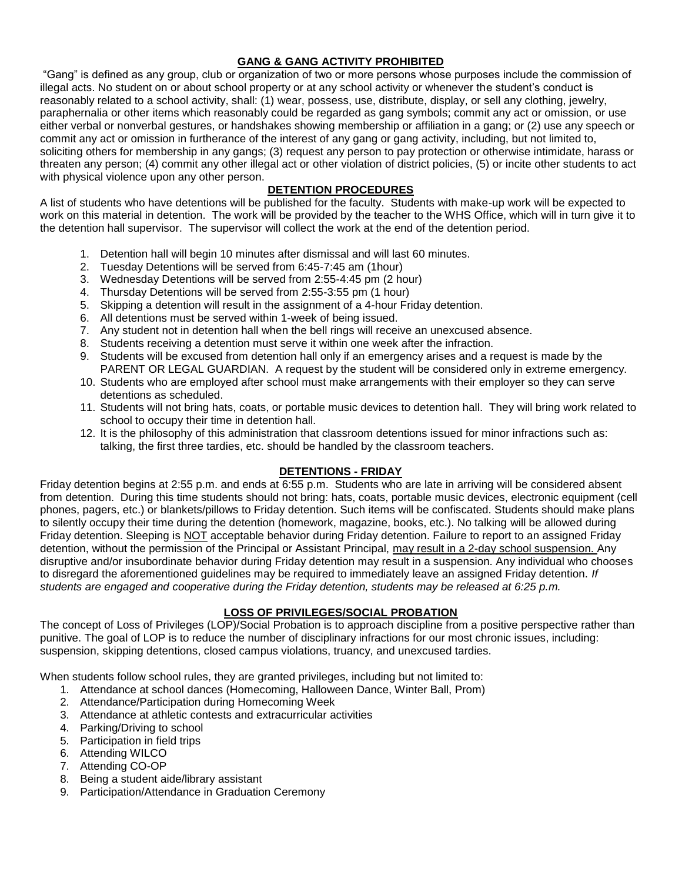## GANG & GANG ACTIVITY PROHIBITED

"Gang" is defined as any group, club or organization of two or more persons whose purposes include the commission of illegal acts. No student on or about school property or at any school activity or whenever the student's conduct is reasonably related to a school activity, shall: (1) wear, possess, use, distribute, display, or sell any clothing, jewelry, paraphernalia or other items which reasonably could be regarded as gang symbols; commit any act or omission, or use either verbal or nonverbal gestures, or handshakes showing membership or affiliation in a gang; or (2) use any speech or commit any act or omission in furtherance of the interest of any gang or gang activity, including, but not limited to, soliciting others for membership in any gangs; (3) request any person to pay protection or otherwise intimidate, harass or threaten any person; (4) commit any other illegal act or other violation of district policies, (5) or incite other students to act with physical violence upon any other person.

## DETENTION PROCEDURES

A list of students who have detentions will be published for the faculty. Students with make-up work will be expected to work on this material in detention. The work will be provided by the teacher to the WHS Office, which will in turn give it to the detention hall supervisor. The supervisor will collect the work at the end of the detention period.

1. Detention hall will begin 10 minutes after dismissal and will last 60 minutes.
2. Tuesday Detentions will be served from 6:45-7:45 am (1hour)
3. Wednesday Detentions will be served from 2:55-4:45 pm (2 hour)
4. Thursday Detentions will be served from 2:55-3:55 pm (1 hour)
5. Skipping a detention will result in the assignment of a 4-hour Friday detention.
6. All detentions must be served within 1-week of being issued.
7. Any student not in detention hall when the bell rings will receive an unexcused absence.
8. Students receiving a detention must serve it within one week after the infraction.
9. Students will be excused from detention hall only if an emergency arises and a request is made by the PARENT OR LEGAL GUARDIAN. A request by the student will be considered only in extreme emergency.
10. Students who are employed after school must make arrangements with their employer so they can serve detentions as scheduled.
11. Students will not bring hats, coats, or portable music devices to detention hall. They will bring work related to school to occupy their time in detention hall.
12. It is the philosophy of this administration that classroom detentions issued for minor infractions such as: talking, the first three tardies, etc. should be handled by the classroom teachers.

## DETENTIONS - FRIDAY

Friday detention begins at 2:55 p.m. and ends at 6:55 p.m. Students who are late in arriving will be considered absent from detention. During this time students should not bring: hats, coats, portable music devices, electronic equipment (cell phones, pagers, etc.) or blankets/pillows to Friday detention. Such items will be confiscated. Students should make plans to silently occupy their time during the detention (homework, magazine, books, etc.). No talking will be allowed during Friday detention. Sleeping is NOT acceptable behavior during Friday detention. Failure to report to an assigned Friday detention, without the permission of the Principal or Assistant Principal, may result in a 2-day school suspension. Any disruptive and/or insubordinate behavior during Friday detention may result in a suspension. Any individual who chooses to disregard the aforementioned guidelines may be required to immediately leave an assigned Friday detention. *If students are engaged and cooperative during the Friday detention, students may be released at 6:25 p.m.*

## LOSS OF PRIVILEGES/SOCIAL PROBATION

The concept of Loss of Privileges (LOP)/Social Probation is to approach discipline from a positive perspective rather than punitive. The goal of LOP is to reduce the number of disciplinary infractions for our most chronic issues, including: suspension, skipping detentions, closed campus violations, truancy, and unexcused tardies.

When students follow school rules, they are granted privileges, including but not limited to:

1. Attendance at school dances (Homecoming, Halloween Dance, Winter Ball, Prom)
2. Attendance/Participation during Homecoming Week
3. Attendance at athletic contests and extracurricular activities
4. Parking/Driving to school
5. Participation in field trips
6. Attending WILCO
7. Attending CO-OP
8. Being a student aide/library assistant
9. Participation/Attendance in Graduation Ceremony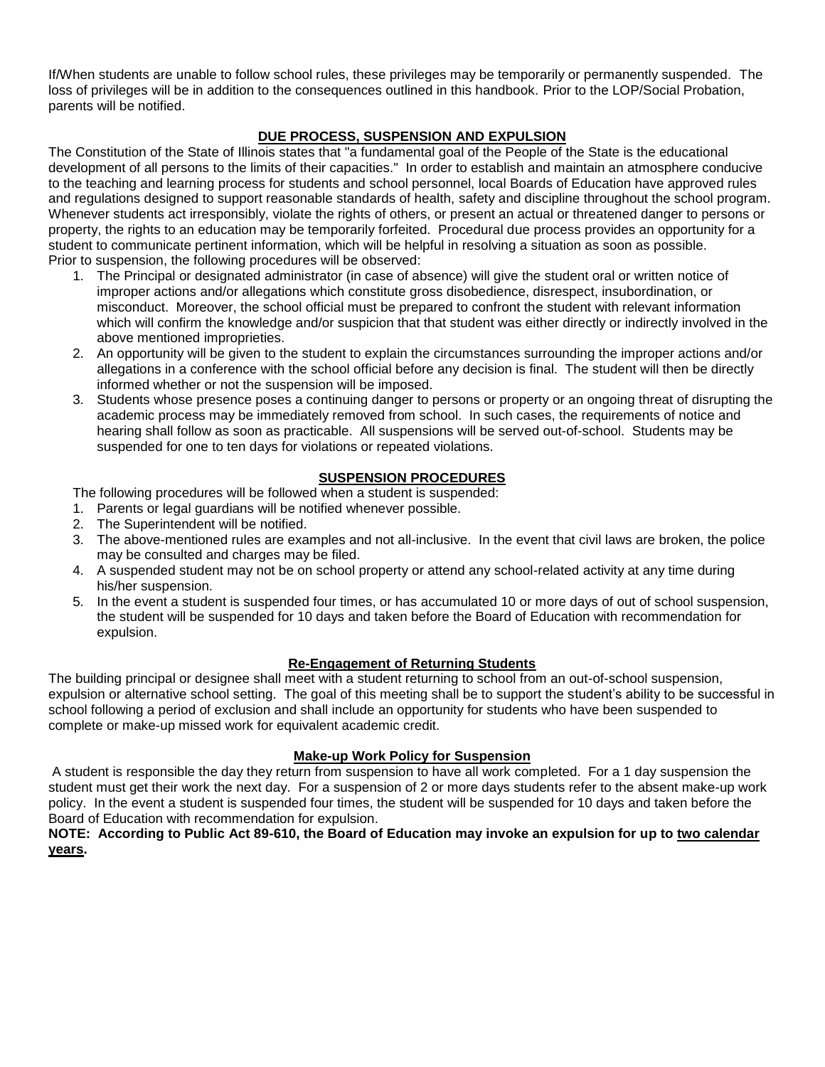If/When students are unable to follow school rules, these privileges may be temporarily or permanently suspended. The loss of privileges will be in addition to the consequences outlined in this handbook. Prior to the LOP/Social Probation, parents will be notified.

## DUE PROCESS, SUSPENSION AND EXPULSION

The Constitution of the State of Illinois states that "a fundamental goal of the People of the State is the educational development of all persons to the limits of their capacities." In order to establish and maintain an atmosphere conducive to the teaching and learning process for students and school personnel, local Boards of Education have approved rules and regulations designed to support reasonable standards of health, safety and discipline throughout the school program. Whenever students act irresponsibly, violate the rights of others, or present an actual or threatened danger to persons or property, the rights to an education may be temporarily forfeited. Procedural due process provides an opportunity for a student to communicate pertinent information, which will be helpful in resolving a situation as soon as possible.
Prior to suspension, the following procedures will be observed:

1. The Principal or designated administrator (in case of absence) will give the student oral or written notice of improper actions and/or allegations which constitute gross disobedience, disrespect, insubordination, or misconduct. Moreover, the school official must be prepared to confront the student with relevant information which will confirm the knowledge and/or suspicion that that student was either directly or indirectly involved in the above mentioned improprieties.
2. An opportunity will be given to the student to explain the circumstances surrounding the improper actions and/or allegations in a conference with the school official before any decision is final. The student will then be directly informed whether or not the suspension will be imposed.
3. Students whose presence poses a continuing danger to persons or property or an ongoing threat of disrupting the academic process may be immediately removed from school. In such cases, the requirements of notice and hearing shall follow as soon as practicable. All suspensions will be served out-of-school. Students may be suspended for one to ten days for violations or repeated violations.

## SUSPENSION PROCEDURES

The following procedures will be followed when a student is suspended:

1. Parents or legal guardians will be notified whenever possible.
2. The Superintendent will be notified.
3. The above-mentioned rules are examples and not all-inclusive. In the event that civil laws are broken, the police may be consulted and charges may be filed.
4. A suspended student may not be on school property or attend any school-related activity at any time during his/her suspension.
5. In the event a student is suspended four times, or has accumulated 10 or more days of out of school suspension, the student will be suspended for 10 days and taken before the Board of Education with recommendation for expulsion.

## Re-Engagement of Returning Students

The building principal or designee shall meet with a student returning to school from an out-of-school suspension, expulsion or alternative school setting. The goal of this meeting shall be to support the student's ability to be successful in school following a period of exclusion and shall include an opportunity for students who have been suspended to complete or make-up missed work for equivalent academic credit.

## Make-up Work Policy for Suspension

A student is responsible the day they return from suspension to have all work completed. For a 1 day suspension the student must get their work the next day. For a suspension of 2 or more days students refer to the absent make-up work policy. In the event a student is suspended four times, the student will be suspended for 10 days and taken before the Board of Education with recommendation for expulsion.

**NOTE: According to Public Act 89-610, the Board of Education may invoke an expulsion for up to two calendar years.**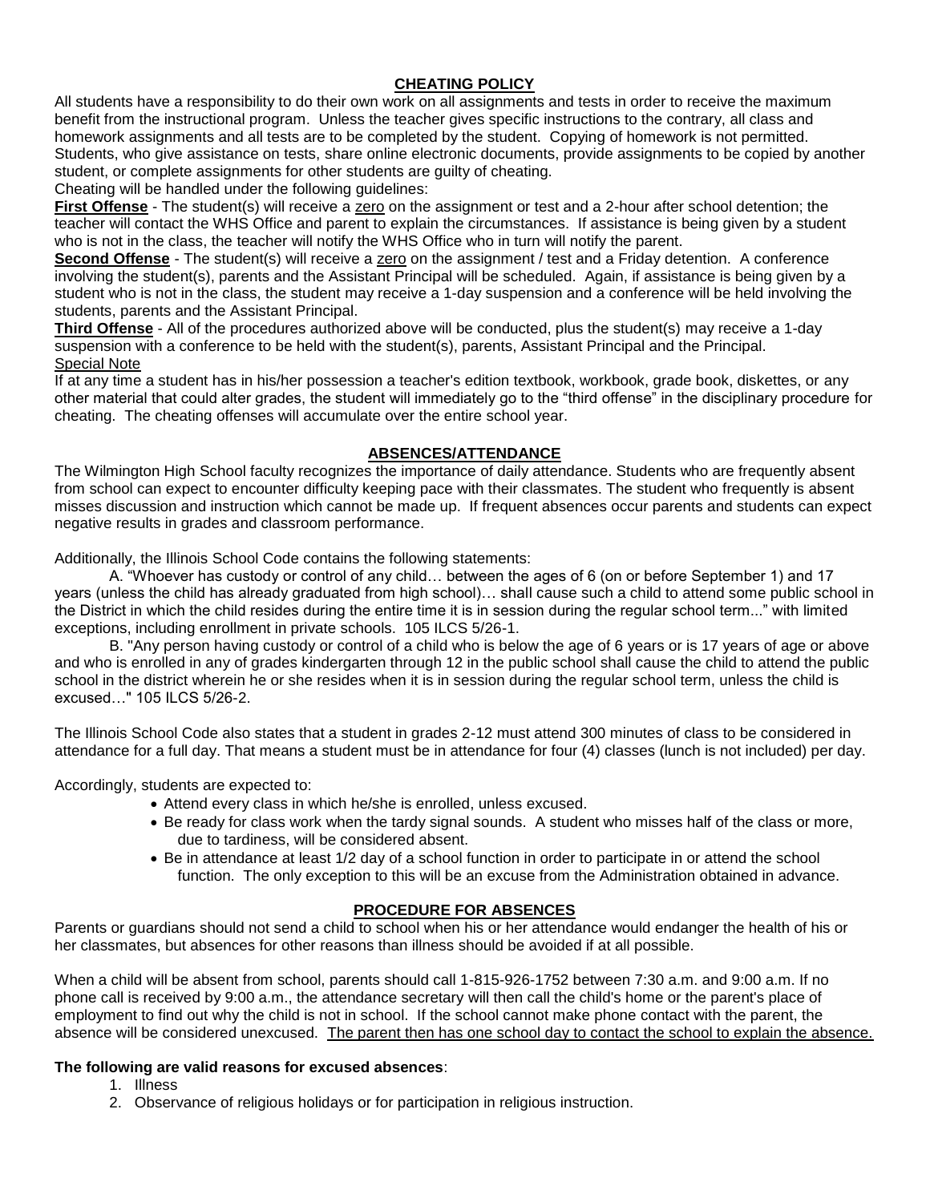## CHEATING POLICY

All students have a responsibility to do their own work on all assignments and tests in order to receive the maximum benefit from the instructional program. Unless the teacher gives specific instructions to the contrary, all class and homework assignments and all tests are to be completed by the student. Copying of homework is not permitted. Students, who give assistance on tests, share online electronic documents, provide assignments to be copied by another student, or complete assignments for other students are guilty of cheating.

Cheating will be handled under the following guidelines:

**First Offense** - The student(s) will receive a zero on the assignment or test and a 2-hour after school detention; the teacher will contact the WHS Office and parent to explain the circumstances. If assistance is being given by a student who is not in the class, the teacher will notify the WHS Office who in turn will notify the parent.

**Second Offense** - The student(s) will receive a zero on the assignment / test and a Friday detention. A conference involving the student(s), parents and the Assistant Principal will be scheduled. Again, if assistance is being given by a student who is not in the class, the student may receive a 1-day suspension and a conference will be held involving the students, parents and the Assistant Principal.

**Third Offense** - All of the procedures authorized above will be conducted, plus the student(s) may receive a 1-day suspension with a conference to be held with the student(s), parents, Assistant Principal and the Principal.

Special Note

If at any time a student has in his/her possession a teacher's edition textbook, workbook, grade book, diskettes, or any other material that could alter grades, the student will immediately go to the "third offense" in the disciplinary procedure for cheating. The cheating offenses will accumulate over the entire school year.

## ABSENCES/ATTENDANCE

The Wilmington High School faculty recognizes the importance of daily attendance. Students who are frequently absent from school can expect to encounter difficulty keeping pace with their classmates. The student who frequently is absent misses discussion and instruction which cannot be made up. If frequent absences occur parents and students can expect negative results in grades and classroom performance.

Additionally, the Illinois School Code contains the following statements:

A. "Whoever has custody or control of any child… between the ages of 6 (on or before September 1) and 17 years (unless the child has already graduated from high school)… shall cause such a child to attend some public school in the District in which the child resides during the entire time it is in session during the regular school term..." with limited exceptions, including enrollment in private schools. 105 ILCS 5/26-1.

B. "Any person having custody or control of a child who is below the age of 6 years or is 17 years of age or above and who is enrolled in any of grades kindergarten through 12 in the public school shall cause the child to attend the public school in the district wherein he or she resides when it is in session during the regular school term, unless the child is excused…" 105 ILCS 5/26-2.

The Illinois School Code also states that a student in grades 2-12 must attend 300 minutes of class to be considered in attendance for a full day. That means a student must be in attendance for four (4) classes (lunch is not included) per day.

Accordingly, students are expected to:

- Attend every class in which he/she is enrolled, unless excused.
- Be ready for class work when the tardy signal sounds. A student who misses half of the class or more, due to tardiness, will be considered absent.
- Be in attendance at least 1/2 day of a school function in order to participate in or attend the school function. The only exception to this will be an excuse from the Administration obtained in advance.

## PROCEDURE FOR ABSENCES

Parents or guardians should not send a child to school when his or her attendance would endanger the health of his or her classmates, but absences for other reasons than illness should be avoided if at all possible.

When a child will be absent from school, parents should call 1-815-926-1752 between 7:30 a.m. and 9:00 a.m. If no phone call is received by 9:00 a.m., the attendance secretary will then call the child's home or the parent's place of employment to find out why the child is not in school. If the school cannot make phone contact with the parent, the absence will be considered unexcused. The parent then has one school day to contact the school to explain the absence.

**The following are valid reasons for excused absences**:

1. Illness
2. Observance of religious holidays or for participation in religious instruction.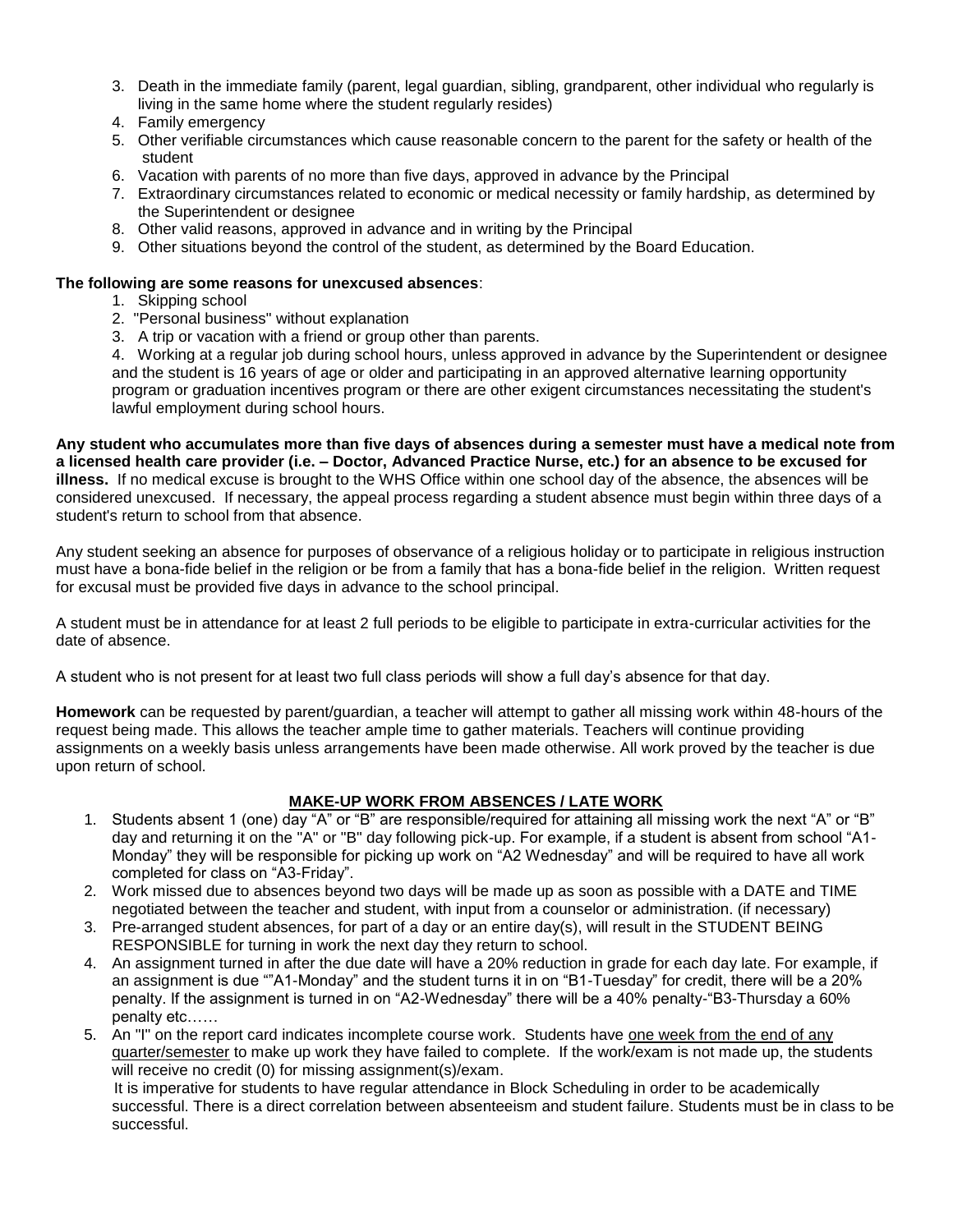3. Death in the immediate family (parent, legal guardian, sibling, grandparent, other individual who regularly is living in the same home where the student regularly resides)
4. Family emergency
5. Other verifiable circumstances which cause reasonable concern to the parent for the safety or health of the student
6. Vacation with parents of no more than five days, approved in advance by the Principal
7. Extraordinary circumstances related to economic or medical necessity or family hardship, as determined by the Superintendent or designee
8. Other valid reasons, approved in advance and in writing by the Principal
9. Other situations beyond the control of the student, as determined by the Board Education.

**The following are some reasons for unexcused absences**:

1. Skipping school
2. "Personal business" without explanation
3. A trip or vacation with a friend or group other than parents.
4. Working at a regular job during school hours, unless approved in advance by the Superintendent or designee and the student is 16 years of age or older and participating in an approved alternative learning opportunity program or graduation incentives program or there are other exigent circumstances necessitating the student's lawful employment during school hours.

**Any student who accumulates more than five days of absences during a semester must have a medical note from a licensed health care provider (i.e. – Doctor, Advanced Practice Nurse, etc.) for an absence to be excused for illness.** If no medical excuse is brought to the WHS Office within one school day of the absence, the absences will be considered unexcused. If necessary, the appeal process regarding a student absence must begin within three days of a student's return to school from that absence.

Any student seeking an absence for purposes of observance of a religious holiday or to participate in religious instruction must have a bona-fide belief in the religion or be from a family that has a bona-fide belief in the religion. Written request for excusal must be provided five days in advance to the school principal.

A student must be in attendance for at least 2 full periods to be eligible to participate in extra-curricular activities for the date of absence.

A student who is not present for at least two full class periods will show a full day's absence for that day.

**Homework** can be requested by parent/guardian, a teacher will attempt to gather all missing work within 48-hours of the request being made. This allows the teacher ample time to gather materials. Teachers will continue providing assignments on a weekly basis unless arrangements have been made otherwise. All work proved by the teacher is due upon return of school.

## MAKE-UP WORK FROM ABSENCES / LATE WORK

1. Students absent 1 (one) day "A" or "B" are responsible/required for attaining all missing work the next "A" or "B" day and returning it on the "A" or "B" day following pick-up. For example, if a student is absent from school "A1-Monday" they will be responsible for picking up work on "A2 Wednesday" and will be required to have all work completed for class on "A3-Friday".
2. Work missed due to absences beyond two days will be made up as soon as possible with a DATE and TIME negotiated between the teacher and student, with input from a counselor or administration. (if necessary)
3. Pre-arranged student absences, for part of a day or an entire day(s), will result in the STUDENT BEING RESPONSIBLE for turning in work the next day they return to school.
4. An assignment turned in after the due date will have a 20% reduction in grade for each day late. For example, if an assignment is due ""A1-Monday" and the student turns it in on "B1-Tuesday" for credit, there will be a 20% penalty. If the assignment is turned in on "A2-Wednesday" there will be a 40% penalty-"B3-Thursday a 60% penalty etc……
5. An "I" on the report card indicates incomplete course work. Students have <u>one week from the end of any quarter/semester</u> to make up work they have failed to complete. If the work/exam is not made up, the students will receive no credit (0) for missing assignment(s)/exam.
   It is imperative for students to have regular attendance in Block Scheduling in order to be academically successful. There is a direct correlation between absenteeism and student failure. Students must be in class to be successful.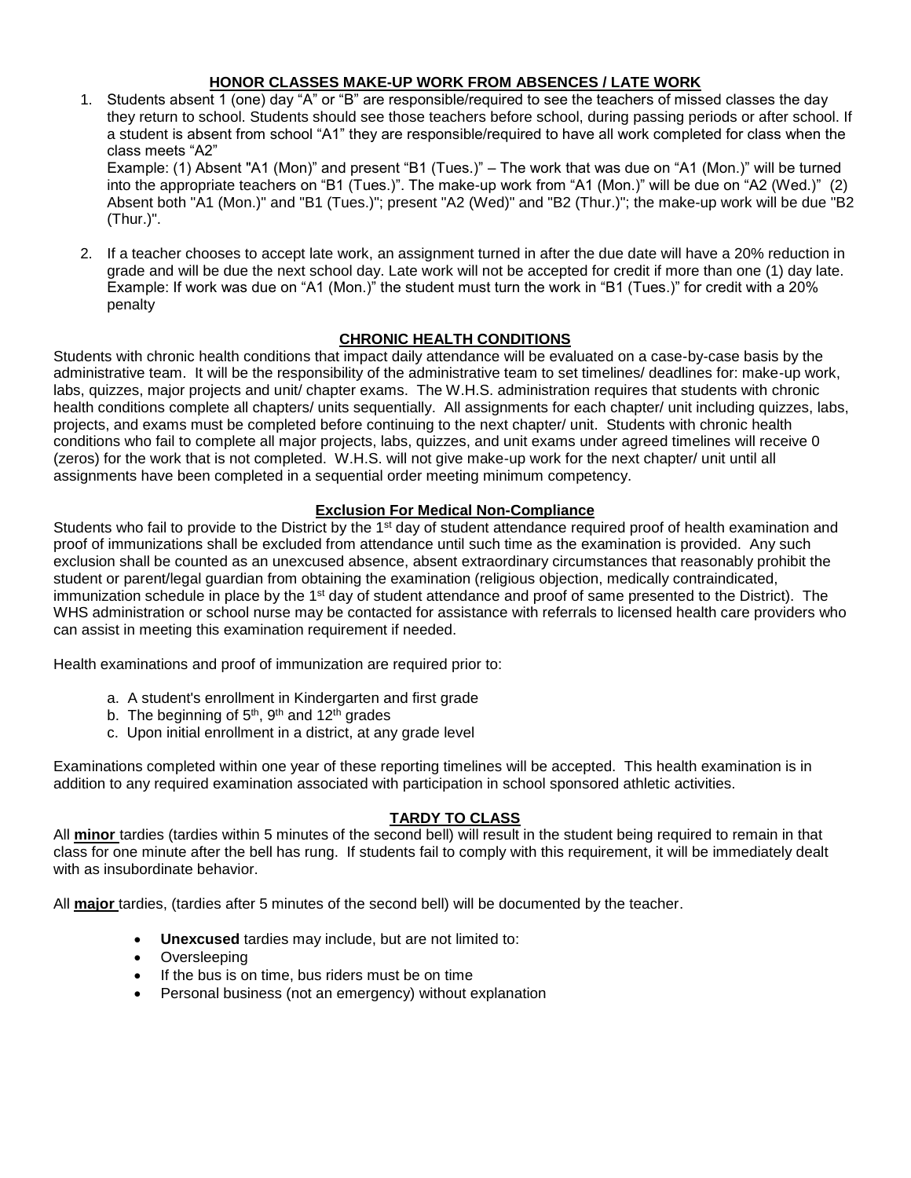## HONOR CLASSES MAKE-UP WORK FROM ABSENCES / LATE WORK

1. Students absent 1 (one) day "A" or "B" are responsible/required to see the teachers of missed classes the day they return to school. Students should see those teachers before school, during passing periods or after school. If a student is absent from school "A1" they are responsible/required to have all work completed for class when the class meets "A2"

   Example: (1) Absent "A1 (Mon)" and present "B1 (Tues.)" – The work that was due on "A1 (Mon.)" will be turned into the appropriate teachers on "B1 (Tues.)". The make-up work from "A1 (Mon.)" will be due on "A2 (Wed.)" (2) Absent both "A1 (Mon.)" and "B1 (Tues.)"; present "A2 (Wed)" and "B2 (Thur.)"; the make-up work will be due "B2 (Thur.)".

2. If a teacher chooses to accept late work, an assignment turned in after the due date will have a 20% reduction in grade and will be due the next school day. Late work will not be accepted for credit if more than one (1) day late. Example: If work was due on "A1 (Mon.)" the student must turn the work in "B1 (Tues.)" for credit with a 20% penalty

## CHRONIC HEALTH CONDITIONS

Students with chronic health conditions that impact daily attendance will be evaluated on a case-by-case basis by the administrative team. It will be the responsibility of the administrative team to set timelines/ deadlines for: make-up work, labs, quizzes, major projects and unit/ chapter exams. The W.H.S. administration requires that students with chronic health conditions complete all chapters/ units sequentially. All assignments for each chapter/ unit including quizzes, labs, projects, and exams must be completed before continuing to the next chapter/ unit. Students with chronic health conditions who fail to complete all major projects, labs, quizzes, and unit exams under agreed timelines will receive 0 (zeros) for the work that is not completed. W.H.S. will not give make-up work for the next chapter/ unit until all assignments have been completed in a sequential order meeting minimum competency.

## Exclusion For Medical Non-Compliance

Students who fail to provide to the District by the 1st day of student attendance required proof of health examination and proof of immunizations shall be excluded from attendance until such time as the examination is provided. Any such exclusion shall be counted as an unexcused absence, absent extraordinary circumstances that reasonably prohibit the student or parent/legal guardian from obtaining the examination (religious objection, medically contraindicated, immunization schedule in place by the 1st day of student attendance and proof of same presented to the District). The WHS administration or school nurse may be contacted for assistance with referrals to licensed health care providers who can assist in meeting this examination requirement if needed.

Health examinations and proof of immunization are required prior to:

a. A student's enrollment in Kindergarten and first grade
b. The beginning of 5th, 9th and 12th grades
c. Upon initial enrollment in a district, at any grade level

Examinations completed within one year of these reporting timelines will be accepted. This health examination is in addition to any required examination associated with participation in school sponsored athletic activities.

## TARDY TO CLASS

All **minor** tardies (tardies within 5 minutes of the second bell) will result in the student being required to remain in that class for one minute after the bell has rung. If students fail to comply with this requirement, it will be immediately dealt with as insubordinate behavior.

All **major** tardies, (tardies after 5 minutes of the second bell) will be documented by the teacher.

- **Unexcused** tardies may include, but are not limited to:
- Oversleeping
- If the bus is on time, bus riders must be on time
- Personal business (not an emergency) without explanation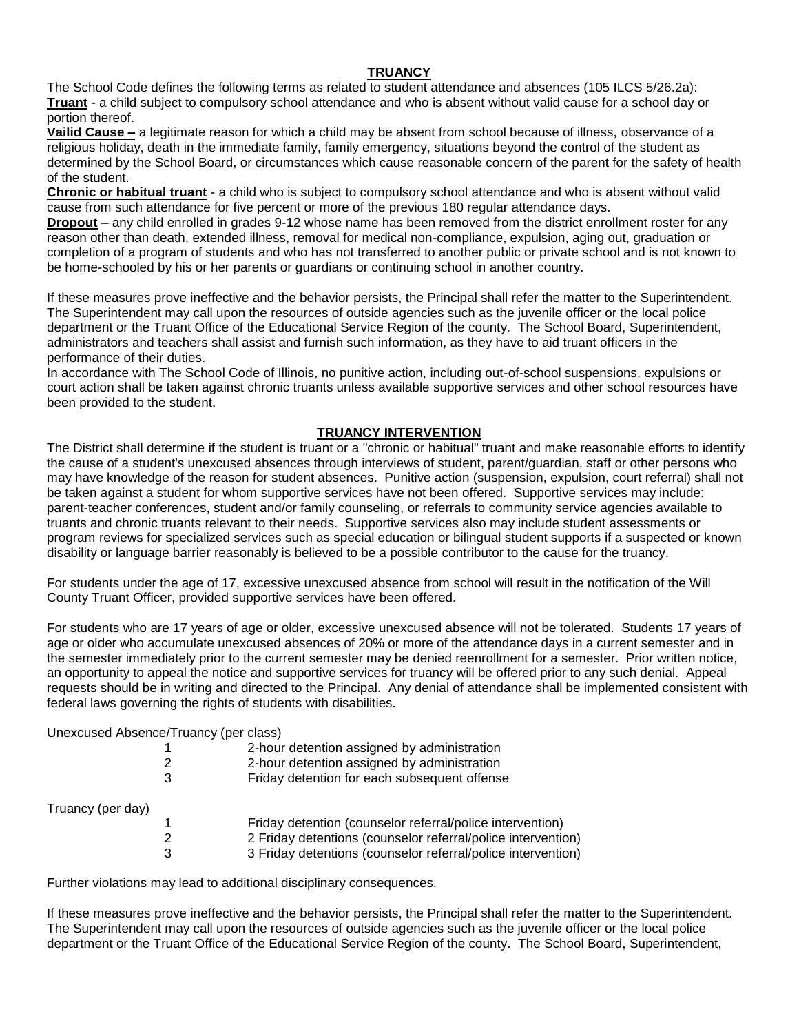## TRUANCY

The School Code defines the following terms as related to student attendance and absences (105 ILCS 5/26.2a):

**Truant** - a child subject to compulsory school attendance and who is absent without valid cause for a school day or portion thereof.

**Vailid Cause –** a legitimate reason for which a child may be absent from school because of illness, observance of a religious holiday, death in the immediate family, family emergency, situations beyond the control of the student as determined by the School Board, or circumstances which cause reasonable concern of the parent for the safety of health of the student.

**Chronic or habitual truant** - a child who is subject to compulsory school attendance and who is absent without valid cause from such attendance for five percent or more of the previous 180 regular attendance days.

**Dropout** – any child enrolled in grades 9-12 whose name has been removed from the district enrollment roster for any reason other than death, extended illness, removal for medical non-compliance, expulsion, aging out, graduation or completion of a program of students and who has not transferred to another public or private school and is not known to be home-schooled by his or her parents or guardians or continuing school in another country.

If these measures prove ineffective and the behavior persists, the Principal shall refer the matter to the Superintendent. The Superintendent may call upon the resources of outside agencies such as the juvenile officer or the local police department or the Truant Office of the Educational Service Region of the county. The School Board, Superintendent, administrators and teachers shall assist and furnish such information, as they have to aid truant officers in the performance of their duties.

In accordance with The School Code of Illinois, no punitive action, including out-of-school suspensions, expulsions or court action shall be taken against chronic truants unless available supportive services and other school resources have been provided to the student.

## TRUANCY INTERVENTION

The District shall determine if the student is truant or a "chronic or habitual" truant and make reasonable efforts to identify the cause of a student's unexcused absences through interviews of student, parent/guardian, staff or other persons who may have knowledge of the reason for student absences. Punitive action (suspension, expulsion, court referral) shall not be taken against a student for whom supportive services have not been offered. Supportive services may include: parent-teacher conferences, student and/or family counseling, or referrals to community service agencies available to truants and chronic truants relevant to their needs. Supportive services also may include student assessments or program reviews for specialized services such as special education or bilingual student supports if a suspected or known disability or language barrier reasonably is believed to be a possible contributor to the cause for the truancy.

For students under the age of 17, excessive unexcused absence from school will result in the notification of the Will County Truant Officer, provided supportive services have been offered.

For students who are 17 years of age or older, excessive unexcused absence will not be tolerated. Students 17 years of age or older who accumulate unexcused absences of 20% or more of the attendance days in a current semester and in the semester immediately prior to the current semester may be denied reenrollment for a semester. Prior written notice, an opportunity to appeal the notice and supportive services for truancy will be offered prior to any such denial. Appeal requests should be in writing and directed to the Principal. Any denial of attendance shall be implemented consistent with federal laws governing the rights of students with disabilities.

Unexcused Absence/Truancy (per class)

| | | |
|---|---|---|
| | 1 | 2-hour detention assigned by administration |
| | 2 | 2-hour detention assigned by administration |
| | 3 | Friday detention for each subsequent offense |

Truancy (per day)

| | | |
|---|---|---|
| | 1 | Friday detention (counselor referral/police intervention) |
| | 2 | 2 Friday detentions (counselor referral/police intervention) |
| | 3 | 3 Friday detentions (counselor referral/police intervention) |

Further violations may lead to additional disciplinary consequences.

If these measures prove ineffective and the behavior persists, the Principal shall refer the matter to the Superintendent. The Superintendent may call upon the resources of outside agencies such as the juvenile officer or the local police department or the Truant Office of the Educational Service Region of the county. The School Board, Superintendent,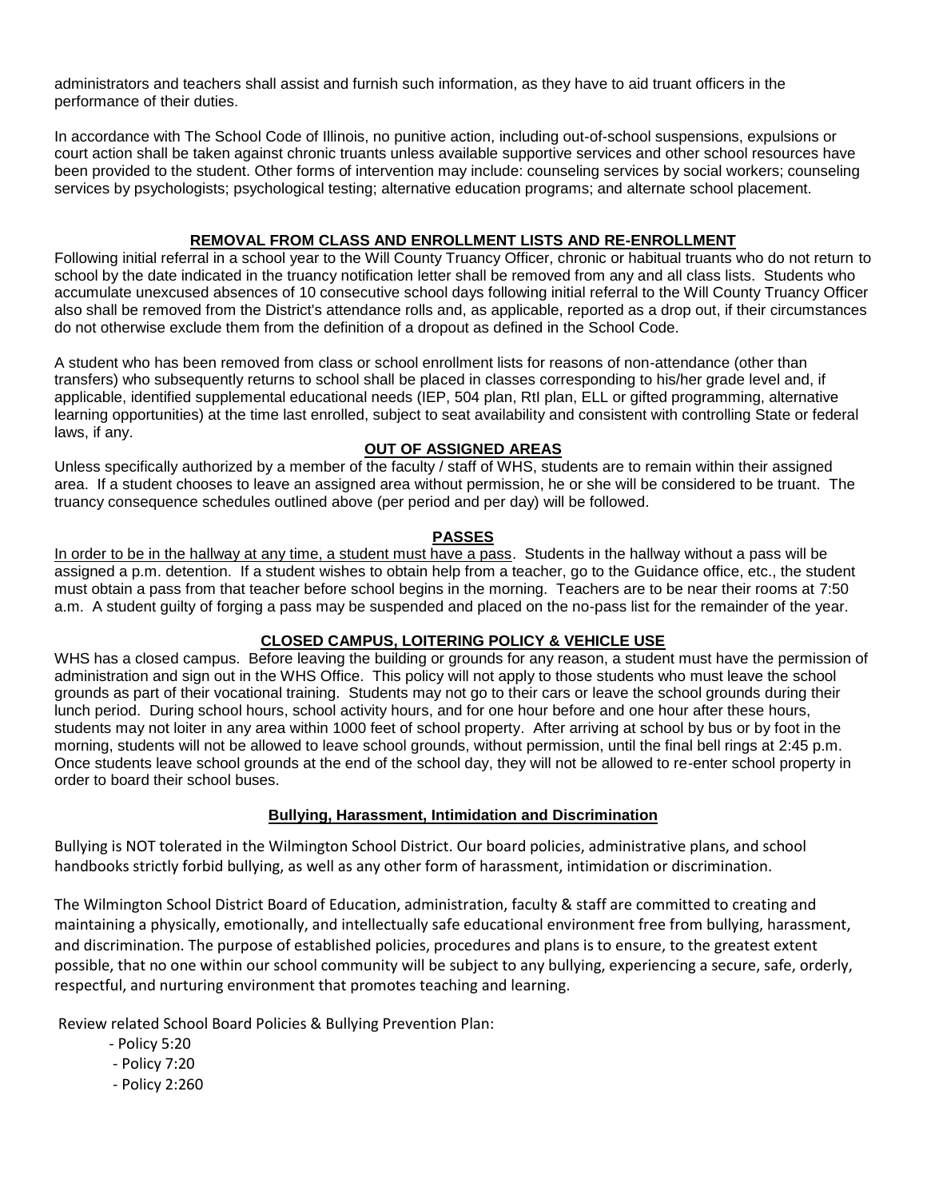administrators and teachers shall assist and furnish such information, as they have to aid truant officers in the performance of their duties.

In accordance with The School Code of Illinois, no punitive action, including out-of-school suspensions, expulsions or court action shall be taken against chronic truants unless available supportive services and other school resources have been provided to the student. Other forms of intervention may include: counseling services by social workers; counseling services by psychologists; psychological testing; alternative education programs; and alternate school placement.

## REMOVAL FROM CLASS AND ENROLLMENT LISTS AND RE-ENROLLMENT

Following initial referral in a school year to the Will County Truancy Officer, chronic or habitual truants who do not return to school by the date indicated in the truancy notification letter shall be removed from any and all class lists. Students who accumulate unexcused absences of 10 consecutive school days following initial referral to the Will County Truancy Officer also shall be removed from the District's attendance rolls and, as applicable, reported as a drop out, if their circumstances do not otherwise exclude them from the definition of a dropout as defined in the School Code.

A student who has been removed from class or school enrollment lists for reasons of non-attendance (other than transfers) who subsequently returns to school shall be placed in classes corresponding to his/her grade level and, if applicable, identified supplemental educational needs (IEP, 504 plan, RtI plan, ELL or gifted programming, alternative learning opportunities) at the time last enrolled, subject to seat availability and consistent with controlling State or federal laws, if any.

## OUT OF ASSIGNED AREAS

Unless specifically authorized by a member of the faculty / staff of WHS, students are to remain within their assigned area. If a student chooses to leave an assigned area without permission, he or she will be considered to be truant. The truancy consequence schedules outlined above (per period and per day) will be followed.

## PASSES

In order to be in the hallway at any time, a student must have a pass. Students in the hallway without a pass will be assigned a p.m. detention. If a student wishes to obtain help from a teacher, go to the Guidance office, etc., the student must obtain a pass from that teacher before school begins in the morning. Teachers are to be near their rooms at 7:50 a.m. A student guilty of forging a pass may be suspended and placed on the no-pass list for the remainder of the year.

## CLOSED CAMPUS, LOITERING POLICY & VEHICLE USE

WHS has a closed campus. Before leaving the building or grounds for any reason, a student must have the permission of administration and sign out in the WHS Office. This policy will not apply to those students who must leave the school grounds as part of their vocational training. Students may not go to their cars or leave the school grounds during their lunch period. During school hours, school activity hours, and for one hour before and one hour after these hours, students may not loiter in any area within 1000 feet of school property. After arriving at school by bus or by foot in the morning, students will not be allowed to leave school grounds, without permission, until the final bell rings at 2:45 p.m. Once students leave school grounds at the end of the school day, they will not be allowed to re-enter school property in order to board their school buses.

## Bullying, Harassment, Intimidation and Discrimination

Bullying is NOT tolerated in the Wilmington School District. Our board policies, administrative plans, and school handbooks strictly forbid bullying, as well as any other form of harassment, intimidation or discrimination.

The Wilmington School District Board of Education, administration, faculty & staff are committed to creating and maintaining a physically, emotionally, and intellectually safe educational environment free from bullying, harassment, and discrimination. The purpose of established policies, procedures and plans is to ensure, to the greatest extent possible, that no one within our school community will be subject to any bullying, experiencing a secure, safe, orderly, respectful, and nurturing environment that promotes teaching and learning.

Review related School Board Policies & Bullying Prevention Plan:

- Policy 5:20
- Policy 7:20
- Policy 2:260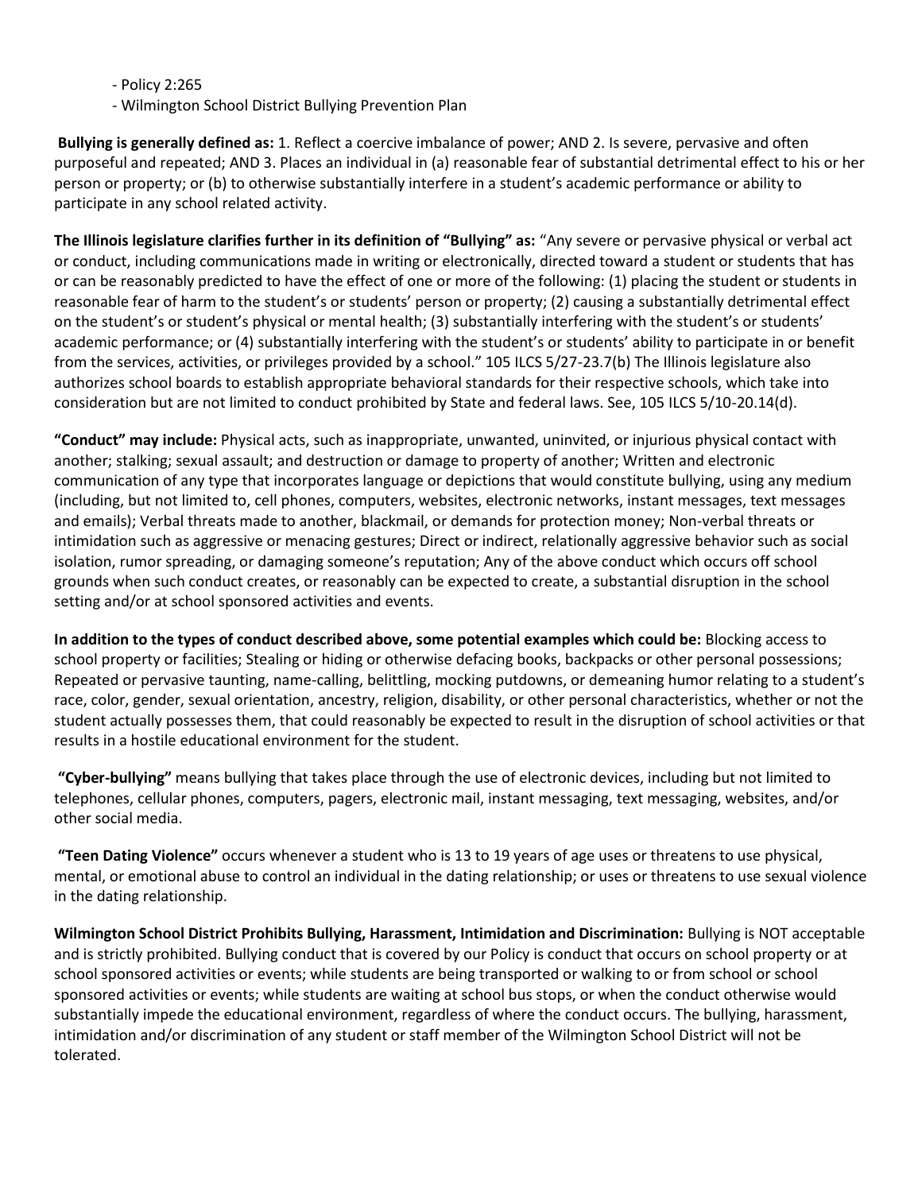- Policy 2:265
- Wilmington School District Bullying Prevention Plan

**Bullying is generally defined as:** 1. Reflect a coercive imbalance of power; AND 2. Is severe, pervasive and often purposeful and repeated; AND 3. Places an individual in (a) reasonable fear of substantial detrimental effect to his or her person or property; or (b) to otherwise substantially interfere in a student's academic performance or ability to participate in any school related activity.

**The Illinois legislature clarifies further in its definition of "Bullying" as:** "Any severe or pervasive physical or verbal act or conduct, including communications made in writing or electronically, directed toward a student or students that has or can be reasonably predicted to have the effect of one or more of the following: (1) placing the student or students in reasonable fear of harm to the student's or students' person or property; (2) causing a substantially detrimental effect on the student's or student's physical or mental health; (3) substantially interfering with the student's or students' academic performance; or (4) substantially interfering with the student's or students' ability to participate in or benefit from the services, activities, or privileges provided by a school." 105 ILCS 5/27-23.7(b) The Illinois legislature also authorizes school boards to establish appropriate behavioral standards for their respective schools, which take into consideration but are not limited to conduct prohibited by State and federal laws. See, 105 ILCS 5/10-20.14(d).

**"Conduct" may include:** Physical acts, such as inappropriate, unwanted, uninvited, or injurious physical contact with another; stalking; sexual assault; and destruction or damage to property of another; Written and electronic communication of any type that incorporates language or depictions that would constitute bullying, using any medium (including, but not limited to, cell phones, computers, websites, electronic networks, instant messages, text messages and emails); Verbal threats made to another, blackmail, or demands for protection money; Non-verbal threats or intimidation such as aggressive or menacing gestures; Direct or indirect, relationally aggressive behavior such as social isolation, rumor spreading, or damaging someone's reputation; Any of the above conduct which occurs off school grounds when such conduct creates, or reasonably can be expected to create, a substantial disruption in the school setting and/or at school sponsored activities and events.

**In addition to the types of conduct described above, some potential examples which could be:** Blocking access to school property or facilities; Stealing or hiding or otherwise defacing books, backpacks or other personal possessions; Repeated or pervasive taunting, name-calling, belittling, mocking putdowns, or demeaning humor relating to a student's race, color, gender, sexual orientation, ancestry, religion, disability, or other personal characteristics, whether or not the student actually possesses them, that could reasonably be expected to result in the disruption of school activities or that results in a hostile educational environment for the student.

**"Cyber-bullying"** means bullying that takes place through the use of electronic devices, including but not limited to telephones, cellular phones, computers, pagers, electronic mail, instant messaging, text messaging, websites, and/or other social media.

**"Teen Dating Violence"** occurs whenever a student who is 13 to 19 years of age uses or threatens to use physical, mental, or emotional abuse to control an individual in the dating relationship; or uses or threatens to use sexual violence in the dating relationship.

**Wilmington School District Prohibits Bullying, Harassment, Intimidation and Discrimination:** Bullying is NOT acceptable and is strictly prohibited. Bullying conduct that is covered by our Policy is conduct that occurs on school property or at school sponsored activities or events; while students are being transported or walking to or from school or school sponsored activities or events; while students are waiting at school bus stops, or when the conduct otherwise would substantially impede the educational environment, regardless of where the conduct occurs. The bullying, harassment, intimidation and/or discrimination of any student or staff member of the Wilmington School District will not be tolerated.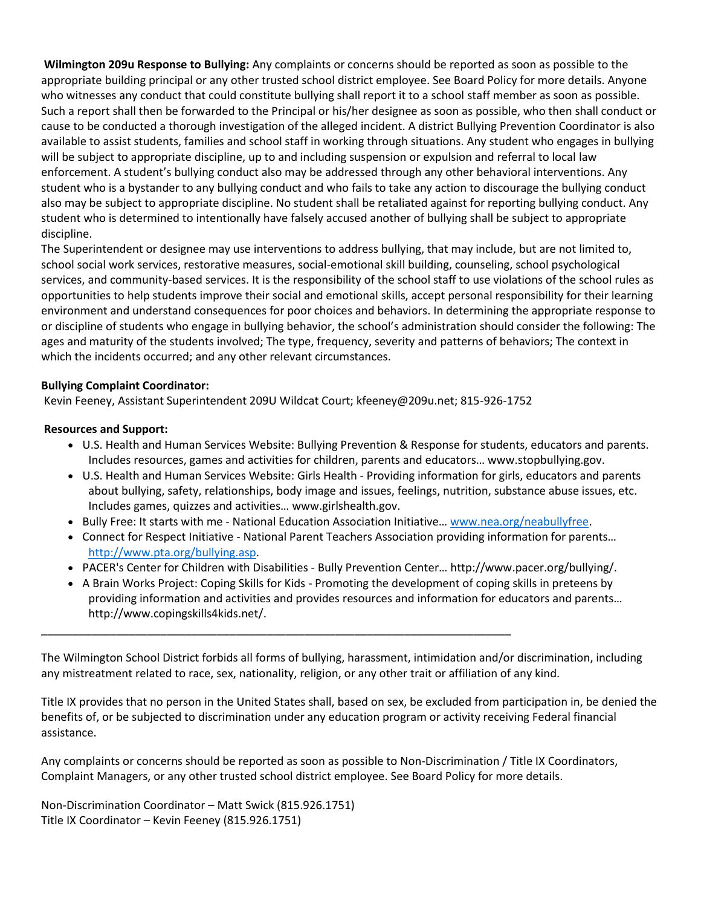**Wilmington 209u Response to Bullying:** Any complaints or concerns should be reported as soon as possible to the appropriate building principal or any other trusted school district employee. See Board Policy for more details. Anyone who witnesses any conduct that could constitute bullying shall report it to a school staff member as soon as possible. Such a report shall then be forwarded to the Principal or his/her designee as soon as possible, who then shall conduct or cause to be conducted a thorough investigation of the alleged incident. A district Bullying Prevention Coordinator is also available to assist students, families and school staff in working through situations. Any student who engages in bullying will be subject to appropriate discipline, up to and including suspension or expulsion and referral to local law enforcement. A student's bullying conduct also may be addressed through any other behavioral interventions. Any student who is a bystander to any bullying conduct and who fails to take any action to discourage the bullying conduct also may be subject to appropriate discipline. No student shall be retaliated against for reporting bullying conduct. Any student who is determined to intentionally have falsely accused another of bullying shall be subject to appropriate discipline.

The Superintendent or designee may use interventions to address bullying, that may include, but are not limited to, school social work services, restorative measures, social-emotional skill building, counseling, school psychological services, and community-based services. It is the responsibility of the school staff to use violations of the school rules as opportunities to help students improve their social and emotional skills, accept personal responsibility for their learning environment and understand consequences for poor choices and behaviors. In determining the appropriate response to or discipline of students who engage in bullying behavior, the school's administration should consider the following: The ages and maturity of the students involved; The type, frequency, severity and patterns of behaviors; The context in which the incidents occurred; and any other relevant circumstances.

**Bullying Complaint Coordinator:**

Kevin Feeney, Assistant Superintendent 209U Wildcat Court; kfeeney@209u.net; 815-926-1752

**Resources and Support:**

- U.S. Health and Human Services Website: Bullying Prevention & Response for students, educators and parents. Includes resources, games and activities for children, parents and educators… www.stopbullying.gov.
- U.S. Health and Human Services Website: Girls Health - Providing information for girls, educators and parents about bullying, safety, relationships, body image and issues, feelings, nutrition, substance abuse issues, etc. Includes games, quizzes and activities… www.girlshealth.gov.
- Bully Free: It starts with me - National Education Association Initiative… www.nea.org/neabullyfree.
- Connect for Respect Initiative - National Parent Teachers Association providing information for parents… http://www.pta.org/bullying.asp.
- PACER's Center for Children with Disabilities - Bully Prevention Center… http://www.pacer.org/bullying/.
- A Brain Works Project: Coping Skills for Kids - Promoting the development of coping skills in preteens by providing information and activities and provides resources and information for educators and parents… http://www.copingskills4kids.net/.

---

The Wilmington School District forbids all forms of bullying, harassment, intimidation and/or discrimination, including any mistreatment related to race, sex, nationality, religion, or any other trait or affiliation of any kind.

Title IX provides that no person in the United States shall, based on sex, be excluded from participation in, be denied the benefits of, or be subjected to discrimination under any education program or activity receiving Federal financial assistance.

Any complaints or concerns should be reported as soon as possible to Non-Discrimination / Title IX Coordinators, Complaint Managers, or any other trusted school district employee. See Board Policy for more details.

Non-Discrimination Coordinator – Matt Swick (815.926.1751)
Title IX Coordinator – Kevin Feeney (815.926.1751)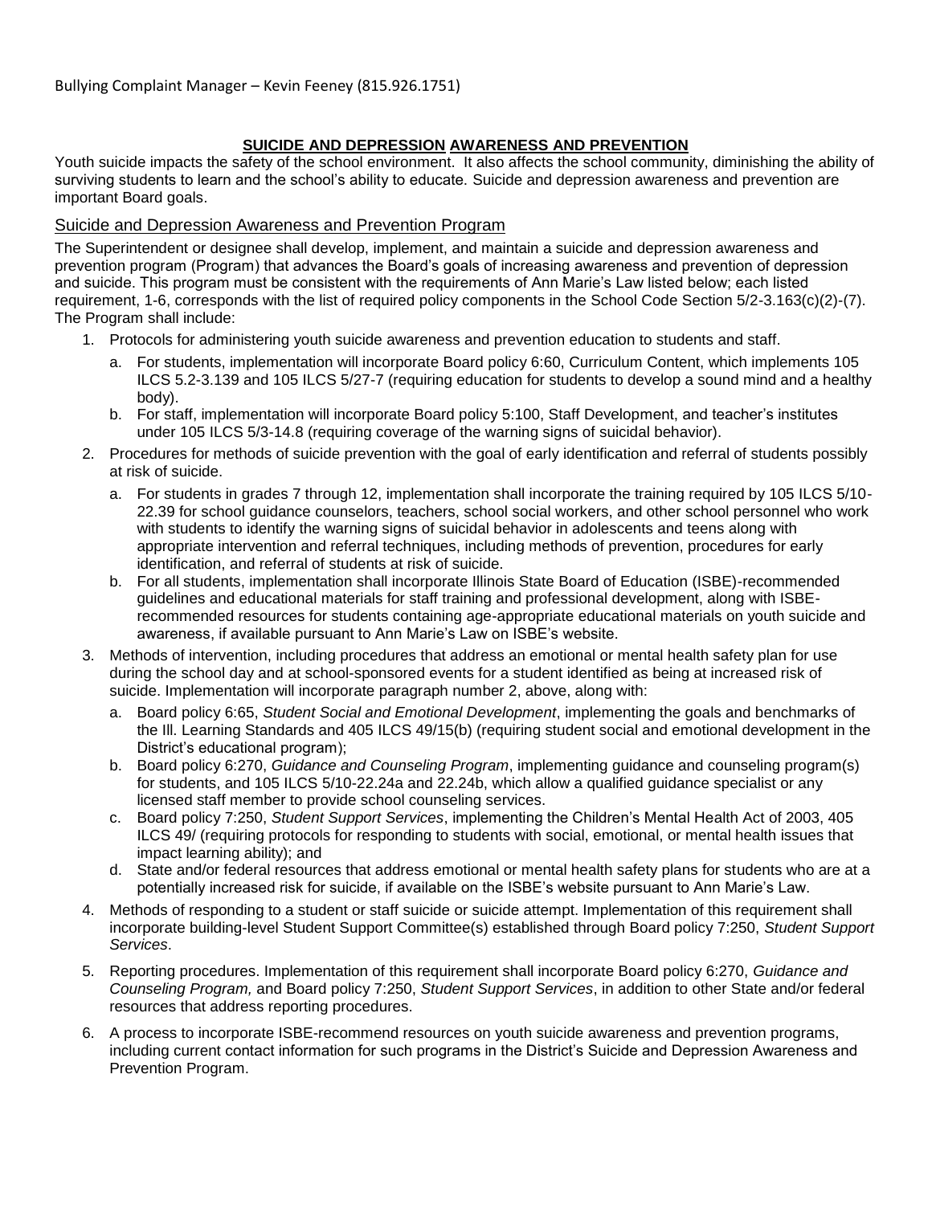Bullying Complaint Manager – Kevin Feeney (815.926.1751)

## **SUICIDE AND DEPRESSION AWARENESS AND PREVENTION**

Youth suicide impacts the safety of the school environment. It also affects the school community, diminishing the ability of surviving students to learn and the school's ability to educate. Suicide and depression awareness and prevention are important Board goals.

### Suicide and Depression Awareness and Prevention Program

The Superintendent or designee shall develop, implement, and maintain a suicide and depression awareness and prevention program (Program) that advances the Board's goals of increasing awareness and prevention of depression and suicide. This program must be consistent with the requirements of Ann Marie's Law listed below; each listed requirement, 1-6, corresponds with the list of required policy components in the School Code Section 5/2-3.163(c)(2)-(7). The Program shall include:

1. Protocols for administering youth suicide awareness and prevention education to students and staff.
   a. For students, implementation will incorporate Board policy 6:60, Curriculum Content, which implements 105 ILCS 5.2-3.139 and 105 ILCS 5/27-7 (requiring education for students to develop a sound mind and a healthy body).
   b. For staff, implementation will incorporate Board policy 5:100, Staff Development, and teacher's institutes under 105 ILCS 5/3-14.8 (requiring coverage of the warning signs of suicidal behavior).
2. Procedures for methods of suicide prevention with the goal of early identification and referral of students possibly at risk of suicide.
   a. For students in grades 7 through 12, implementation shall incorporate the training required by 105 ILCS 5/10-22.39 for school guidance counselors, teachers, school social workers, and other school personnel who work with students to identify the warning signs of suicidal behavior in adolescents and teens along with appropriate intervention and referral techniques, including methods of prevention, procedures for early identification, and referral of students at risk of suicide.
   b. For all students, implementation shall incorporate Illinois State Board of Education (ISBE)-recommended guidelines and educational materials for staff training and professional development, along with ISBE-recommended resources for students containing age-appropriate educational materials on youth suicide and awareness, if available pursuant to Ann Marie's Law on ISBE's website.
3. Methods of intervention, including procedures that address an emotional or mental health safety plan for use during the school day and at school-sponsored events for a student identified as being at increased risk of suicide. Implementation will incorporate paragraph number 2, above, along with:
   a. Board policy 6:65, *Student Social and Emotional Development*, implementing the goals and benchmarks of the Ill. Learning Standards and 405 ILCS 49/15(b) (requiring student social and emotional development in the District's educational program);
   b. Board policy 6:270, *Guidance and Counseling Program*, implementing guidance and counseling program(s) for students, and 105 ILCS 5/10-22.24a and 22.24b, which allow a qualified guidance specialist or any licensed staff member to provide school counseling services.
   c. Board policy 7:250, *Student Support Services*, implementing the Children's Mental Health Act of 2003, 405 ILCS 49/ (requiring protocols for responding to students with social, emotional, or mental health issues that impact learning ability); and
   d. State and/or federal resources that address emotional or mental health safety plans for students who are at a potentially increased risk for suicide, if available on the ISBE's website pursuant to Ann Marie's Law.
4. Methods of responding to a student or staff suicide or suicide attempt. Implementation of this requirement shall incorporate building-level Student Support Committee(s) established through Board policy 7:250, *Student Support Services*.
5. Reporting procedures. Implementation of this requirement shall incorporate Board policy 6:270, *Guidance and Counseling Program,* and Board policy 7:250, *Student Support Services*, in addition to other State and/or federal resources that address reporting procedures.
6. A process to incorporate ISBE-recommend resources on youth suicide awareness and prevention programs, including current contact information for such programs in the District's Suicide and Depression Awareness and Prevention Program.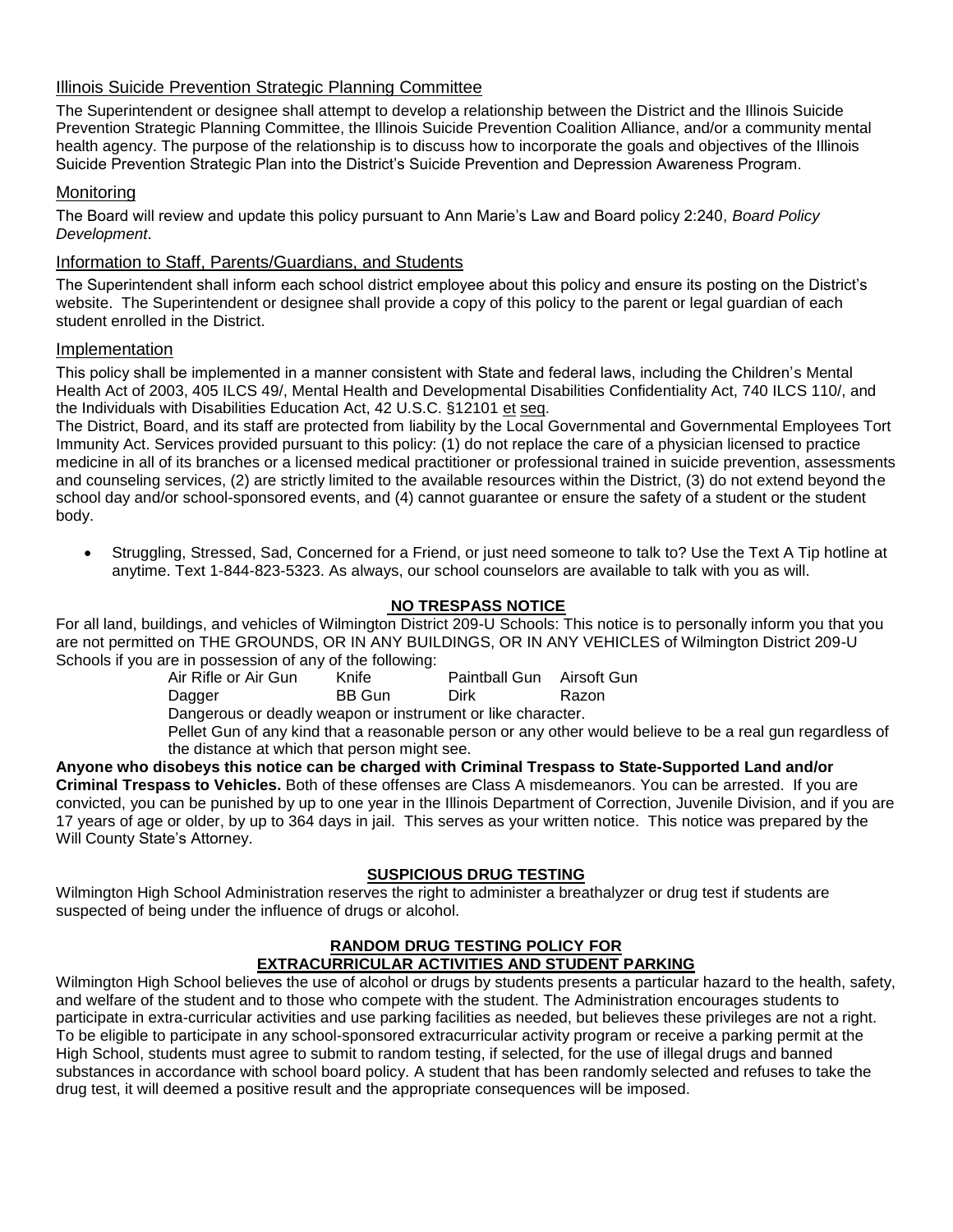## Illinois Suicide Prevention Strategic Planning Committee

The Superintendent or designee shall attempt to develop a relationship between the District and the Illinois Suicide Prevention Strategic Planning Committee, the Illinois Suicide Prevention Coalition Alliance, and/or a community mental health agency. The purpose of the relationship is to discuss how to incorporate the goals and objectives of the Illinois Suicide Prevention Strategic Plan into the District's Suicide Prevention and Depression Awareness Program.

## Monitoring

The Board will review and update this policy pursuant to Ann Marie's Law and Board policy 2:240, *Board Policy Development*.

## Information to Staff, Parents/Guardians, and Students

The Superintendent shall inform each school district employee about this policy and ensure its posting on the District's website. The Superintendent or designee shall provide a copy of this policy to the parent or legal guardian of each student enrolled in the District.

## Implementation

This policy shall be implemented in a manner consistent with State and federal laws, including the Children's Mental Health Act of 2003, 405 ILCS 49/, Mental Health and Developmental Disabilities Confidentiality Act, 740 ILCS 110/, and the Individuals with Disabilities Education Act, 42 U.S.C. §12101 et seq.

The District, Board, and its staff are protected from liability by the Local Governmental and Governmental Employees Tort Immunity Act. Services provided pursuant to this policy: (1) do not replace the care of a physician licensed to practice medicine in all of its branches or a licensed medical practitioner or professional trained in suicide prevention, assessments and counseling services, (2) are strictly limited to the available resources within the District, (3) do not extend beyond the school day and/or school-sponsored events, and (4) cannot guarantee or ensure the safety of a student or the student body.

- Struggling, Stressed, Sad, Concerned for a Friend, or just need someone to talk to? Use the Text A Tip hotline at anytime. Text 1-844-823-5323. As always, our school counselors are available to talk with you as will.

## NO TRESPASS NOTICE

For all land, buildings, and vehicles of Wilmington District 209-U Schools: This notice is to personally inform you that you are not permitted on THE GROUNDS, OR IN ANY BUILDINGS, OR IN ANY VEHICLES of Wilmington District 209-U Schools if you are in possession of any of the following:

| | | | |
|---|---|---|---|
| Air Rifle or Air Gun | Knife | Paintball Gun | Airsoft Gun |
| Dagger | BB Gun | Dirk | Razon |

Dangerous or deadly weapon or instrument or like character.

Pellet Gun of any kind that a reasonable person or any other would believe to be a real gun regardless of the distance at which that person might see.

**Anyone who disobeys this notice can be charged with Criminal Trespass to State-Supported Land and/or Criminal Trespass to Vehicles.** Both of these offenses are Class A misdemeanors. You can be arrested. If you are convicted, you can be punished by up to one year in the Illinois Department of Correction, Juvenile Division, and if you are 17 years of age or older, by up to 364 days in jail. This serves as your written notice. This notice was prepared by the Will County State's Attorney.

## SUSPICIOUS DRUG TESTING

Wilmington High School Administration reserves the right to administer a breathalyzer or drug test if students are suspected of being under the influence of drugs or alcohol.

## RANDOM DRUG TESTING POLICY FOR EXTRACURRICULAR ACTIVITIES AND STUDENT PARKING

Wilmington High School believes the use of alcohol or drugs by students presents a particular hazard to the health, safety, and welfare of the student and to those who compete with the student. The Administration encourages students to participate in extra-curricular activities and use parking facilities as needed, but believes these privileges are not a right. To be eligible to participate in any school-sponsored extracurricular activity program or receive a parking permit at the High School, students must agree to submit to random testing, if selected, for the use of illegal drugs and banned substances in accordance with school board policy. A student that has been randomly selected and refuses to take the drug test, it will deemed a positive result and the appropriate consequences will be imposed.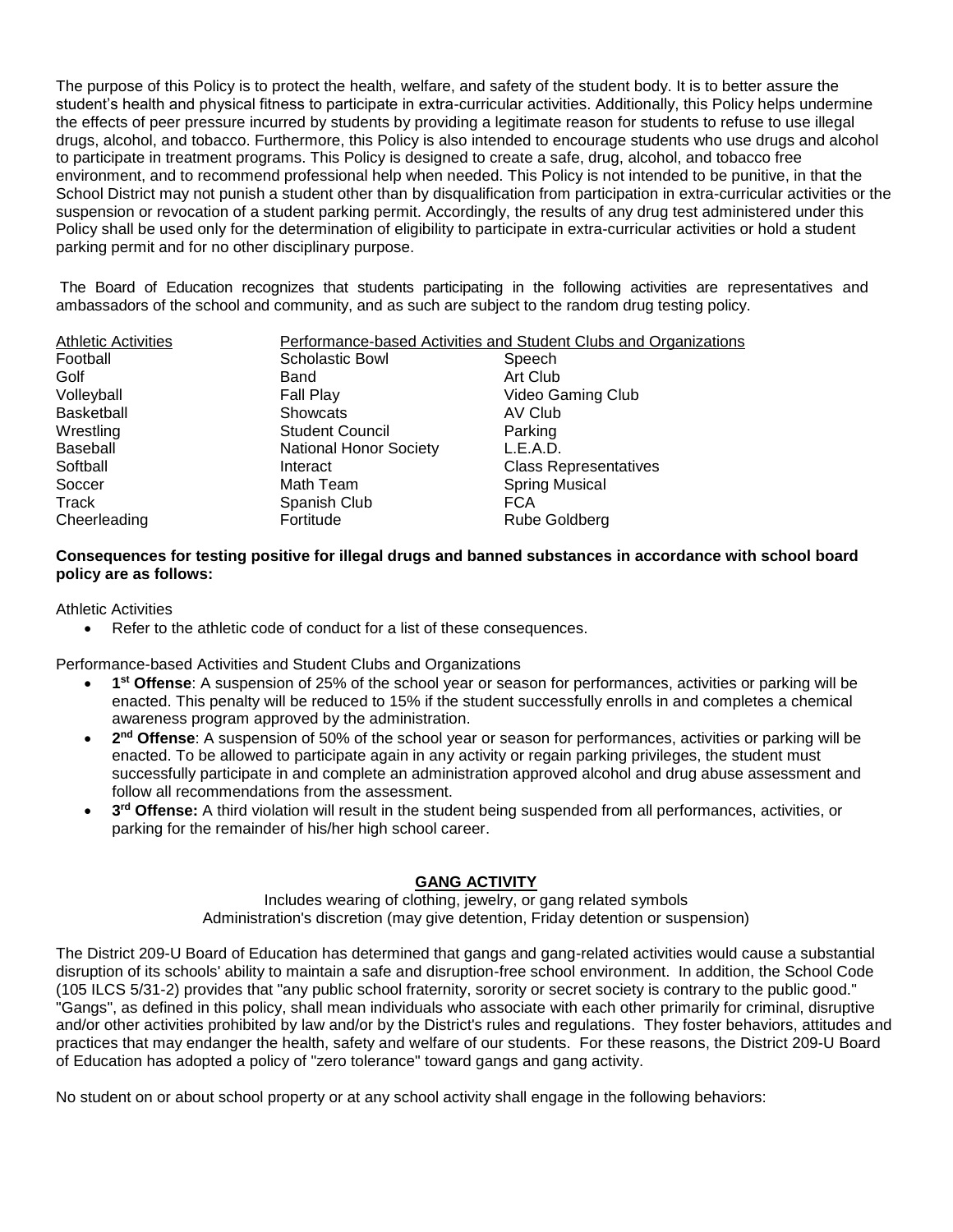The purpose of this Policy is to protect the health, welfare, and safety of the student body. It is to better assure the student's health and physical fitness to participate in extra-curricular activities. Additionally, this Policy helps undermine the effects of peer pressure incurred by students by providing a legitimate reason for students to refuse to use illegal drugs, alcohol, and tobacco. Furthermore, this Policy is also intended to encourage students who use drugs and alcohol to participate in treatment programs. This Policy is designed to create a safe, drug, alcohol, and tobacco free environment, and to recommend professional help when needed. This Policy is not intended to be punitive, in that the School District may not punish a student other than by disqualification from participation in extra-curricular activities or the suspension or revocation of a student parking permit. Accordingly, the results of any drug test administered under this Policy shall be used only for the determination of eligibility to participate in extra-curricular activities or hold a student parking permit and for no other disciplinary purpose.

The Board of Education recognizes that students participating in the following activities are representatives and ambassadors of the school and community, and as such are subject to the random drug testing policy.

| Athletic Activities | Performance-based Activities and Student Clubs and Organizations | |
|---|---|---|
| Football | Scholastic Bowl | Speech |
| Golf | Band | Art Club |
| Volleyball | Fall Play | Video Gaming Club |
| Basketball | Showcats | AV Club |
| Wrestling | Student Council | Parking |
| Baseball | National Honor Society | L.E.A.D. |
| Softball | Interact | Class Representatives |
| Soccer | Math Team | Spring Musical |
| Track | Spanish Club | FCA |
| Cheerleading | Fortitude | Rube Goldberg |

**Consequences for testing positive for illegal drugs and banned substances in accordance with school board policy are as follows:**

Athletic Activities

- Refer to the athletic code of conduct for a list of these consequences.

Performance-based Activities and Student Clubs and Organizations

- **1st Offense**: A suspension of 25% of the school year or season for performances, activities or parking will be enacted. This penalty will be reduced to 15% if the student successfully enrolls in and completes a chemical awareness program approved by the administration.
- **2nd Offense**: A suspension of 50% of the school year or season for performances, activities or parking will be enacted. To be allowed to participate again in any activity or regain parking privileges, the student must successfully participate in and complete an administration approved alcohol and drug abuse assessment and follow all recommendations from the assessment.
- **3rd Offense:** A third violation will result in the student being suspended from all performances, activities, or parking for the remainder of his/her high school career.

## GANG ACTIVITY

Includes wearing of clothing, jewelry, or gang related symbols
Administration's discretion (may give detention, Friday detention or suspension)

The District 209-U Board of Education has determined that gangs and gang-related activities would cause a substantial disruption of its schools' ability to maintain a safe and disruption-free school environment. In addition, the School Code (105 ILCS 5/31-2) provides that "any public school fraternity, sorority or secret society is contrary to the public good." "Gangs", as defined in this policy, shall mean individuals who associate with each other primarily for criminal, disruptive and/or other activities prohibited by law and/or by the District's rules and regulations. They foster behaviors, attitudes and practices that may endanger the health, safety and welfare of our students. For these reasons, the District 209-U Board of Education has adopted a policy of "zero tolerance" toward gangs and gang activity.

No student on or about school property or at any school activity shall engage in the following behaviors: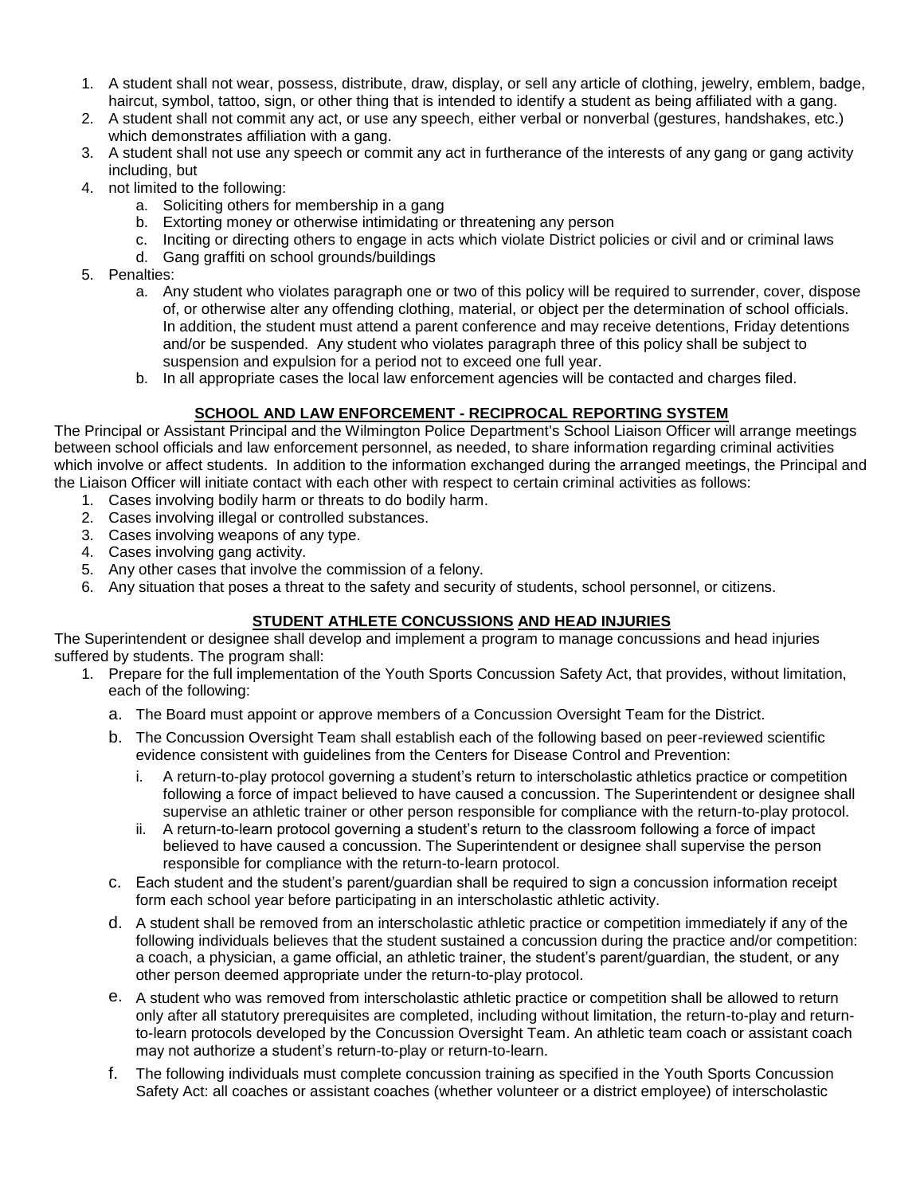1. A student shall not wear, possess, distribute, draw, display, or sell any article of clothing, jewelry, emblem, badge, haircut, symbol, tattoo, sign, or other thing that is intended to identify a student as being affiliated with a gang.
2. A student shall not commit any act, or use any speech, either verbal or nonverbal (gestures, handshakes, etc.) which demonstrates affiliation with a gang.
3. A student shall not use any speech or commit any act in furtherance of the interests of any gang or gang activity including, but
4. not limited to the following:
   a. Soliciting others for membership in a gang
   b. Extorting money or otherwise intimidating or threatening any person
   c. Inciting or directing others to engage in acts which violate District policies or civil and or criminal laws
   d. Gang graffiti on school grounds/buildings
5. Penalties:
   a. Any student who violates paragraph one or two of this policy will be required to surrender, cover, dispose of, or otherwise alter any offending clothing, material, or object per the determination of school officials. In addition, the student must attend a parent conference and may receive detentions, Friday detentions and/or be suspended. Any student who violates paragraph three of this policy shall be subject to suspension and expulsion for a period not to exceed one full year.
   b. In all appropriate cases the local law enforcement agencies will be contacted and charges filed.

## SCHOOL AND LAW ENFORCEMENT - RECIPROCAL REPORTING SYSTEM

The Principal or Assistant Principal and the Wilmington Police Department's School Liaison Officer will arrange meetings between school officials and law enforcement personnel, as needed, to share information regarding criminal activities which involve or affect students. In addition to the information exchanged during the arranged meetings, the Principal and the Liaison Officer will initiate contact with each other with respect to certain criminal activities as follows:

1. Cases involving bodily harm or threats to do bodily harm.
2. Cases involving illegal or controlled substances.
3. Cases involving weapons of any type.
4. Cases involving gang activity.
5. Any other cases that involve the commission of a felony.
6. Any situation that poses a threat to the safety and security of students, school personnel, or citizens.

## STUDENT ATHLETE CONCUSSIONS AND HEAD INJURIES

The Superintendent or designee shall develop and implement a program to manage concussions and head injuries suffered by students. The program shall:

1. Prepare for the full implementation of the Youth Sports Concussion Safety Act, that provides, without limitation, each of the following:
   a. The Board must appoint or approve members of a Concussion Oversight Team for the District.
   b. The Concussion Oversight Team shall establish each of the following based on peer-reviewed scientific evidence consistent with guidelines from the Centers for Disease Control and Prevention:
      i. A return-to-play protocol governing a student's return to interscholastic athletics practice or competition following a force of impact believed to have caused a concussion. The Superintendent or designee shall supervise an athletic trainer or other person responsible for compliance with the return-to-play protocol.
      ii. A return-to-learn protocol governing a student's return to the classroom following a force of impact believed to have caused a concussion. The Superintendent or designee shall supervise the person responsible for compliance with the return-to-learn protocol.
   c. Each student and the student's parent/guardian shall be required to sign a concussion information receipt form each school year before participating in an interscholastic athletic activity.
   d. A student shall be removed from an interscholastic athletic practice or competition immediately if any of the following individuals believes that the student sustained a concussion during the practice and/or competition: a coach, a physician, a game official, an athletic trainer, the student's parent/guardian, the student, or any other person deemed appropriate under the return-to-play protocol.
   e. A student who was removed from interscholastic athletic practice or competition shall be allowed to return only after all statutory prerequisites are completed, including without limitation, the return-to-play and return-to-learn protocols developed by the Concussion Oversight Team. An athletic team coach or assistant coach may not authorize a student's return-to-play or return-to-learn.
   f. The following individuals must complete concussion training as specified in the Youth Sports Concussion Safety Act: all coaches or assistant coaches (whether volunteer or a district employee) of interscholastic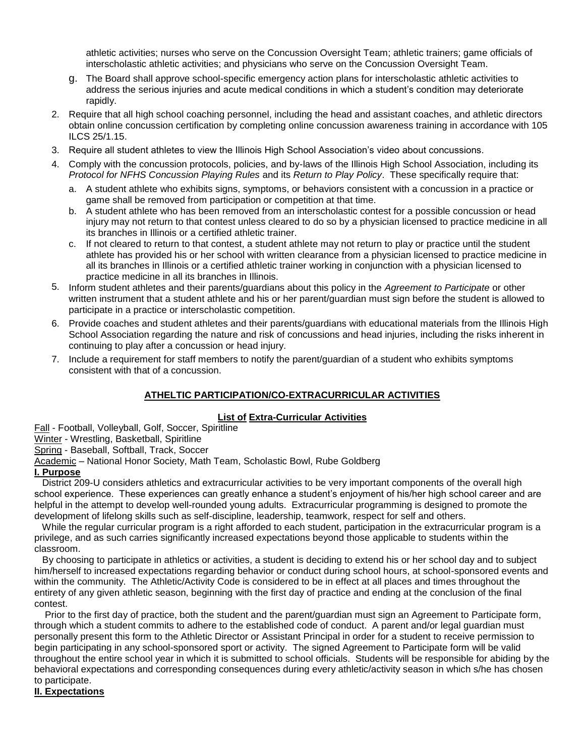athletic activities; nurses who serve on the Concussion Oversight Team; athletic trainers; game officials of interscholastic athletic activities; and physicians who serve on the Concussion Oversight Team.

   g. The Board shall approve school-specific emergency action plans for interscholastic athletic activities to address the serious injuries and acute medical conditions in which a student's condition may deteriorate rapidly.

2. Require that all high school coaching personnel, including the head and assistant coaches, and athletic directors obtain online concussion certification by completing online concussion awareness training in accordance with 105 ILCS 25/1.15.
3. Require all student athletes to view the Illinois High School Association's video about concussions.
4. Comply with the concussion protocols, policies, and by-laws of the Illinois High School Association, including its *Protocol for NFHS Concussion Playing Rules* and its *Return to Play Policy*. These specifically require that:
   a. A student athlete who exhibits signs, symptoms, or behaviors consistent with a concussion in a practice or game shall be removed from participation or competition at that time.
   b. A student athlete who has been removed from an interscholastic contest for a possible concussion or head injury may not return to that contest unless cleared to do so by a physician licensed to practice medicine in all its branches in Illinois or a certified athletic trainer.
   c. If not cleared to return to that contest, a student athlete may not return to play or practice until the student athlete has provided his or her school with written clearance from a physician licensed to practice medicine in all its branches in Illinois or a certified athletic trainer working in conjunction with a physician licensed to practice medicine in all its branches in Illinois.
5. Inform student athletes and their parents/guardians about this policy in the *Agreement to Participate* or other written instrument that a student athlete and his or her parent/guardian must sign before the student is allowed to participate in a practice or interscholastic competition.
6. Provide coaches and student athletes and their parents/guardians with educational materials from the Illinois High School Association regarding the nature and risk of concussions and head injuries, including the risks inherent in continuing to play after a concussion or head injury.
7. Include a requirement for staff members to notify the parent/guardian of a student who exhibits symptoms consistent with that of a concussion.

## ATHELTIC PARTICIPATION/CO-EXTRACURRICULAR ACTIVITIES

### List of Extra-Curricular Activities

Fall - Football, Volleyball, Golf, Soccer, Spiritline
Winter - Wrestling, Basketball, Spiritline
Spring - Baseball, Softball, Track, Soccer
Academic – National Honor Society, Math Team, Scholastic Bowl, Rube Goldberg

**I. Purpose**

District 209-U considers athletics and extracurricular activities to be very important components of the overall high school experience. These experiences can greatly enhance a student's enjoyment of his/her high school career and are helpful in the attempt to develop well-rounded young adults. Extracurricular programming is designed to promote the development of lifelong skills such as self-discipline, leadership, teamwork, respect for self and others.

While the regular curricular program is a right afforded to each student, participation in the extracurricular program is a privilege, and as such carries significantly increased expectations beyond those applicable to students within the classroom.

By choosing to participate in athletics or activities, a student is deciding to extend his or her school day and to subject him/herself to increased expectations regarding behavior or conduct during school hours, at school-sponsored events and within the community. The Athletic/Activity Code is considered to be in effect at all places and times throughout the entirety of any given athletic season, beginning with the first day of practice and ending at the conclusion of the final contest.

Prior to the first day of practice, both the student and the parent/guardian must sign an Agreement to Participate form, through which a student commits to adhere to the established code of conduct. A parent and/or legal guardian must personally present this form to the Athletic Director or Assistant Principal in order for a student to receive permission to begin participating in any school-sponsored sport or activity. The signed Agreement to Participate form will be valid throughout the entire school year in which it is submitted to school officials. Students will be responsible for abiding by the behavioral expectations and corresponding consequences during every athletic/activity season in which s/he has chosen to participate.

**II. Expectations**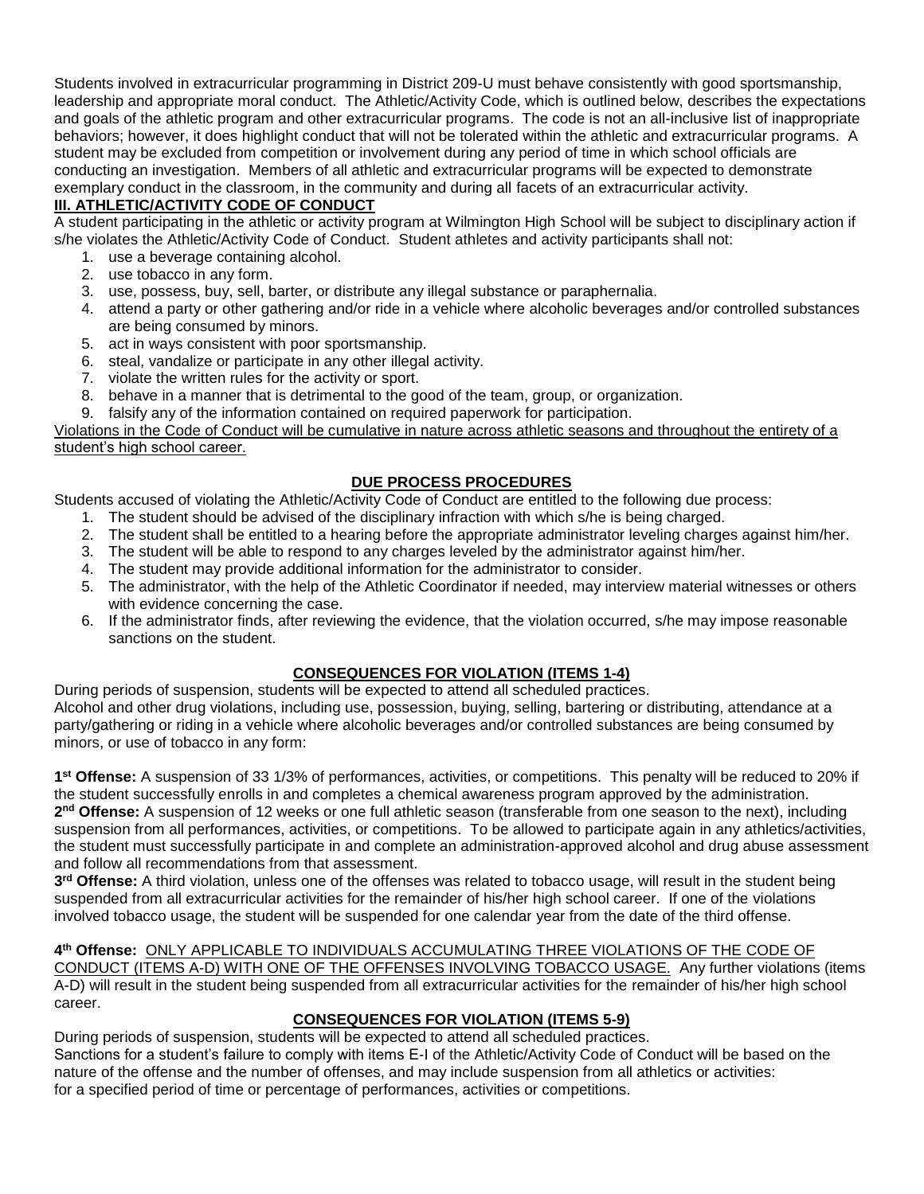Students involved in extracurricular programming in District 209-U must behave consistently with good sportsmanship, leadership and appropriate moral conduct. The Athletic/Activity Code, which is outlined below, describes the expectations and goals of the athletic program and other extracurricular programs. The code is not an all-inclusive list of inappropriate behaviors; however, it does highlight conduct that will not be tolerated within the athletic and extracurricular programs. A student may be excluded from competition or involvement during any period of time in which school officials are conducting an investigation. Members of all athletic and extracurricular programs will be expected to demonstrate exemplary conduct in the classroom, in the community and during all facets of an extracurricular activity.

## III. ATHLETIC/ACTIVITY CODE OF CONDUCT

A student participating in the athletic or activity program at Wilmington High School will be subject to disciplinary action if s/he violates the Athletic/Activity Code of Conduct. Student athletes and activity participants shall not:

1. use a beverage containing alcohol.
2. use tobacco in any form.
3. use, possess, buy, sell, barter, or distribute any illegal substance or paraphernalia.
4. attend a party or other gathering and/or ride in a vehicle where alcoholic beverages and/or controlled substances are being consumed by minors.
5. act in ways consistent with poor sportsmanship.
6. steal, vandalize or participate in any other illegal activity.
7. violate the written rules for the activity or sport.
8. behave in a manner that is detrimental to the good of the team, group, or organization.
9. falsify any of the information contained on required paperwork for participation.

Violations in the Code of Conduct will be cumulative in nature across athletic seasons and throughout the entirety of a student's high school career.

### DUE PROCESS PROCEDURES

Students accused of violating the Athletic/Activity Code of Conduct are entitled to the following due process:

1. The student should be advised of the disciplinary infraction with which s/he is being charged.
2. The student shall be entitled to a hearing before the appropriate administrator leveling charges against him/her.
3. The student will be able to respond to any charges leveled by the administrator against him/her.
4. The student may provide additional information for the administrator to consider.
5. The administrator, with the help of the Athletic Coordinator if needed, may interview material witnesses or others with evidence concerning the case.
6. If the administrator finds, after reviewing the evidence, that the violation occurred, s/he may impose reasonable sanctions on the student.

### CONSEQUENCES FOR VIOLATION (ITEMS 1-4)

During periods of suspension, students will be expected to attend all scheduled practices.
Alcohol and other drug violations, including use, possession, buying, selling, bartering or distributing, attendance at a party/gathering or riding in a vehicle where alcoholic beverages and/or controlled substances are being consumed by minors, or use of tobacco in any form:

**1st Offense:** A suspension of 33 1/3% of performances, activities, or competitions. This penalty will be reduced to 20% if the student successfully enrolls in and completes a chemical awareness program approved by the administration.
**2nd Offense:** A suspension of 12 weeks or one full athletic season (transferable from one season to the next), including suspension from all performances, activities, or competitions. To be allowed to participate again in any athletics/activities, the student must successfully participate in and complete an administration-approved alcohol and drug abuse assessment and follow all recommendations from that assessment.
**3rd Offense:** A third violation, unless one of the offenses was related to tobacco usage, will result in the student being suspended from all extracurricular activities for the remainder of his/her high school career. If one of the violations involved tobacco usage, the student will be suspended for one calendar year from the date of the third offense.

**4th Offense:** ONLY APPLICABLE TO INDIVIDUALS ACCUMULATING THREE VIOLATIONS OF THE CODE OF CONDUCT (ITEMS A-D) WITH ONE OF THE OFFENSES INVOLVING TOBACCO USAGE. Any further violations (items A-D) will result in the student being suspended from all extracurricular activities for the remainder of his/her high school career.

### CONSEQUENCES FOR VIOLATION (ITEMS 5-9)

During periods of suspension, students will be expected to attend all scheduled practices.
Sanctions for a student's failure to comply with items E-I of the Athletic/Activity Code of Conduct will be based on the nature of the offense and the number of offenses, and may include suspension from all athletics or activities:
for a specified period of time or percentage of performances, activities or competitions.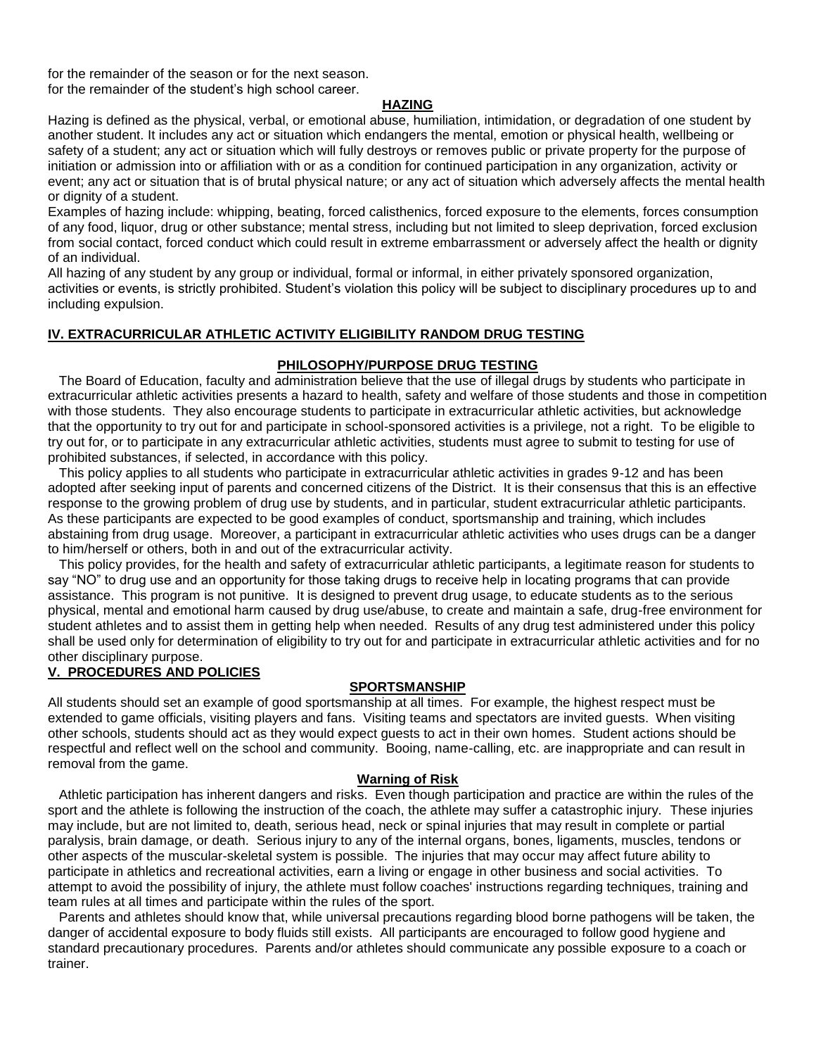for the remainder of the season or for the next season.
for the remainder of the student's high school career.

### HAZING

Hazing is defined as the physical, verbal, or emotional abuse, humiliation, intimidation, or degradation of one student by another student. It includes any act or situation which endangers the mental, emotion or physical health, wellbeing or safety of a student; any act or situation which will fully destroys or removes public or private property for the purpose of initiation or admission into or affiliation with or as a condition for continued participation in any organization, activity or event; any act or situation that is of brutal physical nature; or any act of situation which adversely affects the mental health or dignity of a student.

Examples of hazing include: whipping, beating, forced calisthenics, forced exposure to the elements, forces consumption of any food, liquor, drug or other substance; mental stress, including but not limited to sleep deprivation, forced exclusion from social contact, forced conduct which could result in extreme embarrassment or adversely affect the health or dignity of an individual.

All hazing of any student by any group or individual, formal or informal, in either privately sponsored organization, activities or events, is strictly prohibited. Student's violation this policy will be subject to disciplinary procedures up to and including expulsion.

## IV. EXTRACURRICULAR ATHLETIC ACTIVITY ELIGIBILITY RANDOM DRUG TESTING

### PHILOSOPHY/PURPOSE DRUG TESTING

The Board of Education, faculty and administration believe that the use of illegal drugs by students who participate in extracurricular athletic activities presents a hazard to health, safety and welfare of those students and those in competition with those students. They also encourage students to participate in extracurricular athletic activities, but acknowledge that the opportunity to try out for and participate in school-sponsored activities is a privilege, not a right. To be eligible to try out for, or to participate in any extracurricular athletic activities, students must agree to submit to testing for use of prohibited substances, if selected, in accordance with this policy.

This policy applies to all students who participate in extracurricular athletic activities in grades 9-12 and has been adopted after seeking input of parents and concerned citizens of the District. It is their consensus that this is an effective response to the growing problem of drug use by students, and in particular, student extracurricular athletic participants. As these participants are expected to be good examples of conduct, sportsmanship and training, which includes abstaining from drug usage. Moreover, a participant in extracurricular athletic activities who uses drugs can be a danger to him/herself or others, both in and out of the extracurricular activity.

This policy provides, for the health and safety of extracurricular athletic participants, a legitimate reason for students to say "NO" to drug use and an opportunity for those taking drugs to receive help in locating programs that can provide assistance. This program is not punitive. It is designed to prevent drug usage, to educate students as to the serious physical, mental and emotional harm caused by drug use/abuse, to create and maintain a safe, drug-free environment for student athletes and to assist them in getting help when needed. Results of any drug test administered under this policy shall be used only for determination of eligibility to try out for and participate in extracurricular athletic activities and for no other disciplinary purpose.

## V. PROCEDURES AND POLICIES

### SPORTSMANSHIP

All students should set an example of good sportsmanship at all times. For example, the highest respect must be extended to game officials, visiting players and fans. Visiting teams and spectators are invited guests. When visiting other schools, students should act as they would expect guests to act in their own homes. Student actions should be respectful and reflect well on the school and community. Booing, name-calling, etc. are inappropriate and can result in removal from the game.

### Warning of Risk

Athletic participation has inherent dangers and risks. Even though participation and practice are within the rules of the sport and the athlete is following the instruction of the coach, the athlete may suffer a catastrophic injury. These injuries may include, but are not limited to, death, serious head, neck or spinal injuries that may result in complete or partial paralysis, brain damage, or death. Serious injury to any of the internal organs, bones, ligaments, muscles, tendons or other aspects of the muscular-skeletal system is possible. The injuries that may occur may affect future ability to participate in athletics and recreational activities, earn a living or engage in other business and social activities. To attempt to avoid the possibility of injury, the athlete must follow coaches' instructions regarding techniques, training and team rules at all times and participate within the rules of the sport.

Parents and athletes should know that, while universal precautions regarding blood borne pathogens will be taken, the danger of accidental exposure to body fluids still exists. All participants are encouraged to follow good hygiene and standard precautionary procedures. Parents and/or athletes should communicate any possible exposure to a coach or trainer.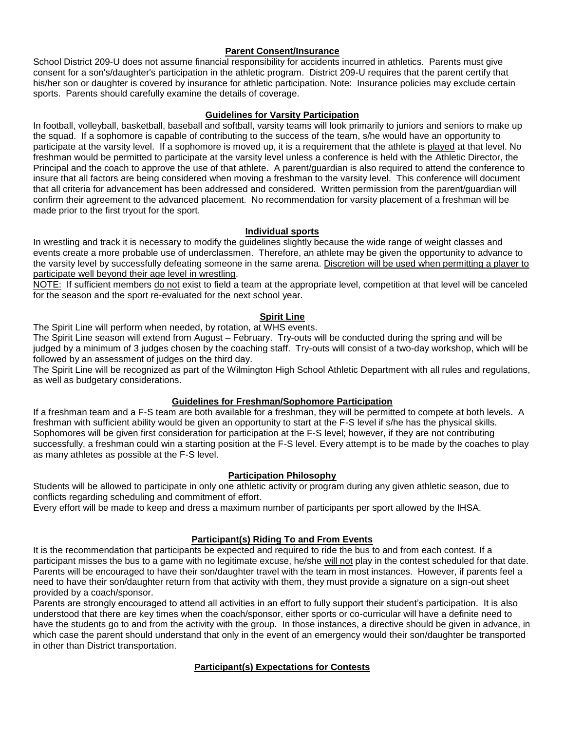## Parent Consent/Insurance

School District 209-U does not assume financial responsibility for accidents incurred in athletics. Parents must give consent for a son's/daughter's participation in the athletic program. District 209-U requires that the parent certify that his/her son or daughter is covered by insurance for athletic participation. Note: Insurance policies may exclude certain sports. Parents should carefully examine the details of coverage.

## Guidelines for Varsity Participation

In football, volleyball, basketball, baseball and softball, varsity teams will look primarily to juniors and seniors to make up the squad. If a sophomore is capable of contributing to the success of the team, s/he would have an opportunity to participate at the varsity level. If a sophomore is moved up, it is a requirement that the athlete is played at that level. No freshman would be permitted to participate at the varsity level unless a conference is held with the Athletic Director, the Principal and the coach to approve the use of that athlete. A parent/guardian is also required to attend the conference to insure that all factors are being considered when moving a freshman to the varsity level. This conference will document that all criteria for advancement has been addressed and considered. Written permission from the parent/guardian will confirm their agreement to the advanced placement. No recommendation for varsity placement of a freshman will be made prior to the first tryout for the sport.

## Individual sports

In wrestling and track it is necessary to modify the guidelines slightly because the wide range of weight classes and events create a more probable use of underclassmen. Therefore, an athlete may be given the opportunity to advance to the varsity level by successfully defeating someone in the same arena. Discretion will be used when permitting a player to participate well beyond their age level in wrestling.

NOTE: If sufficient members do not exist to field a team at the appropriate level, competition at that level will be canceled for the season and the sport re-evaluated for the next school year.

## Spirit Line

The Spirit Line will perform when needed, by rotation, at WHS events.

The Spirit Line season will extend from August – February. Try-outs will be conducted during the spring and will be judged by a minimum of 3 judges chosen by the coaching staff. Try-outs will consist of a two-day workshop, which will be followed by an assessment of judges on the third day.

The Spirit Line will be recognized as part of the Wilmington High School Athletic Department with all rules and regulations, as well as budgetary considerations.

## Guidelines for Freshman/Sophomore Participation

If a freshman team and a F-S team are both available for a freshman, they will be permitted to compete at both levels. A freshman with sufficient ability would be given an opportunity to start at the F-S level if s/he has the physical skills. Sophomores will be given first consideration for participation at the F-S level; however, if they are not contributing successfully, a freshman could win a starting position at the F-S level. Every attempt is to be made by the coaches to play as many athletes as possible at the F-S level.

## Participation Philosophy

Students will be allowed to participate in only one athletic activity or program during any given athletic season, due to conflicts regarding scheduling and commitment of effort.

Every effort will be made to keep and dress a maximum number of participants per sport allowed by the IHSA.

## Participant(s) Riding To and From Events

It is the recommendation that participants be expected and required to ride the bus to and from each contest. If a participant misses the bus to a game with no legitimate excuse, he/she will not play in the contest scheduled for that date. Parents will be encouraged to have their son/daughter travel with the team in most instances. However, if parents feel a need to have their son/daughter return from that activity with them, they must provide a signature on a sign-out sheet provided by a coach/sponsor.

Parents are strongly encouraged to attend all activities in an effort to fully support their student's participation. It is also understood that there are key times when the coach/sponsor, either sports or co-curricular will have a definite need to have the students go to and from the activity with the group. In those instances, a directive should be given in advance, in which case the parent should understand that only in the event of an emergency would their son/daughter be transported in other than District transportation.

## Participant(s) Expectations for Contests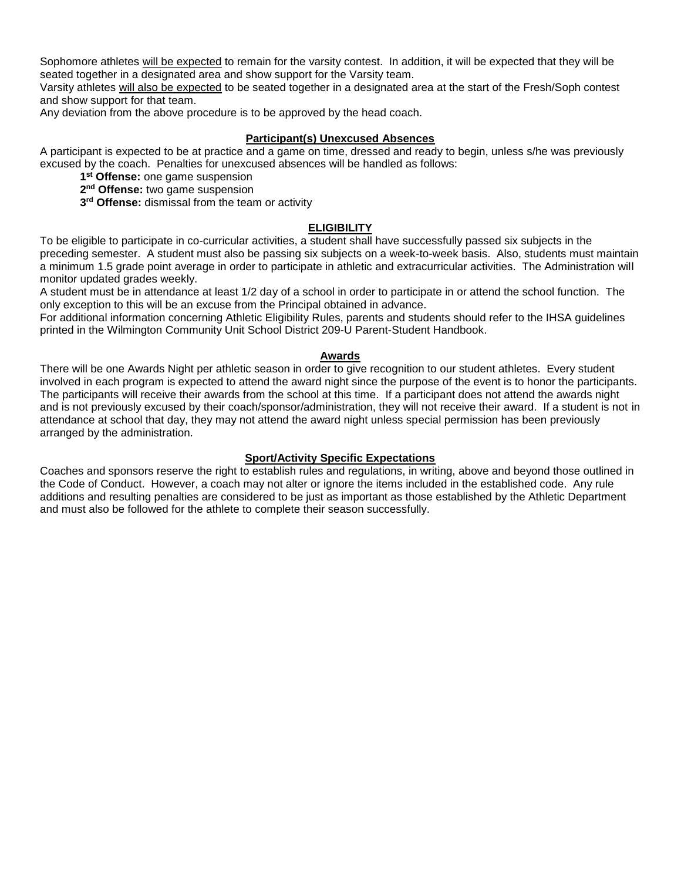Sophomore athletes <u>will be expected</u> to remain for the varsity contest. In addition, it will be expected that they will be seated together in a designated area and show support for the Varsity team.

Varsity athletes <u>will also be expected</u> to be seated together in a designated area at the start of the Fresh/Soph contest and show support for that team.

Any deviation from the above procedure is to be approved by the head coach.

## Participant(s) Unexcused Absences

A participant is expected to be at practice and a game on time, dressed and ready to begin, unless s/he was previously excused by the coach. Penalties for unexcused absences will be handled as follows:

- **1st Offense:** one game suspension
- **2nd Offense:** two game suspension
- **3rd Offense:** dismissal from the team or activity

## ELIGIBILITY

To be eligible to participate in co-curricular activities, a student shall have successfully passed six subjects in the preceding semester. A student must also be passing six subjects on a week-to-week basis. Also, students must maintain a minimum 1.5 grade point average in order to participate in athletic and extracurricular activities. The Administration will monitor updated grades weekly.

A student must be in attendance at least 1/2 day of a school in order to participate in or attend the school function. The only exception to this will be an excuse from the Principal obtained in advance.

For additional information concerning Athletic Eligibility Rules, parents and students should refer to the IHSA guidelines printed in the Wilmington Community Unit School District 209-U Parent-Student Handbook.

## Awards

There will be one Awards Night per athletic season in order to give recognition to our student athletes. Every student involved in each program is expected to attend the award night since the purpose of the event is to honor the participants. The participants will receive their awards from the school at this time. If a participant does not attend the awards night and is not previously excused by their coach/sponsor/administration, they will not receive their award. If a student is not in attendance at school that day, they may not attend the award night unless special permission has been previously arranged by the administration.

## Sport/Activity Specific Expectations

Coaches and sponsors reserve the right to establish rules and regulations, in writing, above and beyond those outlined in the Code of Conduct. However, a coach may not alter or ignore the items included in the established code. Any rule additions and resulting penalties are considered to be just as important as those established by the Athletic Department and must also be followed for the athlete to complete their season successfully.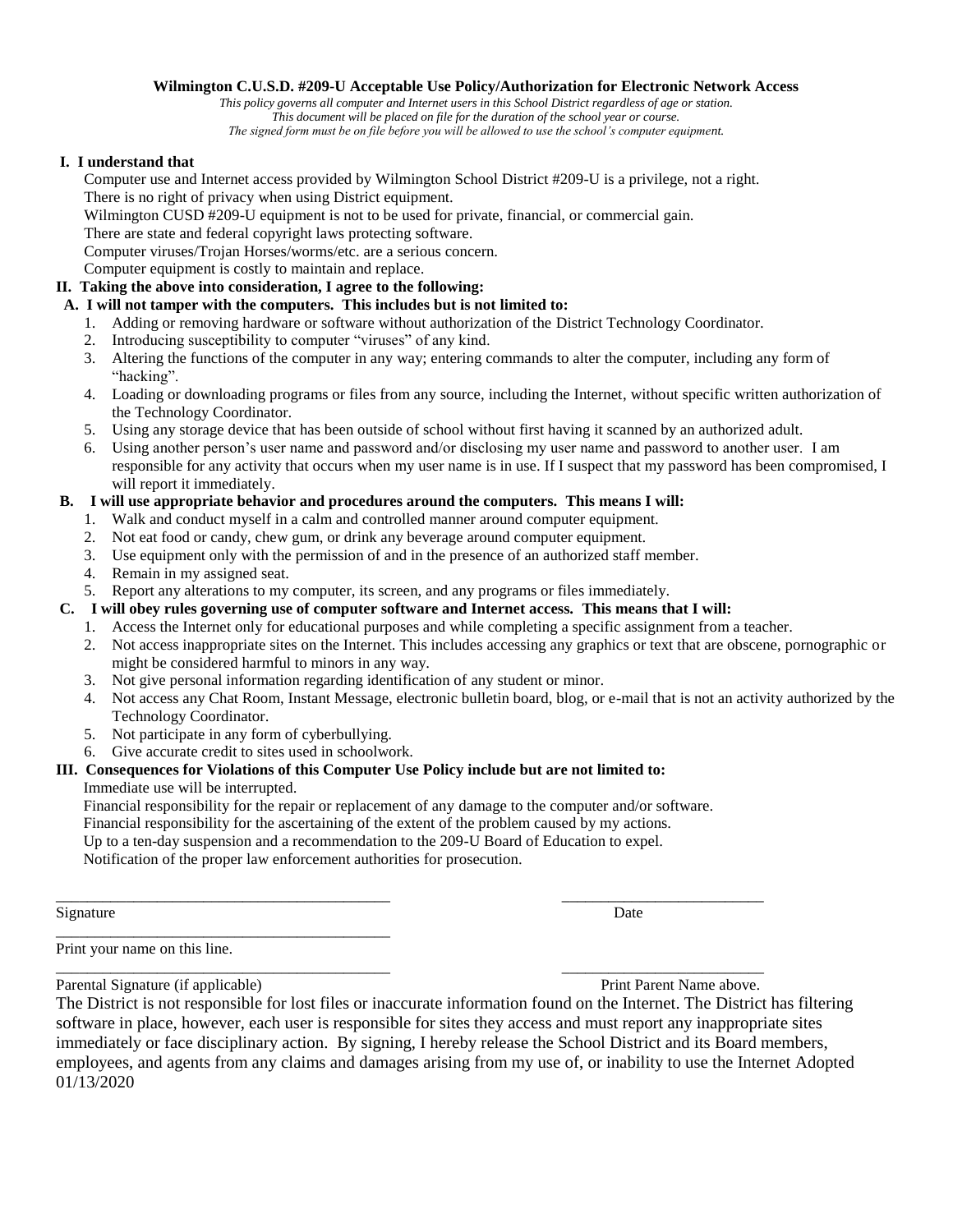**Wilmington C.U.S.D. #209-U Acceptable Use Policy/Authorization for Electronic Network Access**

*This policy governs all computer and Internet users in this School District regardless of age or station.*
*This document will be placed on file for the duration of the school year or course.*
*The signed form must be on file before you will be allowed to use the school's computer equipment.*

**I. I understand that**

Computer use and Internet access provided by Wilmington School District #209-U is a privilege, not a right.
There is no right of privacy when using District equipment.
Wilmington CUSD #209-U equipment is not to be used for private, financial, or commercial gain.
There are state and federal copyright laws protecting software.
Computer viruses/Trojan Horses/worms/etc. are a serious concern.
Computer equipment is costly to maintain and replace.

**II. Taking the above into consideration, I agree to the following:**

**A. I will not tamper with the computers. This includes but is not limited to:**

1. Adding or removing hardware or software without authorization of the District Technology Coordinator.
2. Introducing susceptibility to computer "viruses" of any kind.
3. Altering the functions of the computer in any way; entering commands to alter the computer, including any form of "hacking".
4. Loading or downloading programs or files from any source, including the Internet, without specific written authorization of the Technology Coordinator.
5. Using any storage device that has been outside of school without first having it scanned by an authorized adult.
6. Using another person's user name and password and/or disclosing my user name and password to another user. I am responsible for any activity that occurs when my user name is in use. If I suspect that my password has been compromised, I will report it immediately.

**B. I will use appropriate behavior and procedures around the computers. This means I will:**

1. Walk and conduct myself in a calm and controlled manner around computer equipment.
2. Not eat food or candy, chew gum, or drink any beverage around computer equipment.
3. Use equipment only with the permission of and in the presence of an authorized staff member.
4. Remain in my assigned seat.
5. Report any alterations to my computer, its screen, and any programs or files immediately.

**C. I will obey rules governing use of computer software and Internet access. This means that I will:**

1. Access the Internet only for educational purposes and while completing a specific assignment from a teacher.
2. Not access inappropriate sites on the Internet. This includes accessing any graphics or text that are obscene, pornographic or might be considered harmful to minors in any way.
3. Not give personal information regarding identification of any student or minor.
4. Not access any Chat Room, Instant Message, electronic bulletin board, blog, or e-mail that is not an activity authorized by the Technology Coordinator.
5. Not participate in any form of cyberbullying.
6. Give accurate credit to sites used in schoolwork.

**III. Consequences for Violations of this Computer Use Policy include but are not limited to:**

Immediate use will be interrupted.
Financial responsibility for the repair or replacement of any damage to the computer and/or software.
Financial responsibility for the ascertaining of the extent of the problem caused by my actions.
Up to a ten-day suspension and a recommendation to the 209-U Board of Education to expel.
Notification of the proper law enforcement authorities for prosecution.

\_\_\_\_\_\_\_\_\_\_\_\_\_\_\_\_\_\_\_\_\_\_\_\_\_\_\_\_\_\_\_\_\_\_\_\_\_\_\_\_\_\_ \_\_\_\_\_\_\_\_\_\_\_\_\_\_\_\_\_\_\_\_\_\_\_\_\_\_
Signature Date

\_\_\_\_\_\_\_\_\_\_\_\_\_\_\_\_\_\_\_\_\_\_\_\_\_\_\_\_\_\_\_\_\_\_\_\_\_\_\_\_\_\_
Print your name on this line.

\_\_\_\_\_\_\_\_\_\_\_\_\_\_\_\_\_\_\_\_\_\_\_\_\_\_\_\_\_\_\_\_\_\_\_\_\_\_\_\_\_\_ \_\_\_\_\_\_\_\_\_\_\_\_\_\_\_\_\_\_\_\_\_\_\_\_\_\_
Parental Signature (if applicable) Print Parent Name above.

The District is not responsible for lost files or inaccurate information found on the Internet. The District has filtering software in place, however, each user is responsible for sites they access and must report any inappropriate sites immediately or face disciplinary action. By signing, I hereby release the School District and its Board members, employees, and agents from any claims and damages arising from my use of, or inability to use the Internet Adopted 01/13/2020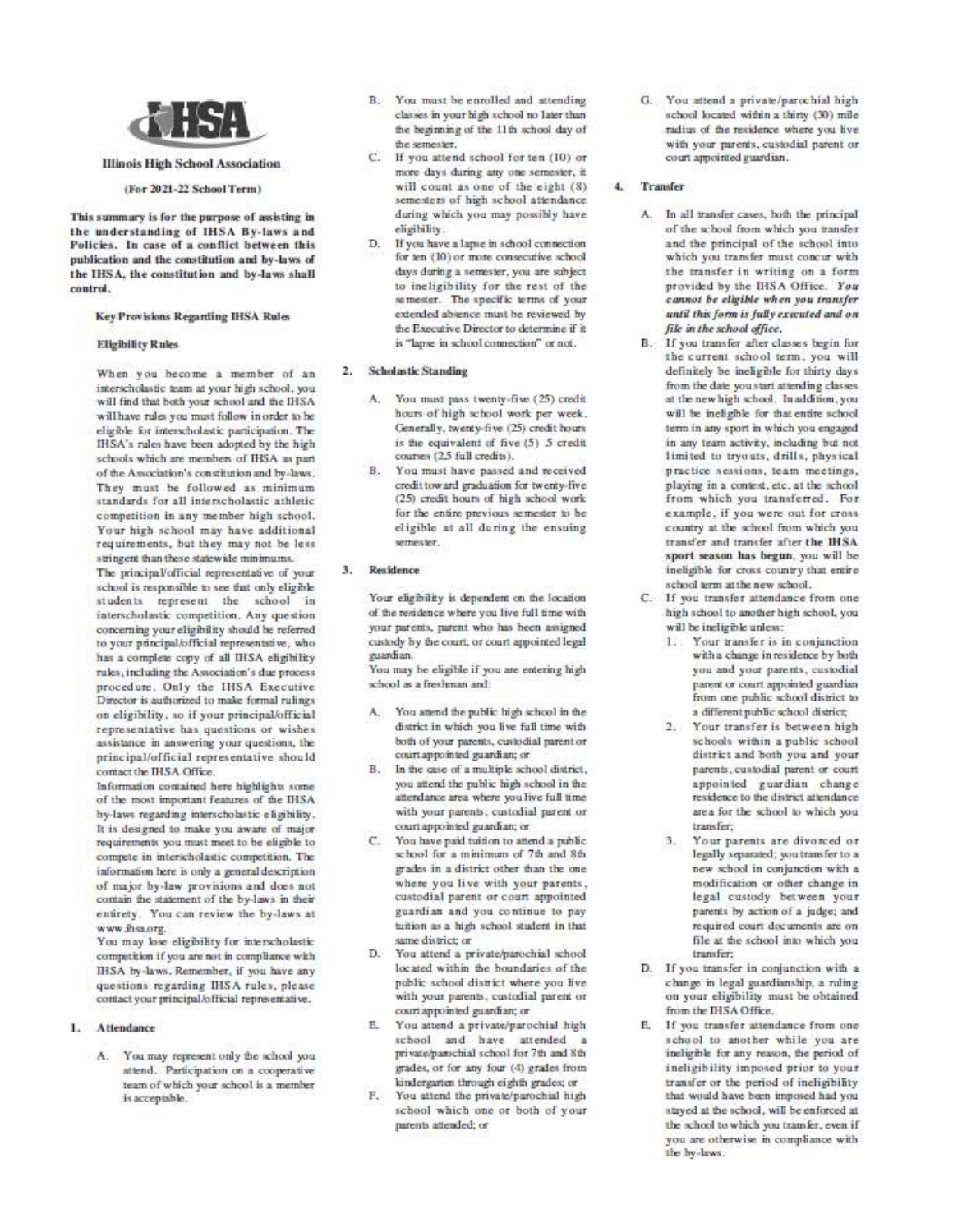**Illinois High School Association**

**(For 2021-22 School Term)**

**This summary is for the purpose of assisting in the understanding of IHSA By-laws and Policies. In case of a conflict between this publication and the constitution and by-laws of the IHSA, the constitution and by-laws shall control.**

### Key Provisions Regarding IHSA Rules

#### Eligibility Rules

When you become a member of an interscholastic team at your high school, you will find that both your school and the IHSA will have rules you must follow in order to be eligible for interscholastic participation. The IHSA's rules have been adopted by the high schools which are members of IHSA as part of the Association's constitution and by-laws. They must be followed as minimum standards for all interscholastic athletic competition in any member high school. Your high school may have additional requirements, but they may not be less stringent than these statewide minimums.

The principal/official representative of your school is responsible to see that only eligible students represent the school in interscholastic competition. Any question concerning your eligibility should be referred to your principal/official representative, who has a complete copy of all IHSA eligibility rules, including the Association's due process procedure. Only the IHSA Executive Director is authorized to make formal rulings on eligibility, so if your principal/official representative has questions or wishes assistance in answering your questions, the principal/official representative should contact the IHSA Office.

Information contained here highlights some of the most important features of the IHSA by-laws regarding interscholastic eligibility. It is designed to make you aware of major requirements you must meet to be eligible to compete in interscholastic competition. The information here is only a general description of major by-law provisions and does not contain the statement of the by-laws in their entirety. You can review the by-laws at www.ihsa.org.

You may lose eligibility for interscholastic competition if you are not in compliance with IHSA by-laws. Remember, if you have any questions regarding IHSA rules, please contact your principal/official representative.

#### 1. Attendance

A. You may represent only the school you attend. Participation on a cooperative team of which your school is a member is acceptable.

B. You must be enrolled and attending classes in your high school no later than the beginning of the 11th school day of the semester.

C. If you attend school for ten (10) or more days during any one semester, it will count as one of the eight (8) semesters of high school attendance during which you may possibly have eligibility.

D. If you have a lapse in school connection for ten (10) or more consecutive school days during a semester, you are subject to ineligibility for the rest of the semester. The specific terms of your extended absence must be reviewed by the Executive Director to determine if it is "lapse in school connection" or not.

#### 2. Scholastic Standing

A. You must pass twenty-five (25) credit hours of high school work per week. Generally, twenty-five (25) credit hours is the equivalent of five (5) .5 credit courses (2.5 full credits).

B. You must have passed and received credit toward graduation for twenty-five (25) credit hours of high school work for the entire previous semester to be eligible at all during the ensuing semester.

#### 3. Residence

Your eligibility is dependent on the location of the residence where you live full time with your parents, parent who has been assigned custody by the court, or court appointed legal guardian.

You may be eligible if you are entering high school as a freshman and:

A. You attend the public high school in the district in which you live full time with both of your parents, custodial parent or court appointed guardian; or

B. In the case of a multiple school district, you attend the public high school in the attendance area where you live full time with your parents, custodial parent or court appointed guardian; or

C. You have paid tuition to attend a public school for a minimum of 7th and 8th grades in a district other than the one where you live with your parents, custodial parent or court appointed guardian and you continue to pay tuition as a high school student in that same district; or

D. You attend a private/parochial school located within the boundaries of the public school district where you live with your parents, custodial parent or court appointed guardian; or

E. You attend a private/parochial high school and have attended a private/parochial school for 7th and 8th grades, or for any four (4) grades from kindergarten through eighth grade; or

F. You attend the private/parochial high school which one or both of your parents attended; or

G. You attend a private/parochial high school located within a thirty (30) mile radius of the residence where you live with your parents, custodial parent or court appointed guardian.

#### 4. Transfer

A. In all transfer cases, both the principal of the school from which you transfer and the principal of the school into which you transfer must concur with the transfer in writing on a form provided by the IHSA Office. ***You cannot be eligible when you transfer until this form is fully executed and on file in the school office.***

B. If you transfer after classes begin for the current school term, you will definitely be ineligible for thirty days from the date you start attending classes at the new high school. In addition, you will be ineligible for that entire school term in any sport in which you engaged in any team activity, including but not limited to tryouts, drills, physical practice sessions, team meetings, playing in a contest, etc. at the school from which you transferred. For example, if you were out for cross country at the school from which you transfer and transfer after **the IHSA sport season has begun**, you will be ineligible for cross country that entire school term at the new school.

C. If you transfer attendance from one high school to another high school, you will be ineligible unless:

1. Your transfer is in conjunction with a change in residence by both you and your parents, custodial parent or court appointed guardian from one public school district to a different public school district;
2. Your transfer is between high schools within a public school district and both you and your parents, custodial parent or court appointed guardian change residence to the district attendance area for the school to which you transfer;
3. Your parents are divorced or legally separated; you transfer to a new school in conjunction with a modification or other change in legal custody between your parents by action of a judge; and required court documents are on file at the school into which you transfer;

D. If you transfer in conjunction with a change in legal guardianship, a ruling on your eligibility must be obtained from the IHSA Office.

E. If you transfer attendance from one school to another while you are ineligible for any reason, the period of ineligibility imposed prior to your transfer or the period of ineligibility that would have been imposed had you stayed at the school, will be enforced at the school to which you transfer, even if you are otherwise in compliance with the by-laws.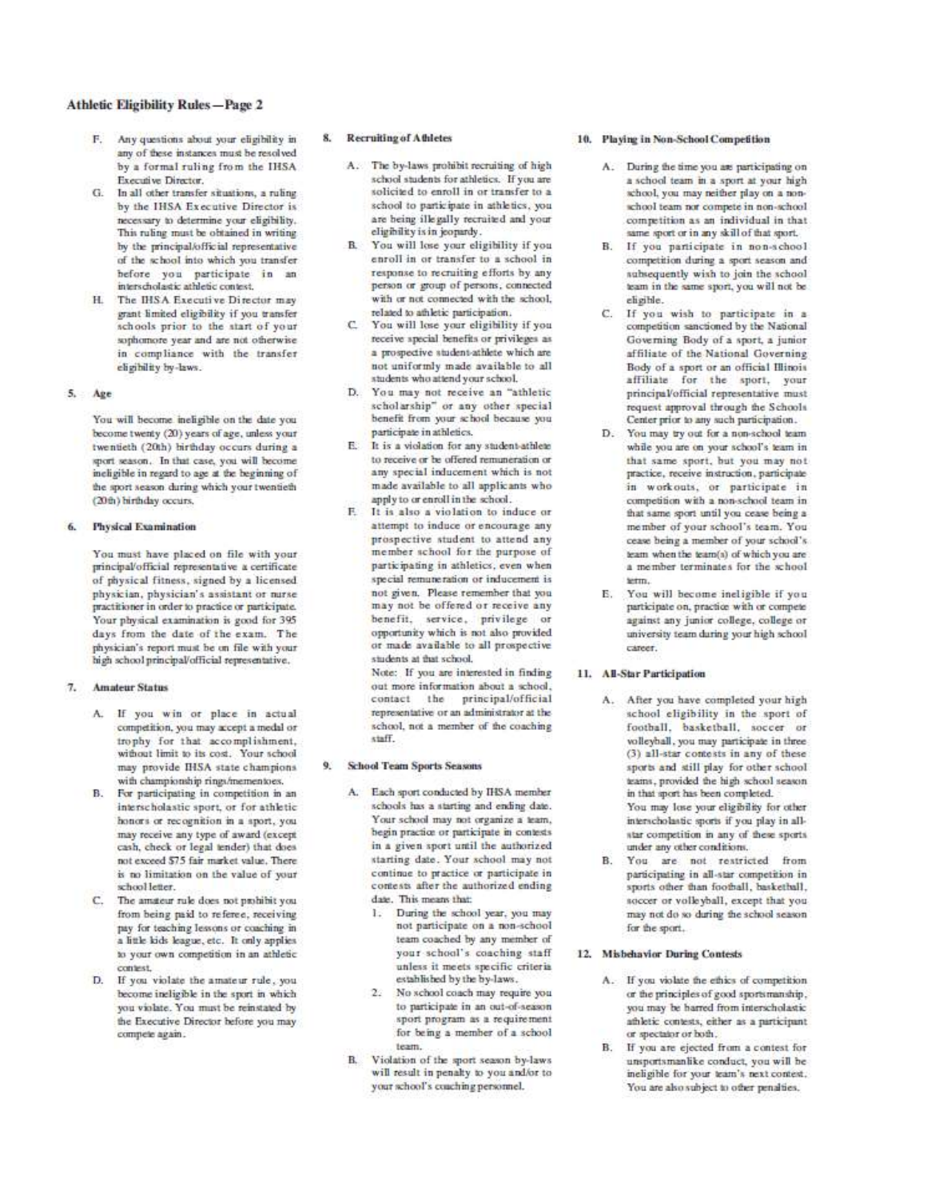## Athletic Eligibility Rules—Page 2

F. Any questions about your eligibility in any of these instances must be resolved by a formal ruling from the IHSA Executive Director.

G. In all other transfer situations, a ruling by the IHSA Executive Director is necessary to determine your eligibility. This ruling must be obtained in writing by the principal/official representative of the school into which you transfer before you participate in an interscholastic athletic contest.

H. The IHSA Executive Director may grant limited eligibility if you transfer schools prior to the start of your sophomore year and are not otherwise in compliance with the transfer eligibility by-laws.

### 5. Age

You will become ineligible on the date you become twenty (20) years of age, unless your twentieth (20th) birthday occurs during a sport season. In that case, you will become ineligible in regard to age at the beginning of the sport season during which your twentieth (20th) birthday occurs.

### 6. Physical Examination

You must have placed on file with your principal/official representative a certificate of physical fitness, signed by a licensed physician, physician's assistant or nurse practitioner in order to practice or participate. Your physical examination is good for 395 days from the date of the exam. The physician's report must be on file with your high school principal/official representative.

### 7. Amateur Status

A. If you win or place in actual competition, you may accept a medal or trophy for that accomplishment, without limit to its cost. Your school may provide IHSA state champions with championship rings/mementoes.

B. For participating in competition in an interscholastic sport, or for athletic honors or recognition in a sport, you may receive any type of award (except cash, check or legal tender) that does not exceed $75 fair market value. There is no limitation on the value of your school letter.

C. The amateur rule does not prohibit you from being paid to referee, receiving pay for teaching lessons or coaching in a little kids league, etc. It only applies to your own competition in an athletic contest.

D. If you violate the amateur rule, you become ineligible in the sport in which you violate. You must be reinstated by the Executive Director before you may compete again.

### 8. Recruiting of Athletes

A. The by-laws prohibit recruiting of high school students for athletics. If you are solicited to enroll in or transfer to a school to participate in athletics, you are being illegally recruited and your eligibility is in jeopardy.

B. You will lose your eligibility if you enroll in or transfer to a school in response to recruiting efforts by any person or group of persons, connected with or not connected with the school, related to athletic participation.

C. You will lose your eligibility if you receive special benefits or privileges as a prospective student-athlete which are not uniformly made available to all students who attend your school.

D. You may not receive an "athletic scholarship" or any other special benefit from your school because you participate in athletics.

E. It is a violation for any student-athlete to receive or be offered remuneration or any special inducement which is not made available to all applicants who apply to or enroll in the school.

F. It is also a violation to induce or attempt to induce or encourage any prospective student to attend any member school for the purpose of participating in athletics, even when special remuneration or inducement is not given. Please remember that you may not be offered or receive any benefit, service, privilege or opportunity which is not also provided or made available to all prospective students at that school.

Note: If you are interested in finding out more information about a school, contact the principal/official representative or an administrator at the school, not a member of the coaching staff.

### 9. School Team Sports Seasons

A. Each sport conducted by IHSA member schools has a starting and ending date. Your school may not organize a team, begin practice or participate in contests in a given sport until the authorized starting date. Your school may not continue to practice or participate in contests after the authorized ending date. This means that:

1. During the school year, you may not participate on a non-school team coached by any member of your school's coaching staff unless it meets specific criteria established by the by-laws.
2. No school coach may require you to participate in an out-of-season sport program as a requirement for being a member of a school team.

B. Violation of the sport season by-laws will result in penalty to you and/or to your school's coaching personnel.

### 10. Playing in Non-School Competition

A. During the time you are participating on a school team in a sport at your high school, you may neither play on a non-school team nor compete in non-school competition as an individual in that same sport or in any skill of that sport.

B. If you participate in non-school competition during a sport season and subsequently wish to join the school team in the same sport, you will not be eligible.

C. If you wish to participate in a competition sanctioned by the National Governing Body of a sport, a junior affiliate of the National Governing Body of a sport or an official Illinois affiliate for the sport, your principal/official representative must request approval through the Schools Center prior to any such participation.

D. You may try out for a non-school team while you are on your school's team in that same sport, but you may not practice, receive instruction, participate in workouts, or participate in competition with a non-school team in that same sport until you cease being a member of your school's team. You cease being a member of your school's team when the team(s) of which you are a member terminates for the school term.

E. You will become ineligible if you participate on, practice with or compete against any junior college, college or university team during your high school career.

### 11. All-Star Participation

A. After you have completed your high school eligibility in the sport of football, basketball, soccer or volleyball, you may participate in three (3) all-star contests in any of these sports and still play for other school teams, provided the high school season in that sport has been completed.

You may lose your eligibility for other interscholastic sports if you play in all-star competition in any of these sports under any other conditions.

B. You are not restricted from participating in all-star competition in sports other than football, basketball, soccer or volleyball, except that you may not do so during the school season for the sport.

### 12. Misbehavior During Contests

A. If you violate the ethics of competition or the principles of good sportsmanship, you may be barred from interscholastic athletic contests, either as a participant or spectator or both.

B. If you are ejected from a contest for unsportsmanlike conduct, you will be ineligible for your team's next contest. You are also subject to other penalties.